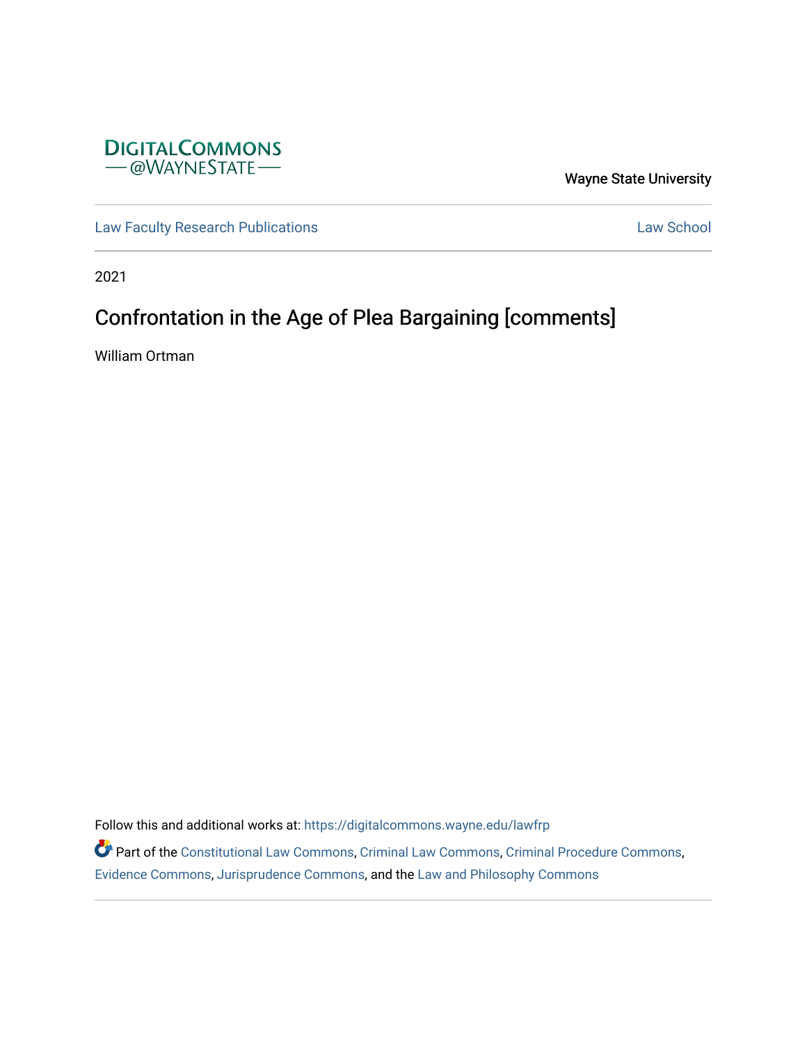DIGITALCOMMONS
— @WAYNESTATE —

Wayne State University

Law Faculty Research Publications | Law School

2021

# Confrontation in the Age of Plea Bargaining [comments]

William Ortman

Follow this and additional works at: https://digitalcommons.wayne.edu/lawfrp

Part of the Constitutional Law Commons, Criminal Law Commons, Criminal Procedure Commons, Evidence Commons, Jurisprudence Commons, and the Law and Philosophy Commons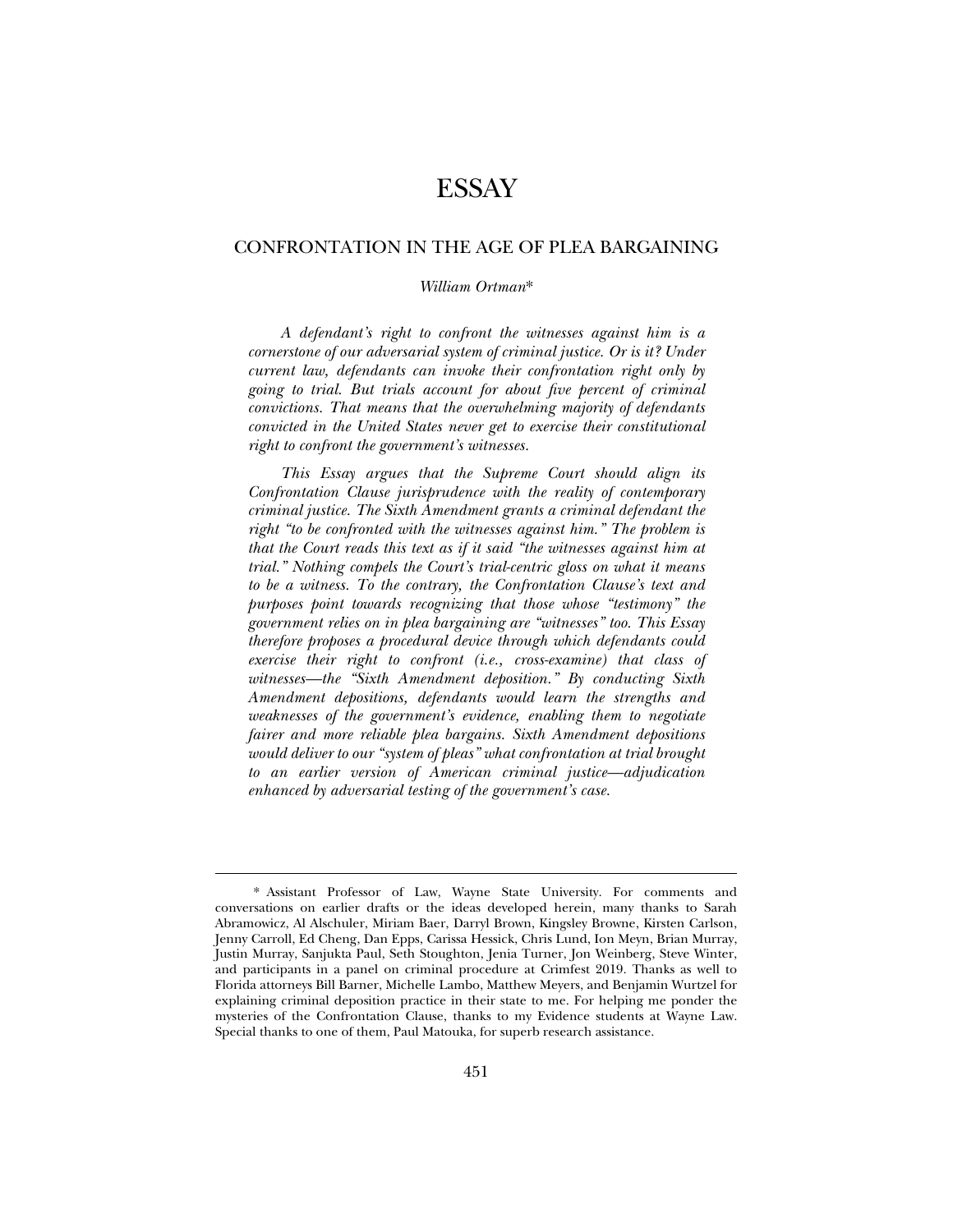# ESSAY

## CONFRONTATION IN THE AGE OF PLEA BARGAINING

*William Ortman*\*

*A defendant's right to confront the witnesses against him is a cornerstone of our adversarial system of criminal justice. Or is it? Under current law, defendants can invoke their confrontation right only by going to trial. But trials account for about five percent of criminal convictions. That means that the overwhelming majority of defendants convicted in the United States never get to exercise their constitutional right to confront the government's witnesses.*

*This Essay argues that the Supreme Court should align its Confrontation Clause jurisprudence with the reality of contemporary criminal justice. The Sixth Amendment grants a criminal defendant the right "to be confronted with the witnesses against him." The problem is that the Court reads this text as if it said "the witnesses against him at trial." Nothing compels the Court's trial-centric gloss on what it means to be a witness. To the contrary, the Confrontation Clause's text and purposes point towards recognizing that those whose "testimony" the government relies on in plea bargaining are "witnesses" too. This Essay therefore proposes a procedural device through which defendants could exercise their right to confront (i.e., cross-examine) that class of witnesses—the "Sixth Amendment deposition." By conducting Sixth Amendment depositions, defendants would learn the strengths and weaknesses of the government's evidence, enabling them to negotiate fairer and more reliable plea bargains. Sixth Amendment depositions would deliver to our "system of pleas" what confrontation at trial brought to an earlier version of American criminal justice—adjudication enhanced by adversarial testing of the government's case.*

---

\* Assistant Professor of Law, Wayne State University. For comments and conversations on earlier drafts or the ideas developed herein, many thanks to Sarah Abramowicz, Al Alschuler, Miriam Baer, Darryl Brown, Kingsley Browne, Kirsten Carlson, Jenny Carroll, Ed Cheng, Dan Epps, Carissa Hessick, Chris Lund, Ion Meyn, Brian Murray, Justin Murray, Sanjukta Paul, Seth Stoughton, Jenia Turner, Jon Weinberg, Steve Winter, and participants in a panel on criminal procedure at Crimfest 2019. Thanks as well to Florida attorneys Bill Barner, Michelle Lambo, Matthew Meyers, and Benjamin Wurtzel for explaining criminal deposition practice in their state to me. For helping me ponder the mysteries of the Confrontation Clause, thanks to my Evidence students at Wayne Law. Special thanks to one of them, Paul Matouka, for superb research assistance.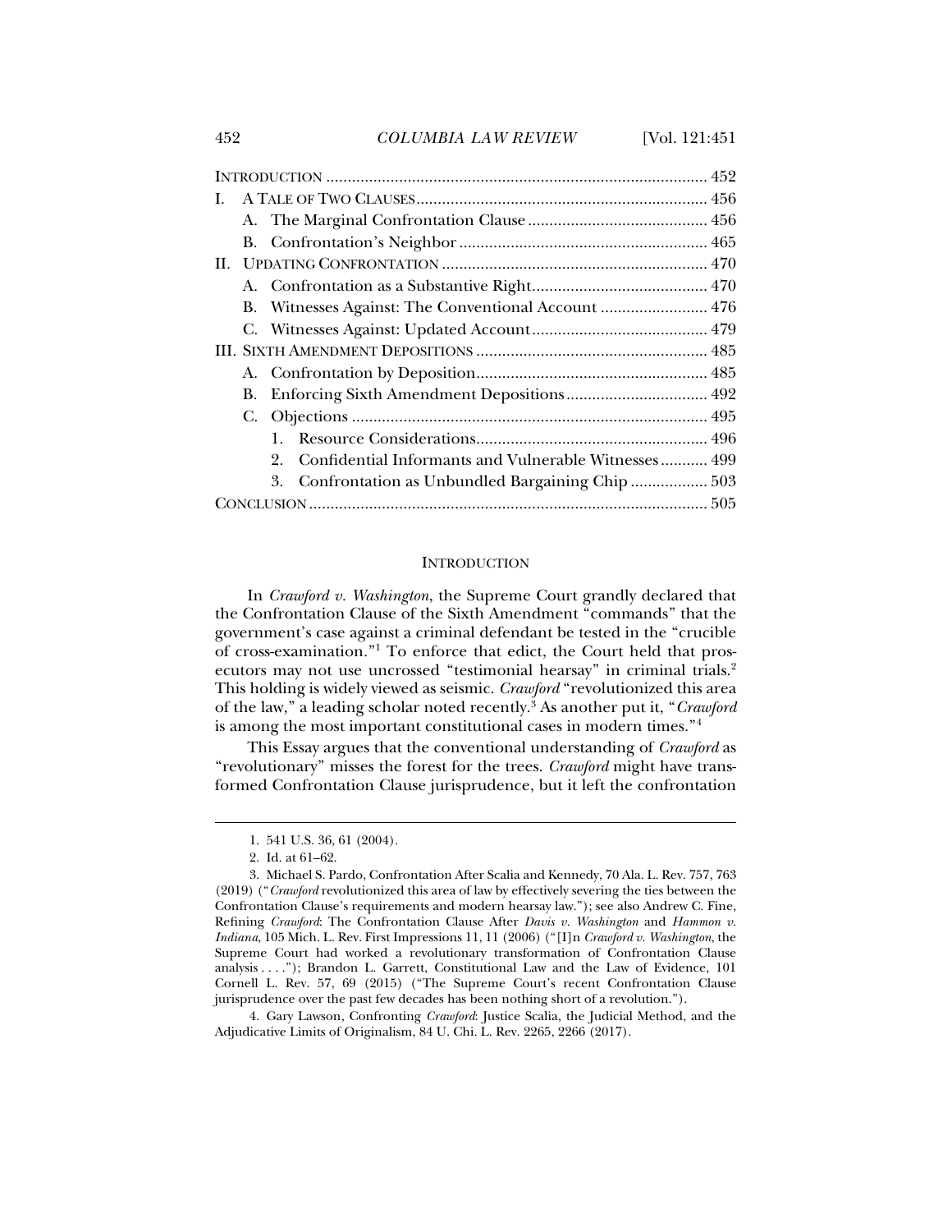| | |
|---|---|
| INTRODUCTION | 452 |
| I. A TALE OF TWO CLAUSES | 456 |
| A. The Marginal Confrontation Clause | 456 |
| B. Confrontation's Neighbor | 465 |
| II. UPDATING CONFRONTATION | 470 |
| A. Confrontation as a Substantive Right | 470 |
| B. Witnesses Against: The Conventional Account | 476 |
| C. Witnesses Against: Updated Account | 479 |
| III. SIXTH AMENDMENT DEPOSITIONS | 485 |
| A. Confrontation by Deposition | 485 |
| B. Enforcing Sixth Amendment Depositions | 492 |
| C. Objections | 495 |
| 1. Resource Considerations | 496 |
| 2. Confidential Informants and Vulnerable Witnesses | 499 |
| 3. Confrontation as Unbundled Bargaining Chip | 503 |
| CONCLUSION | 505 |

## INTRODUCTION

In *Crawford v. Washington*, the Supreme Court grandly declared that the Confrontation Clause of the Sixth Amendment "commands" that the government's case against a criminal defendant be tested in the "crucible of cross-examination."[1] To enforce that edict, the Court held that prosecutors may not use uncrossed "testimonial hearsay" in criminal trials.[2] This holding is widely viewed as seismic. *Crawford* "revolutionized this area of the law," a leading scholar noted recently.[3] As another put it, "*Crawford* is among the most important constitutional cases in modern times."[4]

This Essay argues that the conventional understanding of *Crawford* as "revolutionary" misses the forest for the trees. *Crawford* might have transformed Confrontation Clause jurisprudence, but it left the confrontation

---

1. 541 U.S. 36, 61 (2004).

2. Id. at 61–62.

3. Michael S. Pardo, Confrontation After Scalia and Kennedy, 70 Ala. L. Rev. 757, 763 (2019) ("*Crawford* revolutionized this area of law by effectively severing the ties between the Confrontation Clause's requirements and modern hearsay law."); see also Andrew C. Fine, Refining *Crawford*: The Confrontation Clause After *Davis v. Washington* and *Hammon v. Indiana*, 105 Mich. L. Rev. First Impressions 11, 11 (2006) ("[I]n *Crawford v. Washington*, the Supreme Court had worked a revolutionary transformation of Confrontation Clause analysis . . . ."); Brandon L. Garrett, Constitutional Law and the Law of Evidence, 101 Cornell L. Rev. 57, 69 (2015) ("The Supreme Court's recent Confrontation Clause jurisprudence over the past few decades has been nothing short of a revolution.").

4. Gary Lawson, Confronting *Crawford*: Justice Scalia, the Judicial Method, and the Adjudicative Limits of Originalism, 84 U. Chi. L. Rev. 2265, 2266 (2017).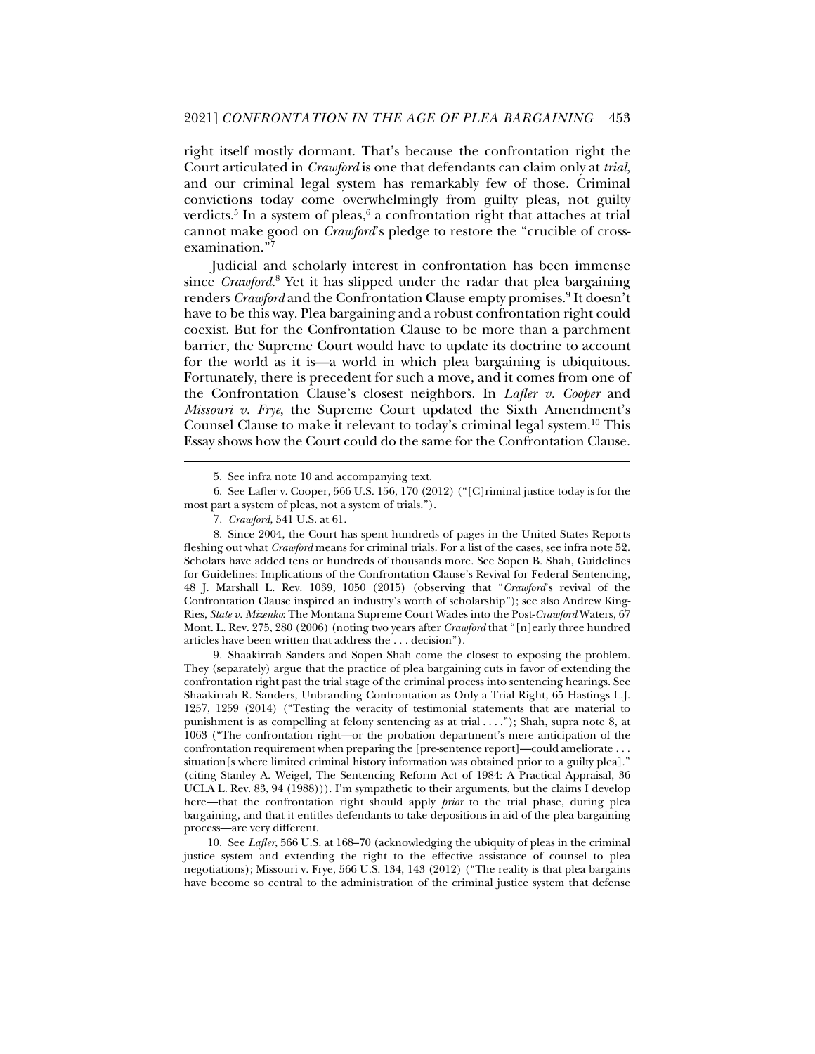right itself mostly dormant. That's because the confrontation right the Court articulated in *Crawford* is one that defendants can claim only at *trial*, and our criminal legal system has remarkably few of those. Criminal convictions today come overwhelmingly from guilty pleas, not guilty verdicts.[5] In a system of pleas,[6] a confrontation right that attaches at trial cannot make good on *Crawford*'s pledge to restore the "crucible of cross-examination."[7]

Judicial and scholarly interest in confrontation has been immense since *Crawford*.[8] Yet it has slipped under the radar that plea bargaining renders *Crawford* and the Confrontation Clause empty promises.[9] It doesn't have to be this way. Plea bargaining and a robust confrontation right could coexist. But for the Confrontation Clause to be more than a parchment barrier, the Supreme Court would have to update its doctrine to account for the world as it is—a world in which plea bargaining is ubiquitous. Fortunately, there is precedent for such a move, and it comes from one of the Confrontation Clause's closest neighbors. In *Lafler v. Cooper* and *Missouri v. Frye*, the Supreme Court updated the Sixth Amendment's Counsel Clause to make it relevant to today's criminal legal system.[10] This Essay shows how the Court could do the same for the Confrontation Clause.

---

5. See infra note 10 and accompanying text.

6. See Lafler v. Cooper, 566 U.S. 156, 170 (2012) ("[C]riminal justice today is for the most part a system of pleas, not a system of trials.").

7. *Crawford*, 541 U.S. at 61.

8. Since 2004, the Court has spent hundreds of pages in the United States Reports fleshing out what *Crawford* means for criminal trials. For a list of the cases, see infra note 52. Scholars have added tens or hundreds of thousands more. See Sopen B. Shah, Guidelines for Guidelines: Implications of the Confrontation Clause's Revival for Federal Sentencing, 48 J. Marshall L. Rev. 1039, 1050 (2015) (observing that "*Crawford*'s revival of the Confrontation Clause inspired an industry's worth of scholarship"); see also Andrew King-Ries, *State v. Mizenko*: The Montana Supreme Court Wades into the Post-*Crawford* Waters, 67 Mont. L. Rev. 275, 280 (2006) (noting two years after *Crawford* that "[n]early three hundred articles have been written that address the . . . decision").

9. Shaakirrah Sanders and Sopen Shah come the closest to exposing the problem. They (separately) argue that the practice of plea bargaining cuts in favor of extending the confrontation right past the trial stage of the criminal process into sentencing hearings. See Shaakirrah R. Sanders, Unbranding Confrontation as Only a Trial Right, 65 Hastings L.J. 1257, 1259 (2014) ("Testing the veracity of testimonial statements that are material to punishment is as compelling at felony sentencing as at trial . . . ."); Shah, supra note 8, at 1063 ("The confrontation right—or the probation department's mere anticipation of the confrontation requirement when preparing the [pre-sentence report]—could ameliorate . . . situation[s where limited criminal history information was obtained prior to a guilty plea]." (citing Stanley A. Weigel, The Sentencing Reform Act of 1984: A Practical Appraisal, 36 UCLA L. Rev. 83, 94 (1988))). I'm sympathetic to their arguments, but the claims I develop here—that the confrontation right should apply *prior* to the trial phase, during plea bargaining, and that it entitles defendants to take depositions in aid of the plea bargaining process—are very different.

10. See *Lafler*, 566 U.S. at 168–70 (acknowledging the ubiquity of pleas in the criminal justice system and extending the right to the effective assistance of counsel to plea negotiations); Missouri v. Frye, 566 U.S. 134, 143 (2012) ("The reality is that plea bargains have become so central to the administration of the criminal justice system that defense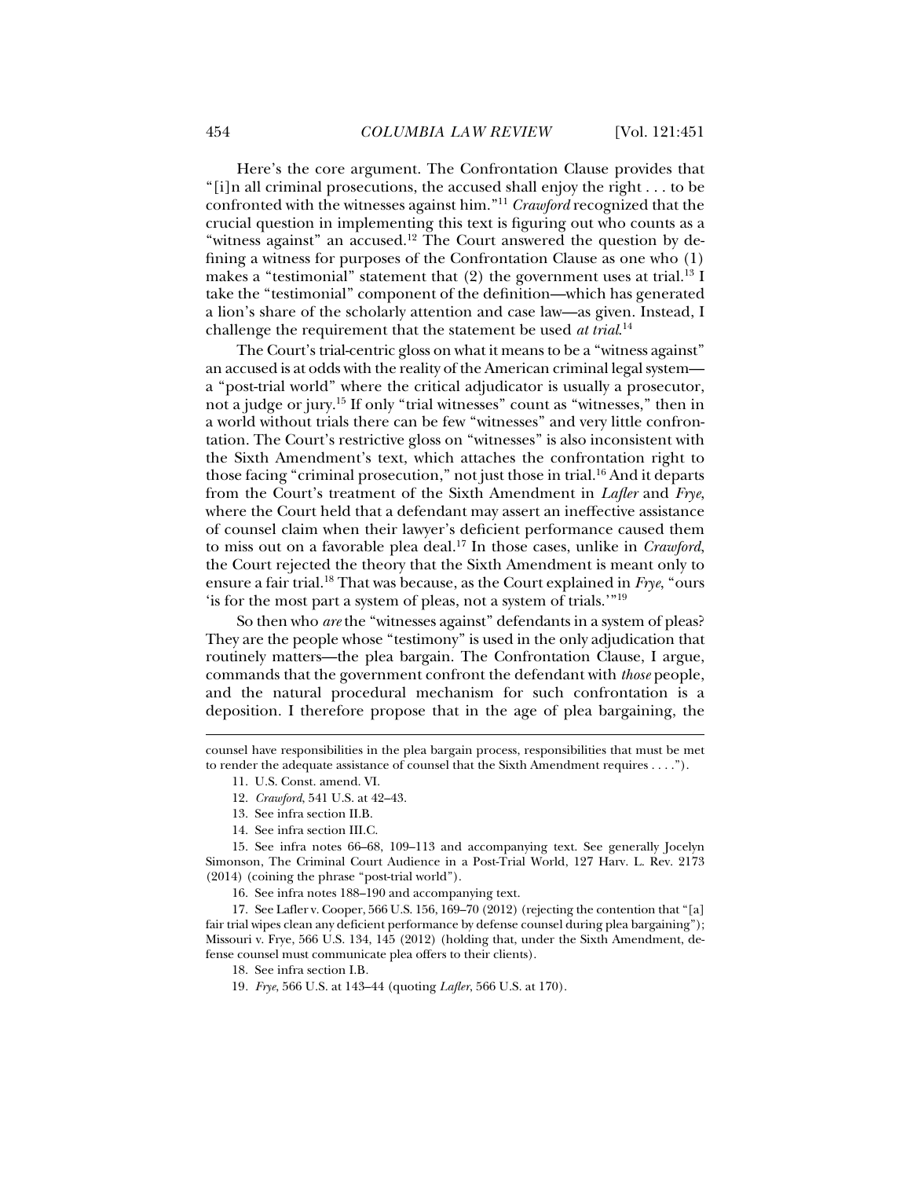Here's the core argument. The Confrontation Clause provides that "[i]n all criminal prosecutions, the accused shall enjoy the right . . . to be confronted with the witnesses against him."[11] *Crawford* recognized that the crucial question in implementing this text is figuring out who counts as a "witness against" an accused.[12] The Court answered the question by defining a witness for purposes of the Confrontation Clause as one who (1) makes a "testimonial" statement that (2) the government uses at trial.[13] I take the "testimonial" component of the definition—which has generated a lion's share of the scholarly attention and case law—as given. Instead, I challenge the requirement that the statement be used *at trial*.[14]

The Court's trial-centric gloss on what it means to be a "witness against" an accused is at odds with the reality of the American criminal legal system—a "post-trial world" where the critical adjudicator is usually a prosecutor, not a judge or jury.[15] If only "trial witnesses" count as "witnesses," then in a world without trials there can be few "witnesses" and very little confrontation. The Court's restrictive gloss on "witnesses" is also inconsistent with the Sixth Amendment's text, which attaches the confrontation right to those facing "criminal prosecution," not just those in trial.[16] And it departs from the Court's treatment of the Sixth Amendment in *Lafler* and *Frye*, where the Court held that a defendant may assert an ineffective assistance of counsel claim when their lawyer's deficient performance caused them to miss out on a favorable plea deal.[17] In those cases, unlike in *Crawford*, the Court rejected the theory that the Sixth Amendment is meant only to ensure a fair trial.[18] That was because, as the Court explained in *Frye*, "ours 'is for the most part a system of pleas, not a system of trials.'"[19]

So then who *are* the "witnesses against" defendants in a system of pleas? They are the people whose "testimony" is used in the only adjudication that routinely matters—the plea bargain. The Confrontation Clause, I argue, commands that the government confront the defendant with *those* people, and the natural procedural mechanism for such confrontation is a deposition. I therefore propose that in the age of plea bargaining, the

---

counsel have responsibilities in the plea bargain process, responsibilities that must be met to render the adequate assistance of counsel that the Sixth Amendment requires . . . .").

11. U.S. Const. amend. VI.

12. *Crawford*, 541 U.S. at 42–43.

13. See infra section II.B.

14. See infra section III.C.

15. See infra notes 66–68, 109–113 and accompanying text. See generally Jocelyn Simonson, The Criminal Court Audience in a Post-Trial World, 127 Harv. L. Rev. 2173 (2014) (coining the phrase "post-trial world").

16. See infra notes 188–190 and accompanying text.

17. See Lafler v. Cooper, 566 U.S. 156, 169–70 (2012) (rejecting the contention that "[a] fair trial wipes clean any deficient performance by defense counsel during plea bargaining"); Missouri v. Frye, 566 U.S. 134, 145 (2012) (holding that, under the Sixth Amendment, defense counsel must communicate plea offers to their clients).

18. See infra section I.B.

19. *Frye*, 566 U.S. at 143–44 (quoting *Lafler*, 566 U.S. at 170).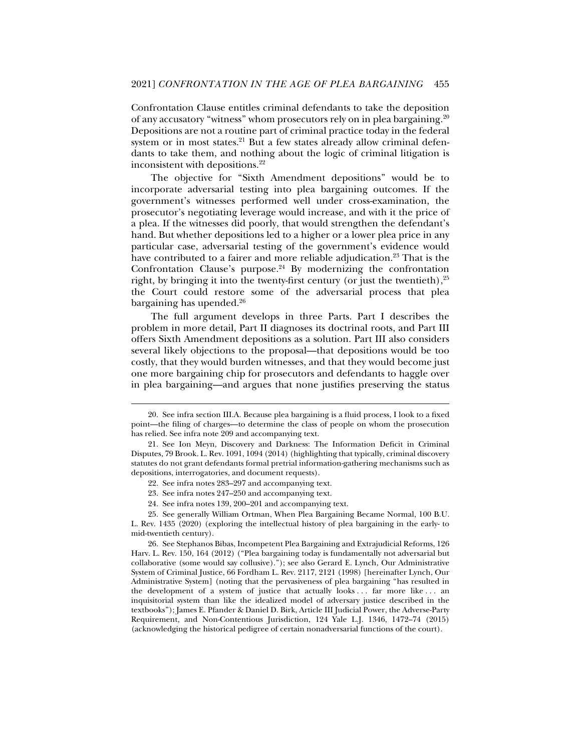Confrontation Clause entitles criminal defendants to take the deposition of any accusatory "witness" whom prosecutors rely on in plea bargaining.[20] Depositions are not a routine part of criminal practice today in the federal system or in most states.[21] But a few states already allow criminal defendants to take them, and nothing about the logic of criminal litigation is inconsistent with depositions.[22]

The objective for "Sixth Amendment depositions" would be to incorporate adversarial testing into plea bargaining outcomes. If the government's witnesses performed well under cross-examination, the prosecutor's negotiating leverage would increase, and with it the price of a plea. If the witnesses did poorly, that would strengthen the defendant's hand. But whether depositions led to a higher or a lower plea price in any particular case, adversarial testing of the government's evidence would have contributed to a fairer and more reliable adjudication.[23] That is the Confrontation Clause's purpose.[24] By modernizing the confrontation right, by bringing it into the twenty-first century (or just the twentieth),[25] the Court could restore some of the adversarial process that plea bargaining has upended.[26]

The full argument develops in three Parts. Part I describes the problem in more detail, Part II diagnoses its doctrinal roots, and Part III offers Sixth Amendment depositions as a solution. Part III also considers several likely objections to the proposal—that depositions would be too costly, that they would burden witnesses, and that they would become just one more bargaining chip for prosecutors and defendants to haggle over in plea bargaining—and argues that none justifies preserving the status

---

20. See infra section III.A. Because plea bargaining is a fluid process, I look to a fixed point—the filing of charges—to determine the class of people on whom the prosecution has relied. See infra note 209 and accompanying text.

21. See Ion Meyn, Discovery and Darkness: The Information Deficit in Criminal Disputes, 79 Brook. L. Rev. 1091, 1094 (2014) (highlighting that typically, criminal discovery statutes do not grant defendants formal pretrial information-gathering mechanisms such as depositions, interrogatories, and document requests).

22. See infra notes 283–297 and accompanying text.

23. See infra notes 247–250 and accompanying text.

24. See infra notes 139, 200–201 and accompanying text.

25. See generally William Ortman, When Plea Bargaining Became Normal, 100 B.U. L. Rev. 1435 (2020) (exploring the intellectual history of plea bargaining in the early- to mid-twentieth century).

26. See Stephanos Bibas, Incompetent Plea Bargaining and Extrajudicial Reforms, 126 Harv. L. Rev. 150, 164 (2012) ("Plea bargaining today is fundamentally not adversarial but collaborative (some would say collusive)."); see also Gerard E. Lynch, Our Administrative System of Criminal Justice, 66 Fordham L. Rev. 2117, 2121 (1998) [hereinafter Lynch, Our Administrative System] (noting that the pervasiveness of plea bargaining "has resulted in the development of a system of justice that actually looks . . . far more like . . . an inquisitorial system than like the idealized model of adversary justice described in the textbooks"); James E. Pfander & Daniel D. Birk, Article III Judicial Power, the Adverse-Party Requirement, and Non-Contentious Jurisdiction, 124 Yale L.J. 1346, 1472–74 (2015) (acknowledging the historical pedigree of certain nonadversarial functions of the court).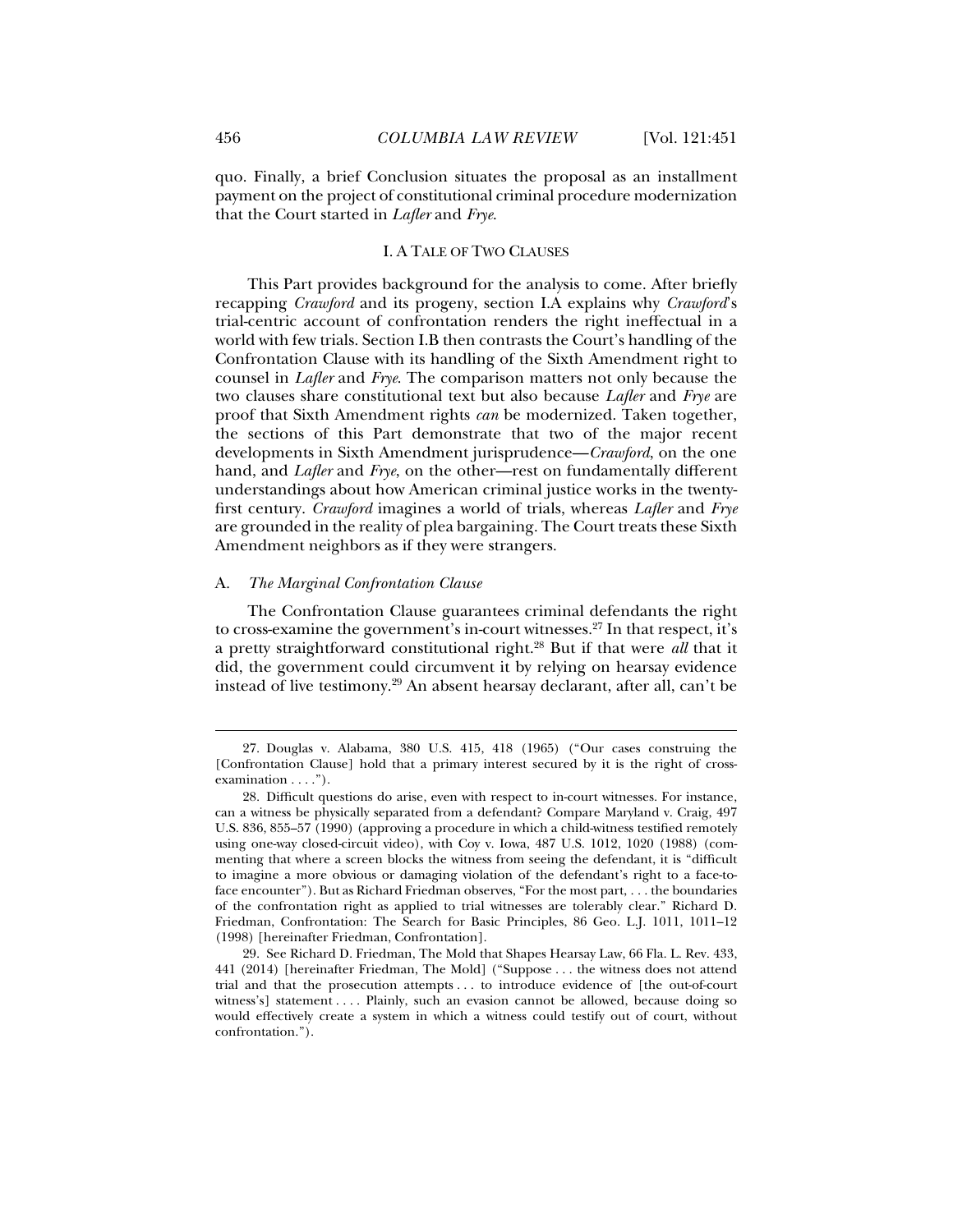quo. Finally, a brief Conclusion situates the proposal as an installment payment on the project of constitutional criminal procedure modernization that the Court started in *Lafler* and *Frye*.

## I. A TALE OF TWO CLAUSES

This Part provides background for the analysis to come. After briefly recapping *Crawford* and its progeny, section I.A explains why *Crawford*'s trial-centric account of confrontation renders the right ineffectual in a world with few trials. Section I.B then contrasts the Court's handling of the Confrontation Clause with its handling of the Sixth Amendment right to counsel in *Lafler* and *Frye*. The comparison matters not only because the two clauses share constitutional text but also because *Lafler* and *Frye* are proof that Sixth Amendment rights *can* be modernized. Taken together, the sections of this Part demonstrate that two of the major recent developments in Sixth Amendment jurisprudence—*Crawford*, on the one hand, and *Lafler* and *Frye*, on the other—rest on fundamentally different understandings about how American criminal justice works in the twenty-first century. *Crawford* imagines a world of trials, whereas *Lafler* and *Frye* are grounded in the reality of plea bargaining. The Court treats these Sixth Amendment neighbors as if they were strangers.

### A. *The Marginal Confrontation Clause*

The Confrontation Clause guarantees criminal defendants the right to cross-examine the government's in-court witnesses.[27] In that respect, it's a pretty straightforward constitutional right.[28] But if that were *all* that it did, the government could circumvent it by relying on hearsay evidence instead of live testimony.[29] An absent hearsay declarant, after all, can't be

---

27. Douglas v. Alabama, 380 U.S. 415, 418 (1965) ("Our cases construing the [Confrontation Clause] hold that a primary interest secured by it is the right of cross-examination . . . .").

28. Difficult questions do arise, even with respect to in-court witnesses. For instance, can a witness be physically separated from a defendant? Compare Maryland v. Craig, 497 U.S. 836, 855–57 (1990) (approving a procedure in which a child-witness testified remotely using one-way closed-circuit video), with Coy v. Iowa, 487 U.S. 1012, 1020 (1988) (commenting that where a screen blocks the witness from seeing the defendant, it is "difficult to imagine a more obvious or damaging violation of the defendant's right to a face-to-face encounter"). But as Richard Friedman observes, "For the most part, . . . the boundaries of the confrontation right as applied to trial witnesses are tolerably clear." Richard D. Friedman, Confrontation: The Search for Basic Principles, 86 Geo. L.J. 1011, 1011–12 (1998) [hereinafter Friedman, Confrontation].

29. See Richard D. Friedman, The Mold that Shapes Hearsay Law, 66 Fla. L. Rev. 433, 441 (2014) [hereinafter Friedman, The Mold] ("Suppose . . . the witness does not attend trial and that the prosecution attempts . . . to introduce evidence of [the out-of-court witness's] statement . . . . Plainly, such an evasion cannot be allowed, because doing so would effectively create a system in which a witness could testify out of court, without confrontation.").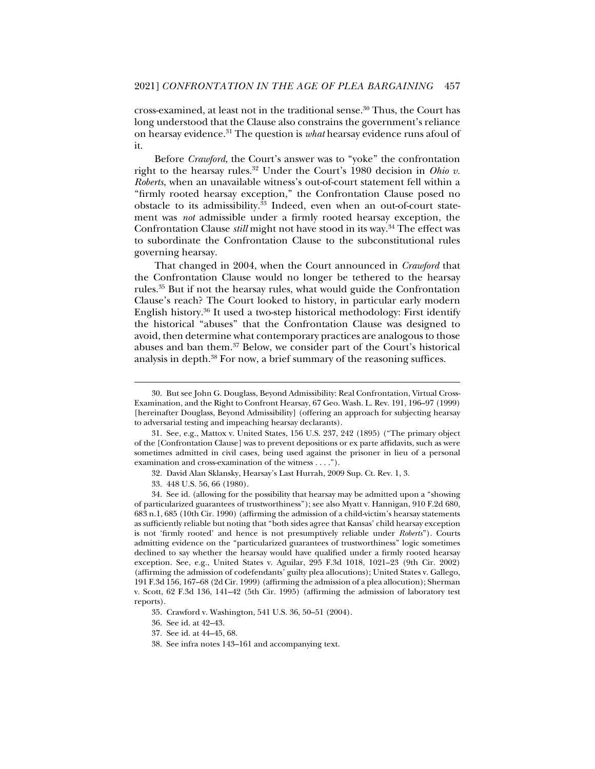cross-examined, at least not in the traditional sense.[30] Thus, the Court has long understood that the Clause also constrains the government's reliance on hearsay evidence.[31] The question is *what* hearsay evidence runs afoul of it.

Before *Crawford*, the Court's answer was to "yoke" the confrontation right to the hearsay rules.[32] Under the Court's 1980 decision in *Ohio v. Roberts*, when an unavailable witness's out-of-court statement fell within a "firmly rooted hearsay exception," the Confrontation Clause posed no obstacle to its admissibility.[33] Indeed, even when an out-of-court statement was *not* admissible under a firmly rooted hearsay exception, the Confrontation Clause *still* might not have stood in its way.[34] The effect was to subordinate the Confrontation Clause to the subconstitutional rules governing hearsay.

That changed in 2004, when the Court announced in *Crawford* that the Confrontation Clause would no longer be tethered to the hearsay rules.[35] But if not the hearsay rules, what would guide the Confrontation Clause's reach? The Court looked to history, in particular early modern English history.[36] It used a two-step historical methodology: First identify the historical "abuses" that the Confrontation Clause was designed to avoid, then determine what contemporary practices are analogous to those abuses and ban them.[37] Below, we consider part of the Court's historical analysis in depth.[38] For now, a brief summary of the reasoning suffices.

---

30. But see John G. Douglass, Beyond Admissibility: Real Confrontation, Virtual Cross-Examination, and the Right to Confront Hearsay, 67 Geo. Wash. L. Rev. 191, 196–97 (1999) [hereinafter Douglass, Beyond Admissibility] (offering an approach for subjecting hearsay to adversarial testing and impeaching hearsay declarants).

31. See, e.g., Mattox v. United States, 156 U.S. 237, 242 (1895) ("The primary object of the [Confrontation Clause] was to prevent depositions or ex parte affidavits, such as were sometimes admitted in civil cases, being used against the prisoner in lieu of a personal examination and cross-examination of the witness . . . .").

32. David Alan Sklansky, Hearsay's Last Hurrah, 2009 Sup. Ct. Rev. 1, 3.

33. 448 U.S. 56, 66 (1980).

34. See id. (allowing for the possibility that hearsay may be admitted upon a "showing of particularized guarantees of trustworthiness"); see also Myatt v. Hannigan, 910 F.2d 680, 683 n.1, 685 (10th Cir. 1990) (affirming the admission of a child-victim's hearsay statements as sufficiently reliable but noting that "both sides agree that Kansas' child hearsay exception is not 'firmly rooted' and hence is not presumptively reliable under *Roberts*"). Courts admitting evidence on the "particularized guarantees of trustworthiness" logic sometimes declined to say whether the hearsay would have qualified under a firmly rooted hearsay exception. See, e.g., United States v. Aguilar, 295 F.3d 1018, 1021–23 (9th Cir. 2002) (affirming the admission of codefendants' guilty plea allocutions); United States v. Gallego, 191 F.3d 156, 167–68 (2d Cir. 1999) (affirming the admission of a plea allocution); Sherman v. Scott, 62 F.3d 136, 141–42 (5th Cir. 1995) (affirming the admission of laboratory test reports).

35. Crawford v. Washington, 541 U.S. 36, 50–51 (2004).

36. See id. at 42–43.

37. See id. at 44–45, 68.

38. See infra notes 143–161 and accompanying text.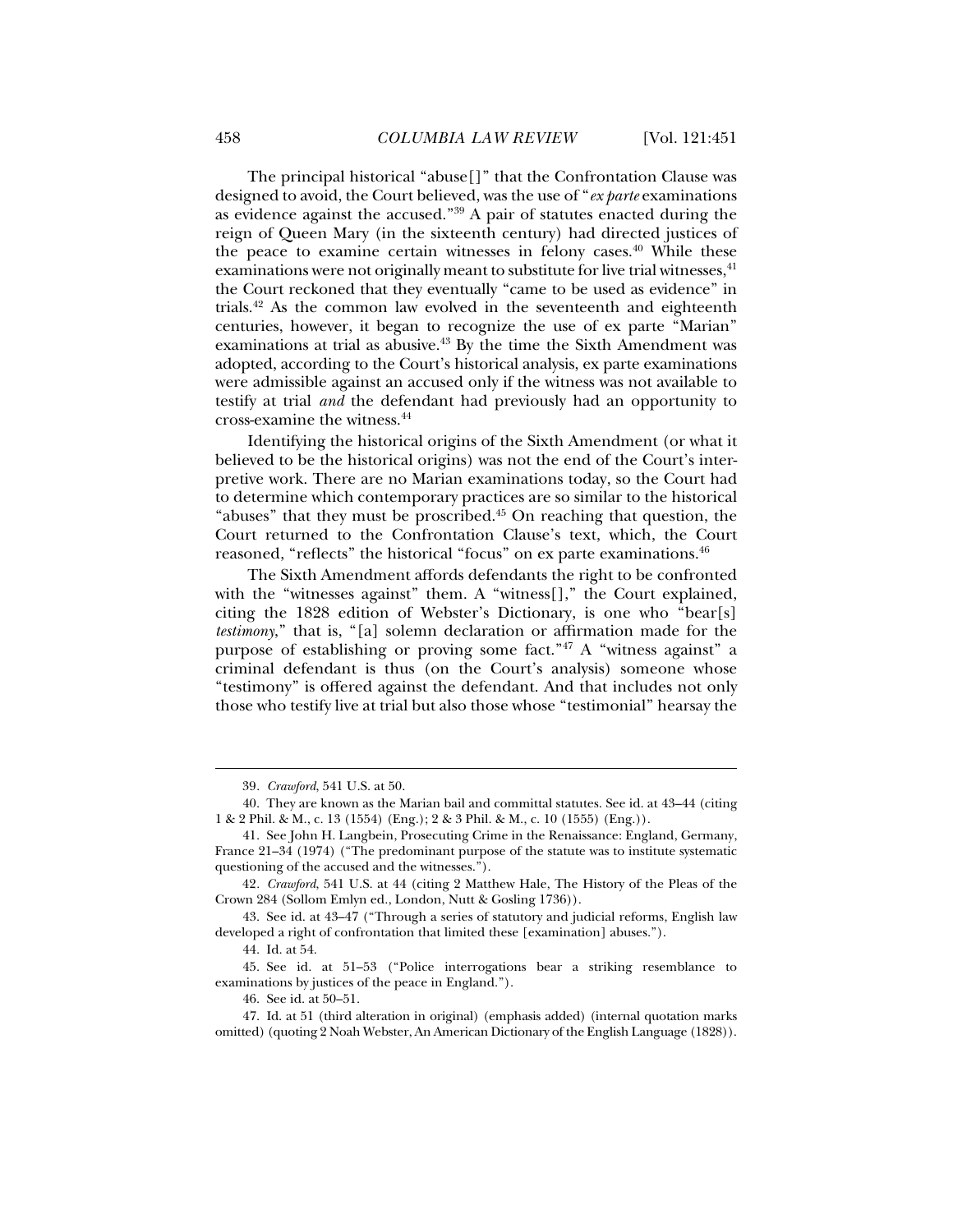The principal historical "abuse[]" that the Confrontation Clause was designed to avoid, the Court believed, was the use of "*ex parte* examinations as evidence against the accused."[39] A pair of statutes enacted during the reign of Queen Mary (in the sixteenth century) had directed justices of the peace to examine certain witnesses in felony cases.[40] While these examinations were not originally meant to substitute for live trial witnesses,[41] the Court reckoned that they eventually "came to be used as evidence" in trials.[42] As the common law evolved in the seventeenth and eighteenth centuries, however, it began to recognize the use of ex parte "Marian" examinations at trial as abusive.[43] By the time the Sixth Amendment was adopted, according to the Court's historical analysis, ex parte examinations were admissible against an accused only if the witness was not available to testify at trial *and* the defendant had previously had an opportunity to cross-examine the witness.[44]

Identifying the historical origins of the Sixth Amendment (or what it believed to be the historical origins) was not the end of the Court's interpretive work. There are no Marian examinations today, so the Court had to determine which contemporary practices are so similar to the historical "abuses" that they must be proscribed.[45] On reaching that question, the Court returned to the Confrontation Clause's text, which, the Court reasoned, "reflects" the historical "focus" on ex parte examinations.[46]

The Sixth Amendment affords defendants the right to be confronted with the "witnesses against" them. A "witness[]," the Court explained, citing the 1828 edition of Webster's Dictionary, is one who "bear[s] *testimony*," that is, "[a] solemn declaration or affirmation made for the purpose of establishing or proving some fact."[47] A "witness against" a criminal defendant is thus (on the Court's analysis) someone whose "testimony" is offered against the defendant. And that includes not only those who testify live at trial but also those whose "testimonial" hearsay the

---

39. *Crawford*, 541 U.S. at 50.

40. They are known as the Marian bail and committal statutes. See id. at 43–44 (citing 1 & 2 Phil. & M., c. 13 (1554) (Eng.); 2 & 3 Phil. & M., c. 10 (1555) (Eng.)).

41. See John H. Langbein, Prosecuting Crime in the Renaissance: England, Germany, France 21–34 (1974) ("The predominant purpose of the statute was to institute systematic questioning of the accused and the witnesses.").

42. *Crawford*, 541 U.S. at 44 (citing 2 Matthew Hale, The History of the Pleas of the Crown 284 (Sollom Emlyn ed., London, Nutt & Gosling 1736)).

43. See id. at 43–47 ("Through a series of statutory and judicial reforms, English law developed a right of confrontation that limited these [examination] abuses.").

44. Id. at 54.

45. See id. at 51–53 ("Police interrogations bear a striking resemblance to examinations by justices of the peace in England.").

46. See id. at 50–51.

47. Id. at 51 (third alteration in original) (emphasis added) (internal quotation marks omitted) (quoting 2 Noah Webster, An American Dictionary of the English Language (1828)).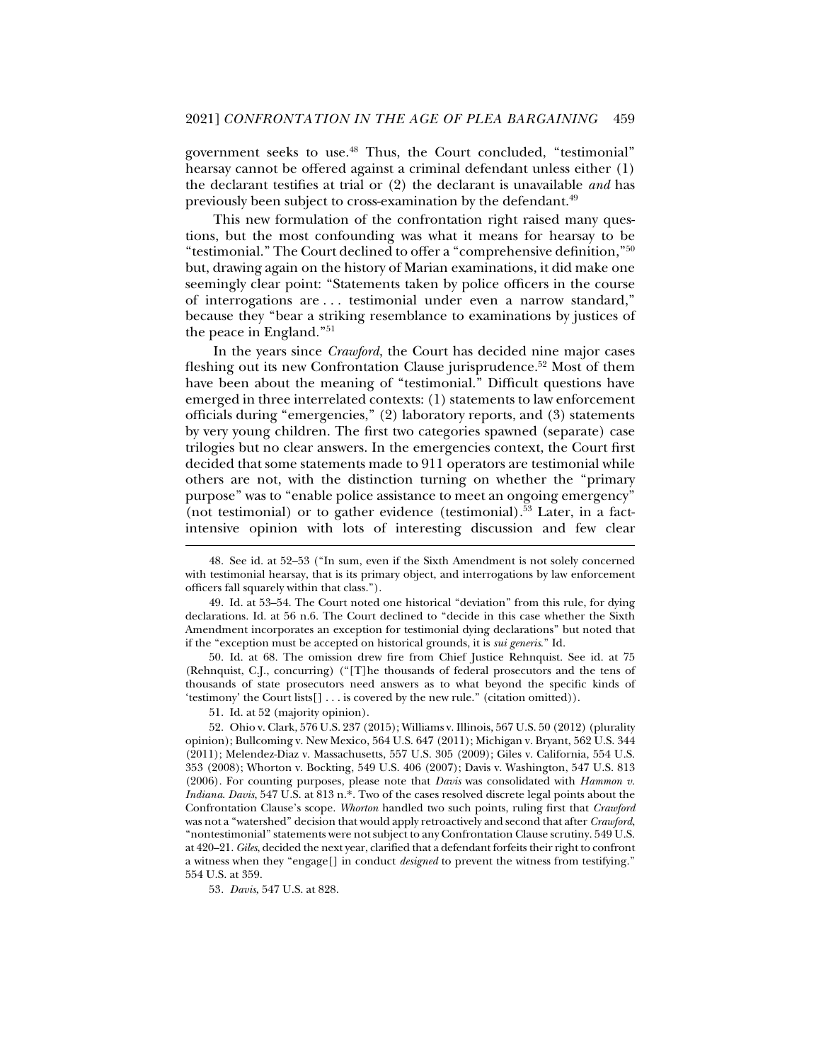government seeks to use.[48] Thus, the Court concluded, "testimonial" hearsay cannot be offered against a criminal defendant unless either (1) the declarant testifies at trial or (2) the declarant is unavailable *and* has previously been subject to cross-examination by the defendant.[49]

This new formulation of the confrontation right raised many questions, but the most confounding was what it means for hearsay to be "testimonial." The Court declined to offer a "comprehensive definition,"[50] but, drawing again on the history of Marian examinations, it did make one seemingly clear point: "Statements taken by police officers in the course of interrogations are . . . testimonial under even a narrow standard," because they "bear a striking resemblance to examinations by justices of the peace in England."[51]

In the years since *Crawford*, the Court has decided nine major cases fleshing out its new Confrontation Clause jurisprudence.[52] Most of them have been about the meaning of "testimonial." Difficult questions have emerged in three interrelated contexts: (1) statements to law enforcement officials during "emergencies," (2) laboratory reports, and (3) statements by very young children. The first two categories spawned (separate) case trilogies but no clear answers. In the emergencies context, the Court first decided that some statements made to 911 operators are testimonial while others are not, with the distinction turning on whether the "primary purpose" was to "enable police assistance to meet an ongoing emergency" (not testimonial) or to gather evidence (testimonial).[53] Later, in a fact-intensive opinion with lots of interesting discussion and few clear

---

48. See id. at 52–53 ("In sum, even if the Sixth Amendment is not solely concerned with testimonial hearsay, that is its primary object, and interrogations by law enforcement officers fall squarely within that class.").

49. Id. at 53–54. The Court noted one historical "deviation" from this rule, for dying declarations. Id. at 56 n.6. The Court declined to "decide in this case whether the Sixth Amendment incorporates an exception for testimonial dying declarations" but noted that if the "exception must be accepted on historical grounds, it is *sui generis*." Id.

50. Id. at 68. The omission drew fire from Chief Justice Rehnquist. See id. at 75 (Rehnquist, C.J., concurring) ("[T]he thousands of federal prosecutors and the tens of thousands of state prosecutors need answers as to what beyond the specific kinds of 'testimony' the Court lists[] . . . is covered by the new rule." (citation omitted)).

51. Id. at 52 (majority opinion).

52. Ohio v. Clark, 576 U.S. 237 (2015); Williams v. Illinois, 567 U.S. 50 (2012) (plurality opinion); Bullcoming v. New Mexico, 564 U.S. 647 (2011); Michigan v. Bryant, 562 U.S. 344 (2011); Melendez-Diaz v. Massachusetts, 557 U.S. 305 (2009); Giles v. California, 554 U.S. 353 (2008); Whorton v. Bockting, 549 U.S. 406 (2007); Davis v. Washington, 547 U.S. 813 (2006). For counting purposes, please note that *Davis* was consolidated with *Hammon v. Indiana*. *Davis*, 547 U.S. at 813 n.*. Two of the cases resolved discrete legal points about the Confrontation Clause's scope. *Whorton* handled two such points, ruling first that *Crawford* was not a "watershed" decision that would apply retroactively and second that after *Crawford*, "nontestimonial" statements were not subject to any Confrontation Clause scrutiny. 549 U.S. at 420–21. *Giles*, decided the next year, clarified that a defendant forfeits their right to confront a witness when they "engage[] in conduct *designed* to prevent the witness from testifying." 554 U.S. at 359.

53. *Davis*, 547 U.S. at 828.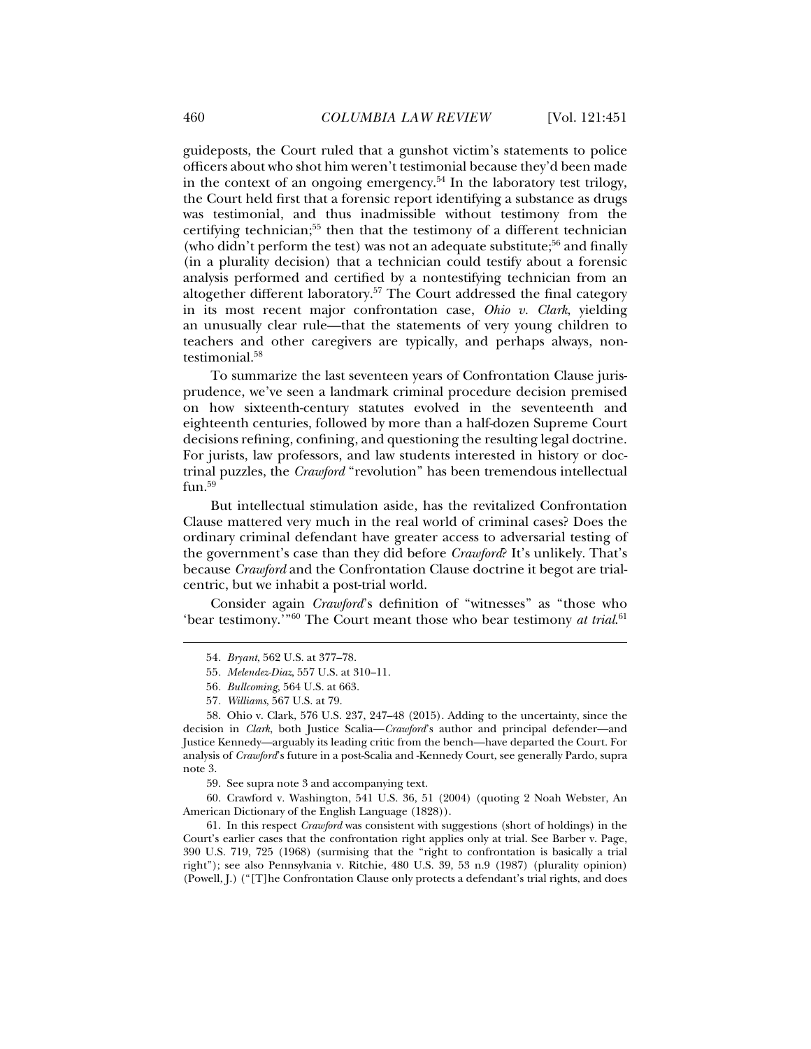guideposts, the Court ruled that a gunshot victim's statements to police officers about who shot him weren't testimonial because they'd been made in the context of an ongoing emergency.[54] In the laboratory test trilogy, the Court held first that a forensic report identifying a substance as drugs was testimonial, and thus inadmissible without testimony from the certifying technician;[55] then that the testimony of a different technician (who didn't perform the test) was not an adequate substitute;[56] and finally (in a plurality decision) that a technician could testify about a forensic analysis performed and certified by a nontestifying technician from an altogether different laboratory.[57] The Court addressed the final category in its most recent major confrontation case, *Ohio v. Clark*, yielding an unusually clear rule—that the statements of very young children to teachers and other caregivers are typically, and perhaps always, nontestimonial.[58]

To summarize the last seventeen years of Confrontation Clause jurisprudence, we've seen a landmark criminal procedure decision premised on how sixteenth-century statutes evolved in the seventeenth and eighteenth centuries, followed by more than a half-dozen Supreme Court decisions refining, confining, and questioning the resulting legal doctrine. For jurists, law professors, and law students interested in history or doctrinal puzzles, the *Crawford* "revolution" has been tremendous intellectual fun.[59]

But intellectual stimulation aside, has the revitalized Confrontation Clause mattered very much in the real world of criminal cases? Does the ordinary criminal defendant have greater access to adversarial testing of the government's case than they did before *Crawford*? It's unlikely. That's because *Crawford* and the Confrontation Clause doctrine it begot are trial-centric, but we inhabit a post-trial world.

Consider again *Crawford*'s definition of "witnesses" as "those who 'bear testimony.'"[60] The Court meant those who bear testimony *at trial*.[61]

---

54. *Bryant*, 562 U.S. at 377–78.

55. *Melendez-Diaz*, 557 U.S. at 310–11.

56. *Bullcoming*, 564 U.S. at 663.

57. *Williams*, 567 U.S. at 79.

58. Ohio v. Clark, 576 U.S. 237, 247–48 (2015). Adding to the uncertainty, since the decision in *Clark*, both Justice Scalia—*Crawford*'s author and principal defender—and Justice Kennedy—arguably its leading critic from the bench—have departed the Court. For analysis of *Crawford*'s future in a post-Scalia and -Kennedy Court, see generally Pardo, supra note 3.

59. See supra note 3 and accompanying text.

60. Crawford v. Washington, 541 U.S. 36, 51 (2004) (quoting 2 Noah Webster, An American Dictionary of the English Language (1828)).

61. In this respect *Crawford* was consistent with suggestions (short of holdings) in the Court's earlier cases that the confrontation right applies only at trial. See Barber v. Page, 390 U.S. 719, 725 (1968) (surmising that the "right to confrontation is basically a trial right"); see also Pennsylvania v. Ritchie, 480 U.S. 39, 53 n.9 (1987) (plurality opinion) (Powell, J.) ("[T]he Confrontation Clause only protects a defendant's trial rights, and does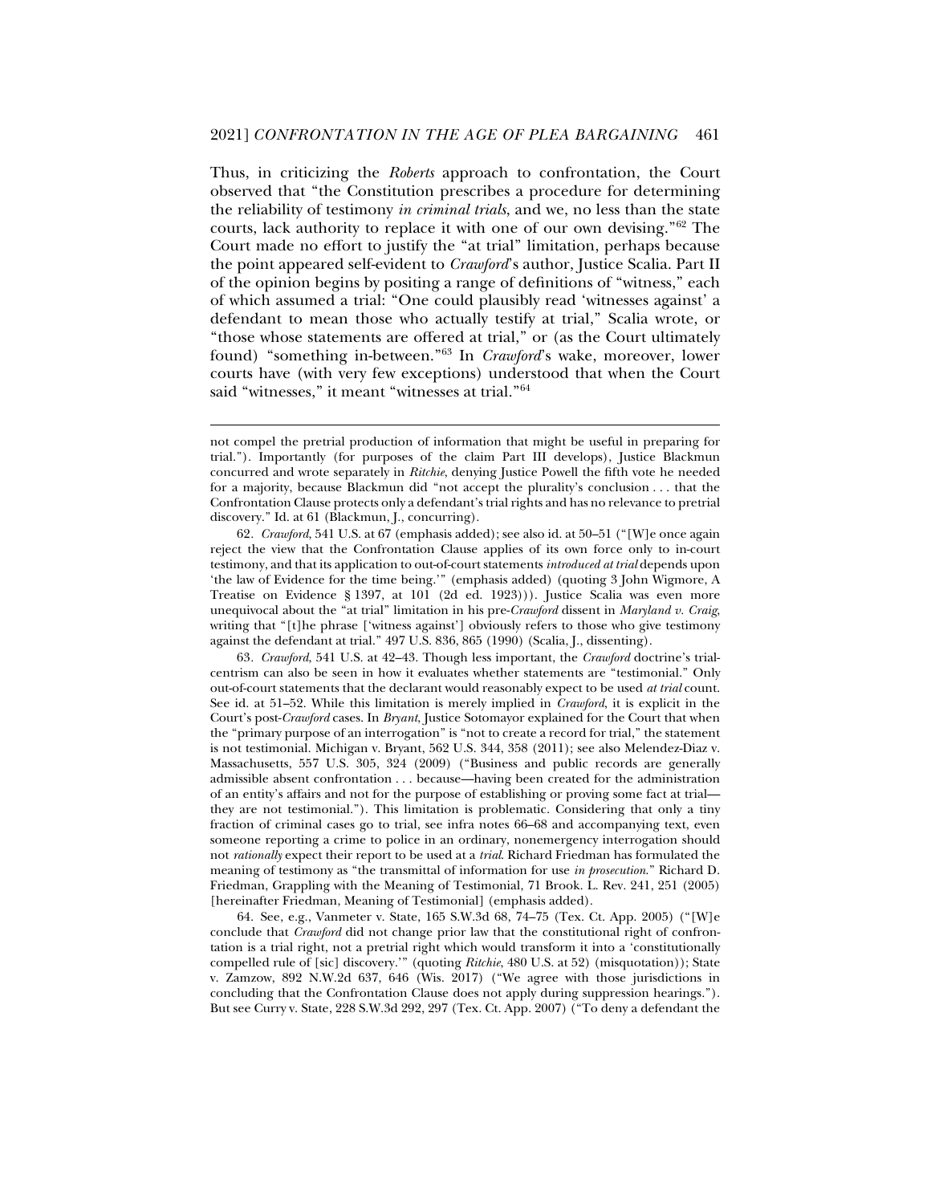Thus, in criticizing the *Roberts* approach to confrontation, the Court observed that "the Constitution prescribes a procedure for determining the reliability of testimony *in criminal trials*, and we, no less than the state courts, lack authority to replace it with one of our own devising."[62] The Court made no effort to justify the "at trial" limitation, perhaps because the point appeared self-evident to *Crawford*'s author, Justice Scalia. Part II of the opinion begins by positing a range of definitions of "witness," each of which assumed a trial: "One could plausibly read 'witnesses against' a defendant to mean those who actually testify at trial," Scalia wrote, or "those whose statements are offered at trial," or (as the Court ultimately found) "something in-between."[63] In *Crawford*'s wake, moreover, lower courts have (with very few exceptions) understood that when the Court said "witnesses," it meant "witnesses at trial."[64]

---

not compel the pretrial production of information that might be useful in preparing for trial."). Importantly (for purposes of the claim Part III develops), Justice Blackmun concurred and wrote separately in *Ritchie*, denying Justice Powell the fifth vote he needed for a majority, because Blackmun did "not accept the plurality's conclusion . . . that the Confrontation Clause protects only a defendant's trial rights and has no relevance to pretrial discovery." Id. at 61 (Blackmun, J., concurring).

62. *Crawford*, 541 U.S. at 67 (emphasis added); see also id. at 50–51 ("[W]e once again reject the view that the Confrontation Clause applies of its own force only to in-court testimony, and that its application to out-of-court statements *introduced at trial* depends upon 'the law of Evidence for the time being.'" (emphasis added) (quoting 3 John Wigmore, A Treatise on Evidence § 1397, at 101 (2d ed. 1923))). Justice Scalia was even more unequivocal about the "at trial" limitation in his pre-*Crawford* dissent in *Maryland v. Craig*, writing that "[t]he phrase ['witness against'] obviously refers to those who give testimony against the defendant at trial." 497 U.S. 836, 865 (1990) (Scalia, J., dissenting).

63. *Crawford*, 541 U.S. at 42–43. Though less important, the *Crawford* doctrine's trial-centrism can also be seen in how it evaluates whether statements are "testimonial." Only out-of-court statements that the declarant would reasonably expect to be used *at trial* count. See id. at 51–52. While this limitation is merely implied in *Crawford*, it is explicit in the Court's post-*Crawford* cases. In *Bryant*, Justice Sotomayor explained for the Court that when the "primary purpose of an interrogation" is "not to create a record for trial," the statement is not testimonial. Michigan v. Bryant, 562 U.S. 344, 358 (2011); see also Melendez-Diaz v. Massachusetts, 557 U.S. 305, 324 (2009) ("Business and public records are generally admissible absent confrontation . . . because—having been created for the administration of an entity's affairs and not for the purpose of establishing or proving some fact at trial—they are not testimonial."). This limitation is problematic. Considering that only a tiny fraction of criminal cases go to trial, see infra notes 66–68 and accompanying text, even someone reporting a crime to police in an ordinary, nonemergency interrogation should not *rationally* expect their report to be used at a *trial*. Richard Friedman has formulated the meaning of testimony as "the transmittal of information for use *in prosecution*." Richard D. Friedman, Grappling with the Meaning of Testimonial, 71 Brook. L. Rev. 241, 251 (2005) [hereinafter Friedman, Meaning of Testimonial] (emphasis added).

64. See, e.g., Vanmeter v. State, 165 S.W.3d 68, 74–75 (Tex. Ct. App. 2005) ("[W]e conclude that *Crawford* did not change prior law that the constitutional right of confrontation is a trial right, not a pretrial right which would transform it into a 'constitutionally compelled rule of [sic] discovery.'" (quoting *Ritchie*, 480 U.S. at 52) (misquotation)); State v. Zamzow, 892 N.W.2d 637, 646 (Wis. 2017) ("We agree with those jurisdictions in concluding that the Confrontation Clause does not apply during suppression hearings."). But see Curry v. State, 228 S.W.3d 292, 297 (Tex. Ct. App. 2007) ("To deny a defendant the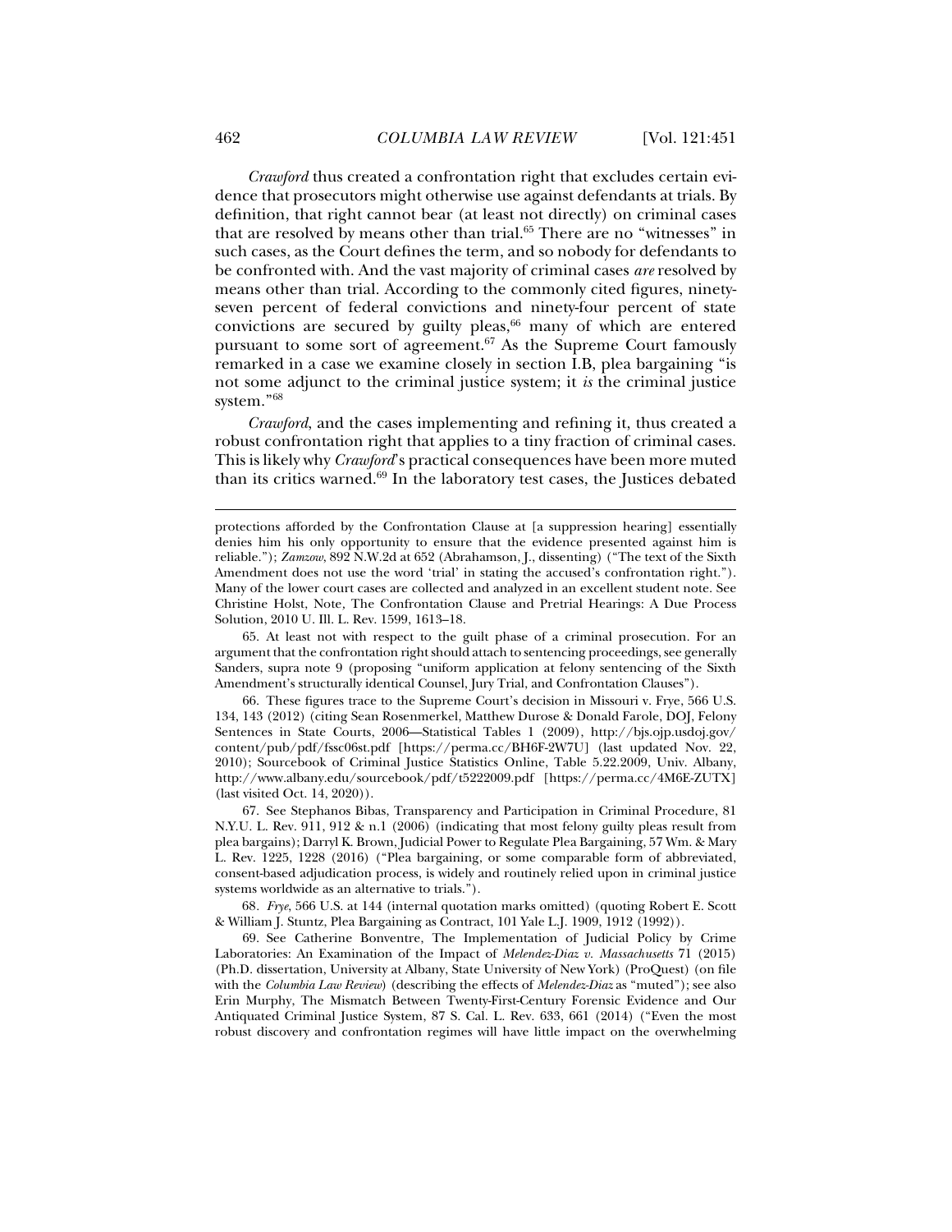*Crawford* thus created a confrontation right that excludes certain evidence that prosecutors might otherwise use against defendants at trials. By definition, that right cannot bear (at least not directly) on criminal cases that are resolved by means other than trial.[65] There are no "witnesses" in such cases, as the Court defines the term, and so nobody for defendants to be confronted with. And the vast majority of criminal cases *are* resolved by means other than trial. According to the commonly cited figures, ninety-seven percent of federal convictions and ninety-four percent of state convictions are secured by guilty pleas,[66] many of which are entered pursuant to some sort of agreement.[67] As the Supreme Court famously remarked in a case we examine closely in section I.B, plea bargaining "is not some adjunct to the criminal justice system; it *is* the criminal justice system."[68]

*Crawford*, and the cases implementing and refining it, thus created a robust confrontation right that applies to a tiny fraction of criminal cases. This is likely why *Crawford*'s practical consequences have been more muted than its critics warned.[69] In the laboratory test cases, the Justices debated

---

protections afforded by the Confrontation Clause at [a suppression hearing] essentially denies him his only opportunity to ensure that the evidence presented against him is reliable."); *Zamzow*, 892 N.W.2d at 652 (Abrahamson, J., dissenting) ("The text of the Sixth Amendment does not use the word 'trial' in stating the accused's confrontation right."). Many of the lower court cases are collected and analyzed in an excellent student note. See Christine Holst, Note, The Confrontation Clause and Pretrial Hearings: A Due Process Solution, 2010 U. Ill. L. Rev. 1599, 1613–18.

65. At least not with respect to the guilt phase of a criminal prosecution. For an argument that the confrontation right should attach to sentencing proceedings, see generally Sanders, supra note 9 (proposing "uniform application at felony sentencing of the Sixth Amendment's structurally identical Counsel, Jury Trial, and Confrontation Clauses").

66. These figures trace to the Supreme Court's decision in Missouri v. Frye, 566 U.S. 134, 143 (2012) (citing Sean Rosenmerkel, Matthew Durose & Donald Farole, DOJ, Felony Sentences in State Courts, 2006—Statistical Tables 1 (2009), http://bjs.ojp.usdoj.gov/content/pub/pdf/fssc06st.pdf [https://perma.cc/BH6F-2W7U] (last updated Nov. 22, 2010); Sourcebook of Criminal Justice Statistics Online, Table 5.22.2009, Univ. Albany, http://www.albany.edu/sourcebook/pdf/t5222009.pdf [https://perma.cc/4M6E-ZUTX] (last visited Oct. 14, 2020)).

67. See Stephanos Bibas, Transparency and Participation in Criminal Procedure, 81 N.Y.U. L. Rev. 911, 912 & n.1 (2006) (indicating that most felony guilty pleas result from plea bargains); Darryl K. Brown, Judicial Power to Regulate Plea Bargaining, 57 Wm. & Mary L. Rev. 1225, 1228 (2016) ("Plea bargaining, or some comparable form of abbreviated, consent-based adjudication process, is widely and routinely relied upon in criminal justice systems worldwide as an alternative to trials.").

68. *Frye*, 566 U.S. at 144 (internal quotation marks omitted) (quoting Robert E. Scott & William J. Stuntz, Plea Bargaining as Contract, 101 Yale L.J. 1909, 1912 (1992)).

69. See Catherine Bonventre, The Implementation of Judicial Policy by Crime Laboratories: An Examination of the Impact of *Melendez-Diaz v. Massachusetts* 71 (2015) (Ph.D. dissertation, University at Albany, State University of New York) (ProQuest) (on file with the *Columbia Law Review*) (describing the effects of *Melendez-Diaz* as "muted"); see also Erin Murphy, The Mismatch Between Twenty-First-Century Forensic Evidence and Our Antiquated Criminal Justice System, 87 S. Cal. L. Rev. 633, 661 (2014) ("Even the most robust discovery and confrontation regimes will have little impact on the overwhelming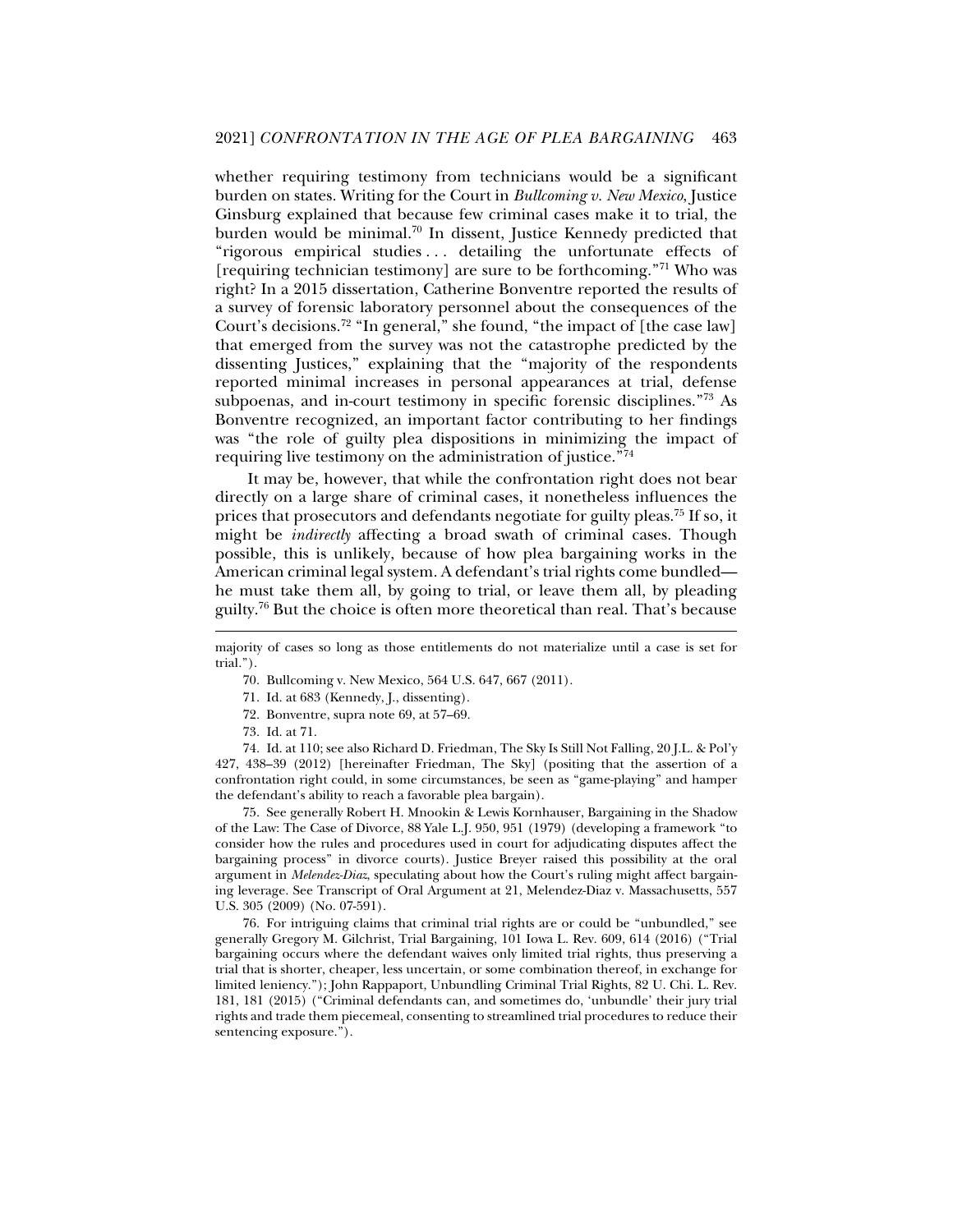whether requiring testimony from technicians would be a significant burden on states. Writing for the Court in *Bullcoming v. New Mexico*, Justice Ginsburg explained that because few criminal cases make it to trial, the burden would be minimal.[70] In dissent, Justice Kennedy predicted that "rigorous empirical studies . . . detailing the unfortunate effects of [requiring technician testimony] are sure to be forthcoming."[71] Who was right? In a 2015 dissertation, Catherine Bonventre reported the results of a survey of forensic laboratory personnel about the consequences of the Court's decisions.[72] "In general," she found, "the impact of [the case law] that emerged from the survey was not the catastrophe predicted by the dissenting Justices," explaining that the "majority of the respondents reported minimal increases in personal appearances at trial, defense subpoenas, and in-court testimony in specific forensic disciplines."[73] As Bonventre recognized, an important factor contributing to her findings was "the role of guilty plea dispositions in minimizing the impact of requiring live testimony on the administration of justice."[74]

It may be, however, that while the confrontation right does not bear directly on a large share of criminal cases, it nonetheless influences the prices that prosecutors and defendants negotiate for guilty pleas.[75] If so, it might be *indirectly* affecting a broad swath of criminal cases. Though possible, this is unlikely, because of how plea bargaining works in the American criminal legal system. A defendant's trial rights come bundled—he must take them all, by going to trial, or leave them all, by pleading guilty.[76] But the choice is often more theoretical than real. That's because

---

majority of cases so long as those entitlements do not materialize until a case is set for trial.").

70. Bullcoming v. New Mexico, 564 U.S. 647, 667 (2011).

71. Id. at 683 (Kennedy, J., dissenting).

72. Bonventre, supra note 69, at 57–69.

73. Id. at 71.

74. Id. at 110; see also Richard D. Friedman, The Sky Is Still Not Falling, 20 J.L. & Pol'y 427, 438–39 (2012) [hereinafter Friedman, The Sky] (positing that the assertion of a confrontation right could, in some circumstances, be seen as "game-playing" and hamper the defendant's ability to reach a favorable plea bargain).

75. See generally Robert H. Mnookin & Lewis Kornhauser, Bargaining in the Shadow of the Law: The Case of Divorce, 88 Yale L.J. 950, 951 (1979) (developing a framework "to consider how the rules and procedures used in court for adjudicating disputes affect the bargaining process" in divorce courts). Justice Breyer raised this possibility at the oral argument in *Melendez-Diaz*, speculating about how the Court's ruling might affect bargaining leverage. See Transcript of Oral Argument at 21, Melendez-Diaz v. Massachusetts, 557 U.S. 305 (2009) (No. 07-591).

76. For intriguing claims that criminal trial rights are or could be "unbundled," see generally Gregory M. Gilchrist, Trial Bargaining, 101 Iowa L. Rev. 609, 614 (2016) ("Trial bargaining occurs where the defendant waives only limited trial rights, thus preserving a trial that is shorter, cheaper, less uncertain, or some combination thereof, in exchange for limited leniency."); John Rappaport, Unbundling Criminal Trial Rights, 82 U. Chi. L. Rev. 181, 181 (2015) ("Criminal defendants can, and sometimes do, 'unbundle' their jury trial rights and trade them piecemeal, consenting to streamlined trial procedures to reduce their sentencing exposure.").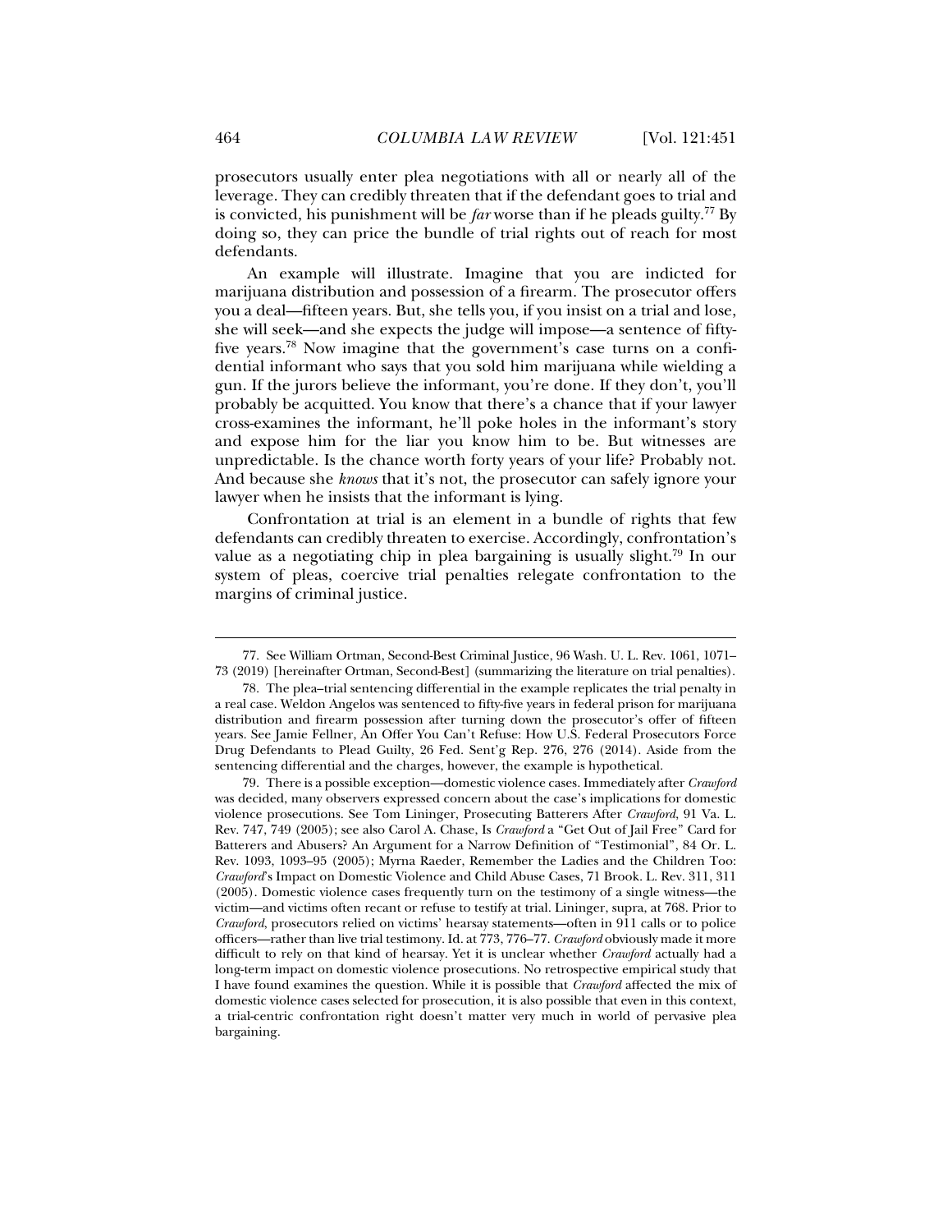prosecutors usually enter plea negotiations with all or nearly all of the leverage. They can credibly threaten that if the defendant goes to trial and is convicted, his punishment will be *far* worse than if he pleads guilty.[77] By doing so, they can price the bundle of trial rights out of reach for most defendants.

An example will illustrate. Imagine that you are indicted for marijuana distribution and possession of a firearm. The prosecutor offers you a deal—fifteen years. But, she tells you, if you insist on a trial and lose, she will seek—and she expects the judge will impose—a sentence of fifty-five years.[78] Now imagine that the government's case turns on a confidential informant who says that you sold him marijuana while wielding a gun. If the jurors believe the informant, you're done. If they don't, you'll probably be acquitted. You know that there's a chance that if your lawyer cross-examines the informant, he'll poke holes in the informant's story and expose him for the liar you know him to be. But witnesses are unpredictable. Is the chance worth forty years of your life? Probably not. And because she *knows* that it's not, the prosecutor can safely ignore your lawyer when he insists that the informant is lying.

Confrontation at trial is an element in a bundle of rights that few defendants can credibly threaten to exercise. Accordingly, confrontation's value as a negotiating chip in plea bargaining is usually slight.[79] In our system of pleas, coercive trial penalties relegate confrontation to the margins of criminal justice.

---

77. See William Ortman, Second-Best Criminal Justice, 96 Wash. U. L. Rev. 1061, 1071–73 (2019) [hereinafter Ortman, Second-Best] (summarizing the literature on trial penalties).

78. The plea–trial sentencing differential in the example replicates the trial penalty in a real case. Weldon Angelos was sentenced to fifty-five years in federal prison for marijuana distribution and firearm possession after turning down the prosecutor's offer of fifteen years. See Jamie Fellner, An Offer You Can't Refuse: How U.S. Federal Prosecutors Force Drug Defendants to Plead Guilty, 26 Fed. Sent'g Rep. 276, 276 (2014). Aside from the sentencing differential and the charges, however, the example is hypothetical.

79. There is a possible exception—domestic violence cases. Immediately after *Crawford* was decided, many observers expressed concern about the case's implications for domestic violence prosecutions. See Tom Lininger, Prosecuting Batterers After *Crawford*, 91 Va. L. Rev. 747, 749 (2005); see also Carol A. Chase, Is *Crawford* a "Get Out of Jail Free" Card for Batterers and Abusers? An Argument for a Narrow Definition of "Testimonial", 84 Or. L. Rev. 1093, 1093–95 (2005); Myrna Raeder, Remember the Ladies and the Children Too: *Crawford*'s Impact on Domestic Violence and Child Abuse Cases, 71 Brook. L. Rev. 311, 311 (2005). Domestic violence cases frequently turn on the testimony of a single witness—the victim—and victims often recant or refuse to testify at trial. Lininger, supra, at 768. Prior to *Crawford*, prosecutors relied on victims' hearsay statements—often in 911 calls or to police officers—rather than live trial testimony. Id. at 773, 776–77. *Crawford* obviously made it more difficult to rely on that kind of hearsay. Yet it is unclear whether *Crawford* actually had a long-term impact on domestic violence prosecutions. No retrospective empirical study that I have found examines the question. While it is possible that *Crawford* affected the mix of domestic violence cases selected for prosecution, it is also possible that even in this context, a trial-centric confrontation right doesn't matter very much in world of pervasive plea bargaining.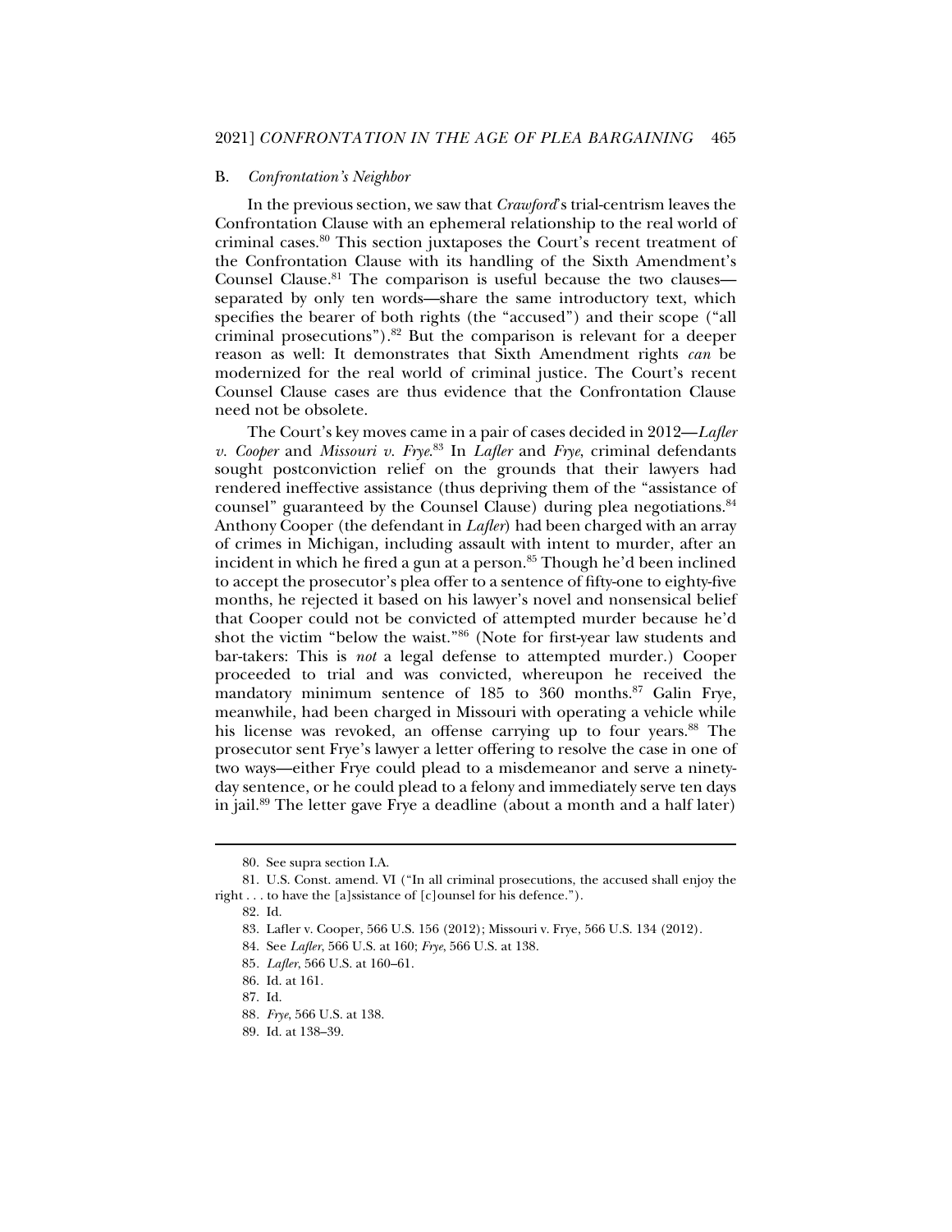### B. *Confrontation's Neighbor*

In the previous section, we saw that *Crawford*'s trial-centrism leaves the Confrontation Clause with an ephemeral relationship to the real world of criminal cases.[80] This section juxtaposes the Court's recent treatment of the Confrontation Clause with its handling of the Sixth Amendment's Counsel Clause.[81] The comparison is useful because the two clauses—separated by only ten words—share the same introductory text, which specifies the bearer of both rights (the "accused") and their scope ("all criminal prosecutions").[82] But the comparison is relevant for a deeper reason as well: It demonstrates that Sixth Amendment rights *can* be modernized for the real world of criminal justice. The Court's recent Counsel Clause cases are thus evidence that the Confrontation Clause need not be obsolete.

The Court's key moves came in a pair of cases decided in 2012—*Lafler v. Cooper* and *Missouri v. Frye*.[83] In *Lafler* and *Frye*, criminal defendants sought postconviction relief on the grounds that their lawyers had rendered ineffective assistance (thus depriving them of the "assistance of counsel" guaranteed by the Counsel Clause) during plea negotiations.[84] Anthony Cooper (the defendant in *Lafler*) had been charged with an array of crimes in Michigan, including assault with intent to murder, after an incident in which he fired a gun at a person.[85] Though he'd been inclined to accept the prosecutor's plea offer to a sentence of fifty-one to eighty-five months, he rejected it based on his lawyer's novel and nonsensical belief that Cooper could not be convicted of attempted murder because he'd shot the victim "below the waist."[86] (Note for first-year law students and bar-takers: This is *not* a legal defense to attempted murder.) Cooper proceeded to trial and was convicted, whereupon he received the mandatory minimum sentence of 185 to 360 months.[87] Galin Frye, meanwhile, had been charged in Missouri with operating a vehicle while his license was revoked, an offense carrying up to four years.[88] The prosecutor sent Frye's lawyer a letter offering to resolve the case in one of two ways—either Frye could plead to a misdemeanor and serve a ninety-day sentence, or he could plead to a felony and immediately serve ten days in jail.[89] The letter gave Frye a deadline (about a month and a half later)

---

80. See supra section I.A.

81. U.S. Const. amend. VI ("In all criminal prosecutions, the accused shall enjoy the right . . . to have the [a]ssistance of [c]ounsel for his defence.").

82. Id.

83. Lafler v. Cooper, 566 U.S. 156 (2012); Missouri v. Frye, 566 U.S. 134 (2012).

84. See *Lafler*, 566 U.S. at 160; *Frye*, 566 U.S. at 138.

85. *Lafler*, 566 U.S. at 160–61.

86. Id. at 161.

87. Id.

88. *Frye*, 566 U.S. at 138.

89. Id. at 138–39.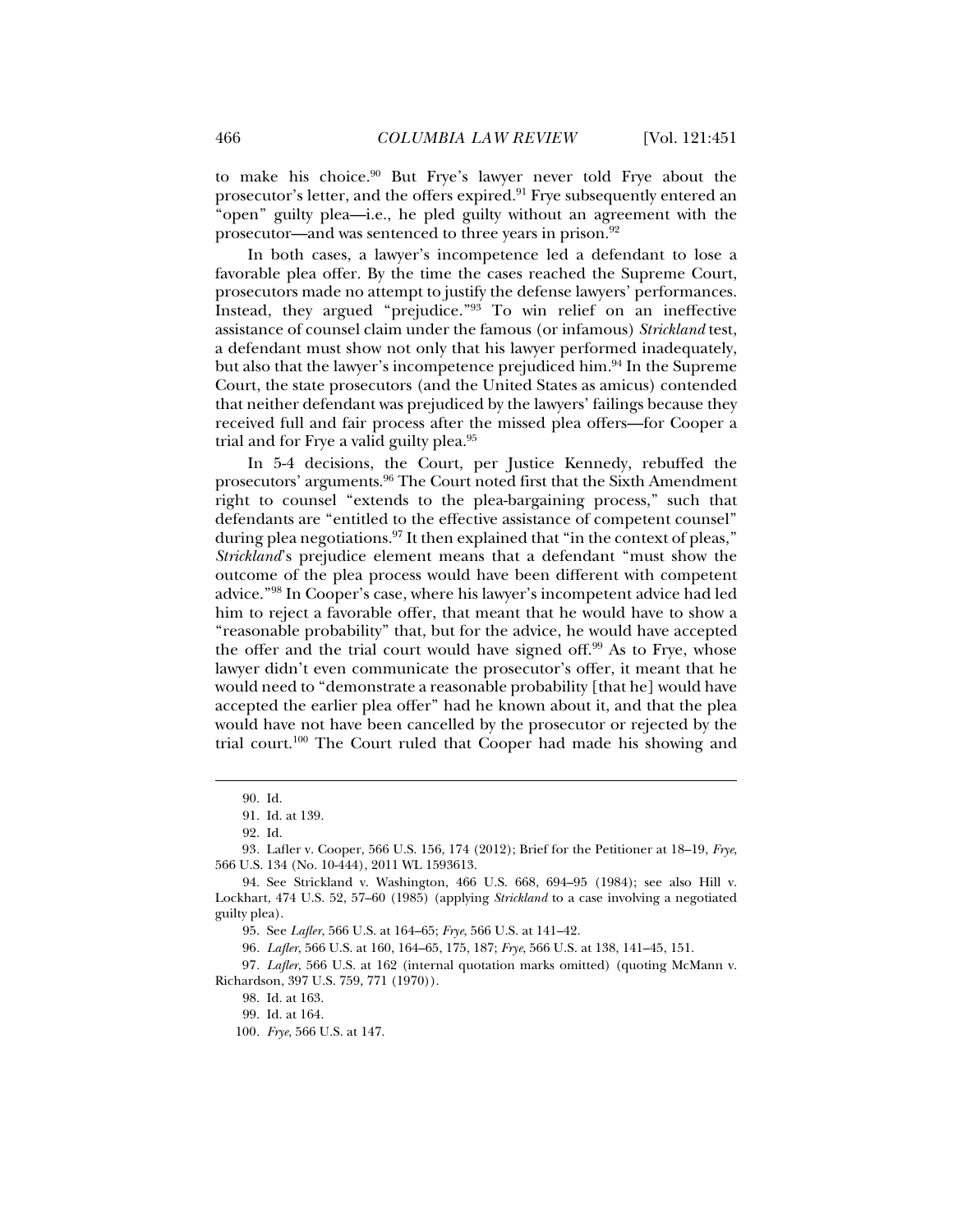to make his choice.[90] But Frye's lawyer never told Frye about the prosecutor's letter, and the offers expired.[91] Frye subsequently entered an "open" guilty plea—i.e., he pled guilty without an agreement with the prosecutor—and was sentenced to three years in prison.[92]

In both cases, a lawyer's incompetence led a defendant to lose a favorable plea offer. By the time the cases reached the Supreme Court, prosecutors made no attempt to justify the defense lawyers' performances. Instead, they argued "prejudice."[93] To win relief on an ineffective assistance of counsel claim under the famous (or infamous) *Strickland* test, a defendant must show not only that his lawyer performed inadequately, but also that the lawyer's incompetence prejudiced him.[94] In the Supreme Court, the state prosecutors (and the United States as amicus) contended that neither defendant was prejudiced by the lawyers' failings because they received full and fair process after the missed plea offers—for Cooper a trial and for Frye a valid guilty plea.[95]

In 5-4 decisions, the Court, per Justice Kennedy, rebuffed the prosecutors' arguments.[96] The Court noted first that the Sixth Amendment right to counsel "extends to the plea-bargaining process," such that defendants are "entitled to the effective assistance of competent counsel" during plea negotiations.[97] It then explained that "in the context of pleas," *Strickland*'s prejudice element means that a defendant "must show the outcome of the plea process would have been different with competent advice."[98] In Cooper's case, where his lawyer's incompetent advice had led him to reject a favorable offer, that meant that he would have to show a "reasonable probability" that, but for the advice, he would have accepted the offer and the trial court would have signed off.[99] As to Frye, whose lawyer didn't even communicate the prosecutor's offer, it meant that he would need to "demonstrate a reasonable probability [that he] would have accepted the earlier plea offer" had he known about it, and that the plea would have not have been cancelled by the prosecutor or rejected by the trial court.[100] The Court ruled that Cooper had made his showing and

90. Id.

91. Id. at 139.

92. Id.

93. Lafler v. Cooper, 566 U.S. 156, 174 (2012); Brief for the Petitioner at 18–19, *Frye*, 566 U.S. 134 (No. 10-444), 2011 WL 1593613.

94. See Strickland v. Washington, 466 U.S. 668, 694–95 (1984); see also Hill v. Lockhart, 474 U.S. 52, 57–60 (1985) (applying *Strickland* to a case involving a negotiated guilty plea).

95. See *Lafler*, 566 U.S. at 164–65; *Frye*, 566 U.S. at 141–42.

96. *Lafler*, 566 U.S. at 160, 164–65, 175, 187; *Frye*, 566 U.S. at 138, 141–45, 151.

97. *Lafler*, 566 U.S. at 162 (internal quotation marks omitted) (quoting McMann v. Richardson, 397 U.S. 759, 771 (1970)).

98. Id. at 163.

99. Id. at 164.

100. *Frye*, 566 U.S. at 147.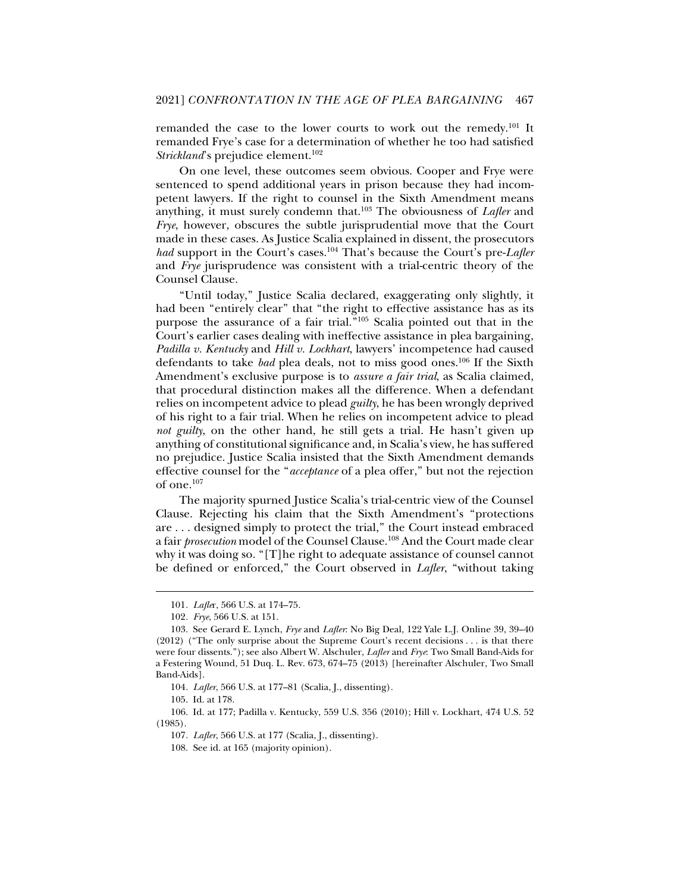remanded the case to the lower courts to work out the remedy.[101] It remanded Frye's case for a determination of whether he too had satisfied *Strickland*'s prejudice element.[102]

On one level, these outcomes seem obvious. Cooper and Frye were sentenced to spend additional years in prison because they had incompetent lawyers. If the right to counsel in the Sixth Amendment means anything, it must surely condemn that.[103] The obviousness of *Lafler* and *Frye*, however, obscures the subtle jurisprudential move that the Court made in these cases. As Justice Scalia explained in dissent, the prosecutors *had* support in the Court's cases.[104] That's because the Court's pre-*Lafler* and *Frye* jurisprudence was consistent with a trial-centric theory of the Counsel Clause.

"Until today," Justice Scalia declared, exaggerating only slightly, it had been "entirely clear" that "the right to effective assistance has as its purpose the assurance of a fair trial."[105] Scalia pointed out that in the Court's earlier cases dealing with ineffective assistance in plea bargaining, *Padilla v. Kentucky* and *Hill v. Lockhart*, lawyers' incompetence had caused defendants to take *bad* plea deals, not to miss good ones.[106] If the Sixth Amendment's exclusive purpose is to *assure a fair trial*, as Scalia claimed, that procedural distinction makes all the difference. When a defendant relies on incompetent advice to plead *guilty*, he has been wrongly deprived of his right to a fair trial. When he relies on incompetent advice to plead *not guilty*, on the other hand, he still gets a trial. He hasn't given up anything of constitutional significance and, in Scalia's view, he has suffered no prejudice. Justice Scalia insisted that the Sixth Amendment demands effective counsel for the "*acceptance* of a plea offer," but not the rejection of one.[107]

The majority spurned Justice Scalia's trial-centric view of the Counsel Clause. Rejecting his claim that the Sixth Amendment's "protections are . . . designed simply to protect the trial," the Court instead embraced a fair *prosecution* model of the Counsel Clause.[108] And the Court made clear why it was doing so. "[T]he right to adequate assistance of counsel cannot be defined or enforced," the Court observed in *Lafler*, "without taking

---

101. *Lafler*, 566 U.S. at 174–75.

102. *Frye*, 566 U.S. at 151.

103. See Gerard E. Lynch, *Frye* and *Lafler*: No Big Deal, 122 Yale L.J. Online 39, 39–40 (2012) ("The only surprise about the Supreme Court's recent decisions . . . is that there were four dissents."); see also Albert W. Alschuler, *Lafler* and *Frye*: Two Small Band-Aids for a Festering Wound, 51 Duq. L. Rev. 673, 674–75 (2013) [hereinafter Alschuler, Two Small Band-Aids].

104. *Lafler*, 566 U.S. at 177–81 (Scalia, J., dissenting).

105. Id. at 178.

106. Id. at 177; Padilla v. Kentucky, 559 U.S. 356 (2010); Hill v. Lockhart, 474 U.S. 52 (1985).

107. *Lafler*, 566 U.S. at 177 (Scalia, J., dissenting).

108. See id. at 165 (majority opinion).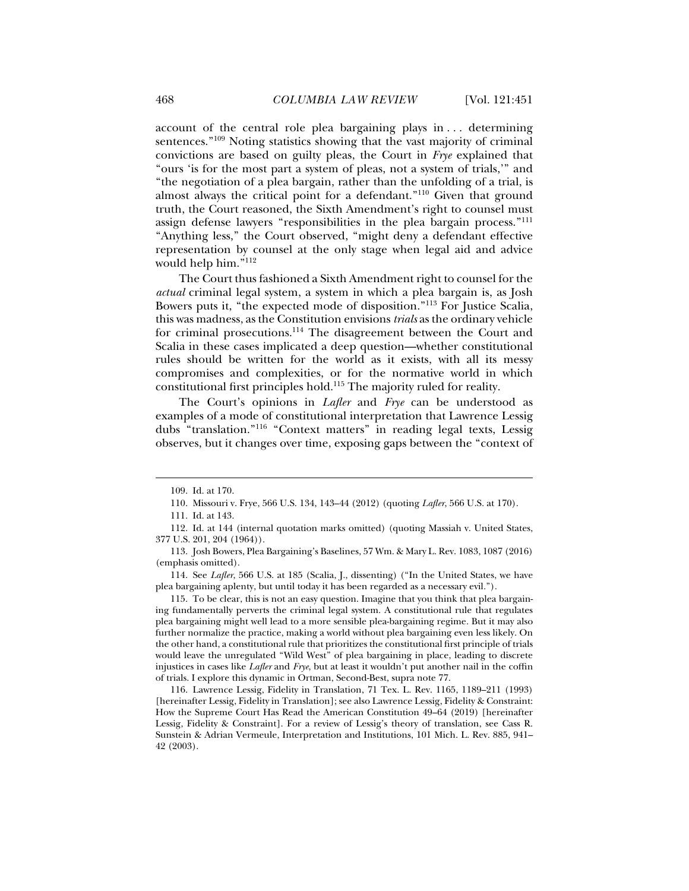account of the central role plea bargaining plays in . . . determining sentences."[109] Noting statistics showing that the vast majority of criminal convictions are based on guilty pleas, the Court in *Frye* explained that "ours 'is for the most part a system of pleas, not a system of trials,'" and "the negotiation of a plea bargain, rather than the unfolding of a trial, is almost always the critical point for a defendant."[110] Given that ground truth, the Court reasoned, the Sixth Amendment's right to counsel must assign defense lawyers "responsibilities in the plea bargain process."[111] "Anything less," the Court observed, "might deny a defendant effective representation by counsel at the only stage when legal aid and advice would help him."[112]

The Court thus fashioned a Sixth Amendment right to counsel for the *actual* criminal legal system, a system in which a plea bargain is, as Josh Bowers puts it, "the expected mode of disposition."[113] For Justice Scalia, this was madness, as the Constitution envisions *trials* as the ordinary vehicle for criminal prosecutions.[114] The disagreement between the Court and Scalia in these cases implicated a deep question—whether constitutional rules should be written for the world as it exists, with all its messy compromises and complexities, or for the normative world in which constitutional first principles hold.[115] The majority ruled for reality.

The Court's opinions in *Lafler* and *Frye* can be understood as examples of a mode of constitutional interpretation that Lawrence Lessig dubs "translation."[116] "Context matters" in reading legal texts, Lessig observes, but it changes over time, exposing gaps between the "context of

---

109. Id. at 170.

110. Missouri v. Frye, 566 U.S. 134, 143–44 (2012) (quoting *Lafler*, 566 U.S. at 170).

111. Id. at 143.

112. Id. at 144 (internal quotation marks omitted) (quoting Massiah v. United States, 377 U.S. 201, 204 (1964)).

113. Josh Bowers, Plea Bargaining's Baselines, 57 Wm. & Mary L. Rev. 1083, 1087 (2016) (emphasis omitted).

114. See *Lafler*, 566 U.S. at 185 (Scalia, J., dissenting) ("In the United States, we have plea bargaining aplenty, but until today it has been regarded as a necessary evil.").

115. To be clear, this is not an easy question. Imagine that you think that plea bargaining fundamentally perverts the criminal legal system. A constitutional rule that regulates plea bargaining might well lead to a more sensible plea-bargaining regime. But it may also further normalize the practice, making a world without plea bargaining even less likely. On the other hand, a constitutional rule that prioritizes the constitutional first principle of trials would leave the unregulated "Wild West" of plea bargaining in place, leading to discrete injustices in cases like *Lafler* and *Frye*, but at least it wouldn't put another nail in the coffin of trials. I explore this dynamic in Ortman, Second-Best, supra note 77.

116. Lawrence Lessig, Fidelity in Translation, 71 Tex. L. Rev. 1165, 1189–211 (1993) [hereinafter Lessig, Fidelity in Translation]; see also Lawrence Lessig, Fidelity & Constraint: How the Supreme Court Has Read the American Constitution 49–64 (2019) [hereinafter Lessig, Fidelity & Constraint]. For a review of Lessig's theory of translation, see Cass R. Sunstein & Adrian Vermeule, Interpretation and Institutions, 101 Mich. L. Rev. 885, 941–42 (2003).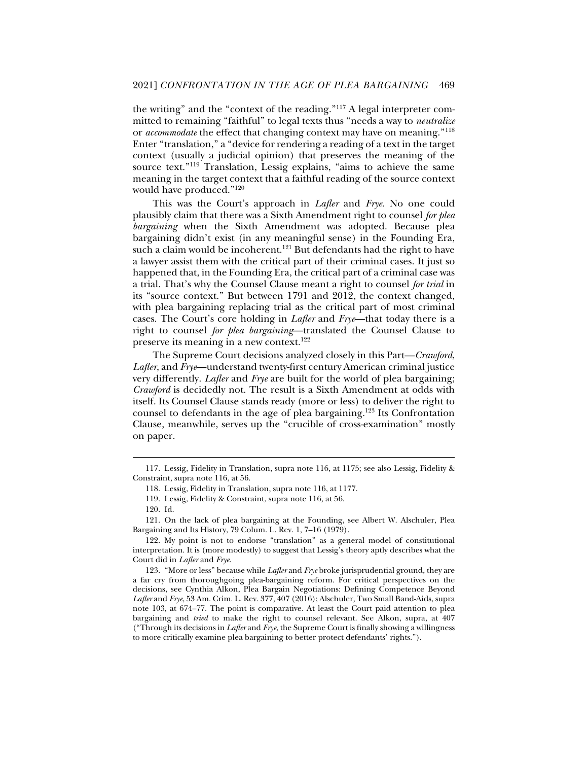the writing" and the "context of the reading."[117] A legal interpreter committed to remaining "faithful" to legal texts thus "needs a way to *neutralize* or *accommodate* the effect that changing context may have on meaning."[118] Enter "translation," a "device for rendering a reading of a text in the target context (usually a judicial opinion) that preserves the meaning of the source text."[119] Translation, Lessig explains, "aims to achieve the same meaning in the target context that a faithful reading of the source context would have produced."[120]

This was the Court's approach in *Lafler* and *Frye*. No one could plausibly claim that there was a Sixth Amendment right to counsel *for plea bargaining* when the Sixth Amendment was adopted. Because plea bargaining didn't exist (in any meaningful sense) in the Founding Era, such a claim would be incoherent.[121] But defendants had the right to have a lawyer assist them with the critical part of their criminal cases. It just so happened that, in the Founding Era, the critical part of a criminal case was a trial. That's why the Counsel Clause meant a right to counsel *for trial* in its "source context." But between 1791 and 2012, the context changed, with plea bargaining replacing trial as the critical part of most criminal cases. The Court's core holding in *Lafler* and *Frye*—that today there is a right to counsel *for plea bargaining*—translated the Counsel Clause to preserve its meaning in a new context.[122]

The Supreme Court decisions analyzed closely in this Part—*Crawford*, *Lafler*, and *Frye*—understand twenty-first century American criminal justice very differently. *Lafler* and *Frye* are built for the world of plea bargaining; *Crawford* is decidedly not. The result is a Sixth Amendment at odds with itself. Its Counsel Clause stands ready (more or less) to deliver the right to counsel to defendants in the age of plea bargaining.[123] Its Confrontation Clause, meanwhile, serves up the "crucible of cross-examination" mostly on paper.

---

117. Lessig, Fidelity in Translation, supra note 116, at 1175; see also Lessig, Fidelity & Constraint, supra note 116, at 56.

118. Lessig, Fidelity in Translation, supra note 116, at 1177.

119. Lessig, Fidelity & Constraint, supra note 116, at 56.

120. Id.

121. On the lack of plea bargaining at the Founding, see Albert W. Alschuler, Plea Bargaining and Its History, 79 Colum. L. Rev. 1, 7–16 (1979).

122. My point is not to endorse "translation" as a general model of constitutional interpretation. It is (more modestly) to suggest that Lessig's theory aptly describes what the Court did in *Lafler* and *Frye*.

123. "More or less" because while *Lafler* and *Frye* broke jurisprudential ground, they are a far cry from thoroughgoing plea-bargaining reform. For critical perspectives on the decisions, see Cynthia Alkon, Plea Bargain Negotiations: Defining Competence Beyond *Lafler* and *Frye*, 53 Am. Crim. L. Rev. 377, 407 (2016); Alschuler, Two Small Band-Aids, supra note 103, at 674–77. The point is comparative. At least the Court paid attention to plea bargaining and *tried* to make the right to counsel relevant. See Alkon, supra, at 407 ("Through its decisions in *Lafler* and *Frye*, the Supreme Court is finally showing a willingness to more critically examine plea bargaining to better protect defendants' rights.").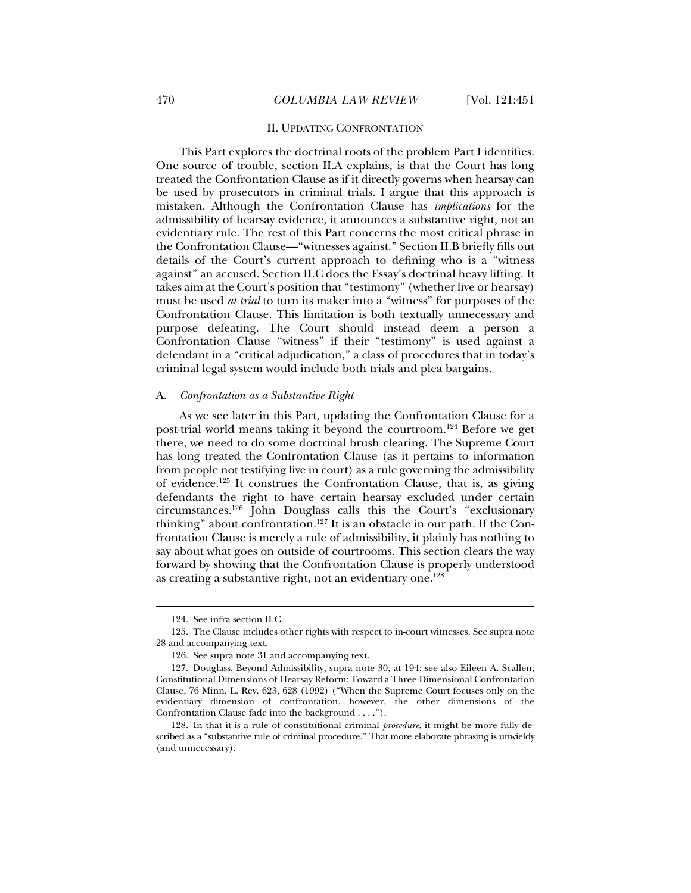## II. UPDATING CONFRONTATION

This Part explores the doctrinal roots of the problem Part I identifies. One source of trouble, section II.A explains, is that the Court has long treated the Confrontation Clause as if it directly governs when hearsay can be used by prosecutors in criminal trials. I argue that this approach is mistaken. Although the Confrontation Clause has *implications* for the admissibility of hearsay evidence, it announces a substantive right, not an evidentiary rule. The rest of this Part concerns the most critical phrase in the Confrontation Clause—"witnesses against." Section II.B briefly fills out details of the Court's current approach to defining who is a "witness against" an accused. Section II.C does the Essay's doctrinal heavy lifting. It takes aim at the Court's position that "testimony" (whether live or hearsay) must be used *at trial* to turn its maker into a "witness" for purposes of the Confrontation Clause. This limitation is both textually unnecessary and purpose defeating. The Court should instead deem a person a Confrontation Clause "witness" if their "testimony" is used against a defendant in a "critical adjudication," a class of procedures that in today's criminal legal system would include both trials and plea bargains.

### A. *Confrontation as a Substantive Right*

As we see later in this Part, updating the Confrontation Clause for a post-trial world means taking it beyond the courtroom.[124] Before we get there, we need to do some doctrinal brush clearing. The Supreme Court has long treated the Confrontation Clause (as it pertains to information from people not testifying live in court) as a rule governing the admissibility of evidence.[125] It construes the Confrontation Clause, that is, as giving defendants the right to have certain hearsay excluded under certain circumstances.[126] John Douglass calls this the Court's "exclusionary thinking" about confrontation.[127] It is an obstacle in our path. If the Confrontation Clause is merely a rule of admissibility, it plainly has nothing to say about what goes on outside of courtrooms. This section clears the way forward by showing that the Confrontation Clause is properly understood as creating a substantive right, not an evidentiary one.[128]

---

124. See infra section II.C.

125. The Clause includes other rights with respect to in-court witnesses. See supra note 28 and accompanying text.

126. See supra note 31 and accompanying text.

127. Douglass, Beyond Admissibility, supra note 30, at 194; see also Eileen A. Scallen, Constitutional Dimensions of Hearsay Reform: Toward a Three-Dimensional Confrontation Clause, 76 Minn. L. Rev. 623, 628 (1992) ("When the Supreme Court focuses only on the evidentiary dimension of confrontation, however, the other dimensions of the Confrontation Clause fade into the background . . . .").

128. In that it is a rule of constitutional criminal *procedure*, it might be more fully described as a "substantive rule of criminal procedure." That more elaborate phrasing is unwieldy (and unnecessary).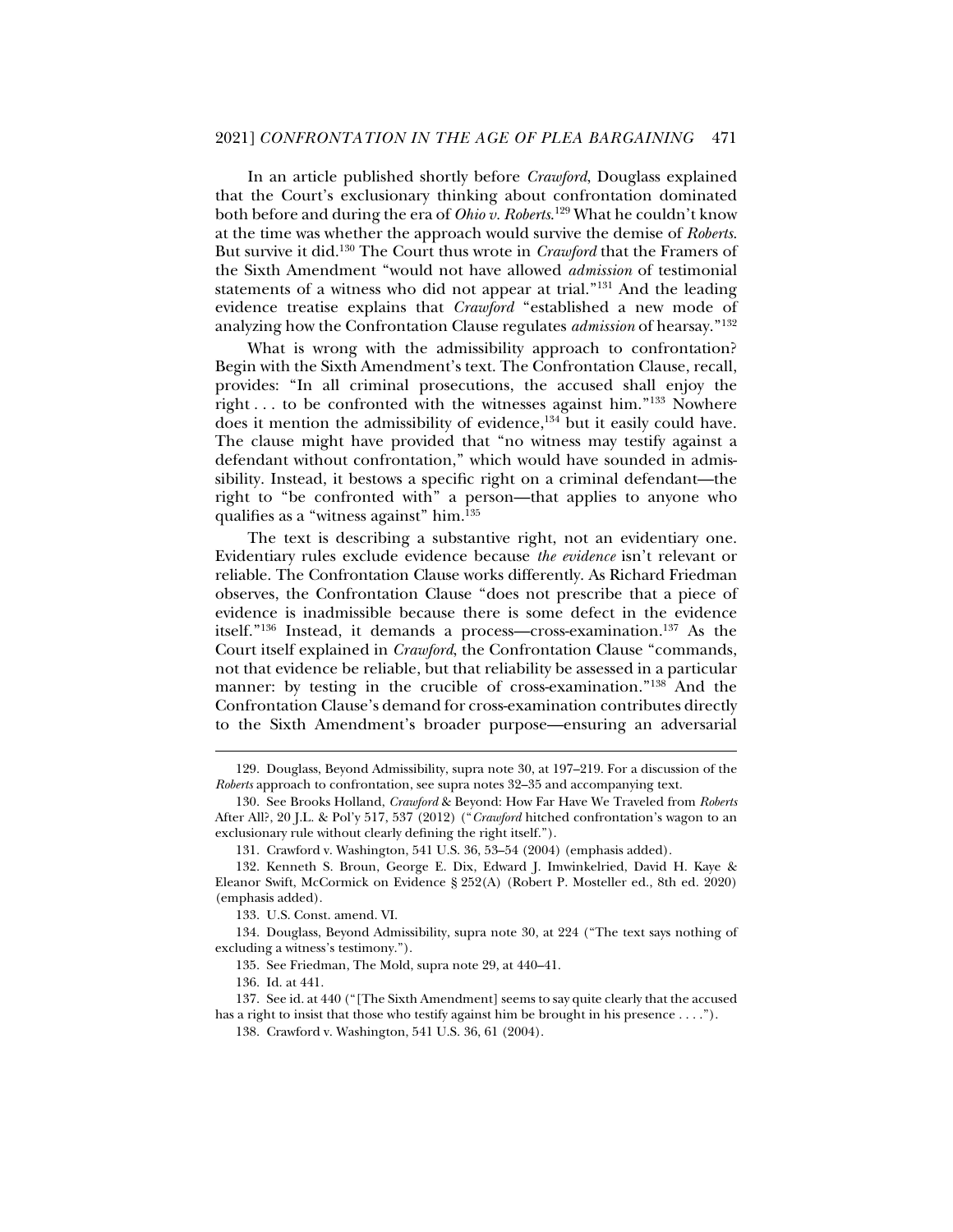In an article published shortly before *Crawford*, Douglass explained that the Court's exclusionary thinking about confrontation dominated both before and during the era of *Ohio v. Roberts*.[129] What he couldn't know at the time was whether the approach would survive the demise of *Roberts*. But survive it did.[130] The Court thus wrote in *Crawford* that the Framers of the Sixth Amendment "would not have allowed *admission* of testimonial statements of a witness who did not appear at trial."[131] And the leading evidence treatise explains that *Crawford* "established a new mode of analyzing how the Confrontation Clause regulates *admission* of hearsay."[132]

What is wrong with the admissibility approach to confrontation? Begin with the Sixth Amendment's text. The Confrontation Clause, recall, provides: "In all criminal prosecutions, the accused shall enjoy the right . . . to be confronted with the witnesses against him."[133] Nowhere does it mention the admissibility of evidence,[134] but it easily could have. The clause might have provided that "no witness may testify against a defendant without confrontation," which would have sounded in admissibility. Instead, it bestows a specific right on a criminal defendant—the right to "be confronted with" a person—that applies to anyone who qualifies as a "witness against" him.[135]

The text is describing a substantive right, not an evidentiary one. Evidentiary rules exclude evidence because *the evidence* isn't relevant or reliable. The Confrontation Clause works differently. As Richard Friedman observes, the Confrontation Clause "does not prescribe that a piece of evidence is inadmissible because there is some defect in the evidence itself."[136] Instead, it demands a process—cross-examination.[137] As the Court itself explained in *Crawford*, the Confrontation Clause "commands, not that evidence be reliable, but that reliability be assessed in a particular manner: by testing in the crucible of cross-examination."[138] And the Confrontation Clause's demand for cross-examination contributes directly to the Sixth Amendment's broader purpose—ensuring an adversarial

---

129. Douglass, Beyond Admissibility, supra note 30, at 197–219. For a discussion of the *Roberts* approach to confrontation, see supra notes 32–35 and accompanying text.

130. See Brooks Holland, *Crawford* & Beyond: How Far Have We Traveled from *Roberts* After All?, 20 J.L. & Pol'y 517, 537 (2012) ("*Crawford* hitched confrontation's wagon to an exclusionary rule without clearly defining the right itself.").

131. Crawford v. Washington, 541 U.S. 36, 53–54 (2004) (emphasis added).

132. Kenneth S. Broun, George E. Dix, Edward J. Imwinkelried, David H. Kaye & Eleanor Swift, McCormick on Evidence § 252(A) (Robert P. Mosteller ed., 8th ed. 2020) (emphasis added).

133. U.S. Const. amend. VI.

134. Douglass, Beyond Admissibility, supra note 30, at 224 ("The text says nothing of excluding a witness's testimony.").

135. See Friedman, The Mold, supra note 29, at 440–41.

136. Id. at 441.

137. See id. at 440 ("[The Sixth Amendment] seems to say quite clearly that the accused has a right to insist that those who testify against him be brought in his presence . . . .").

138. Crawford v. Washington, 541 U.S. 36, 61 (2004).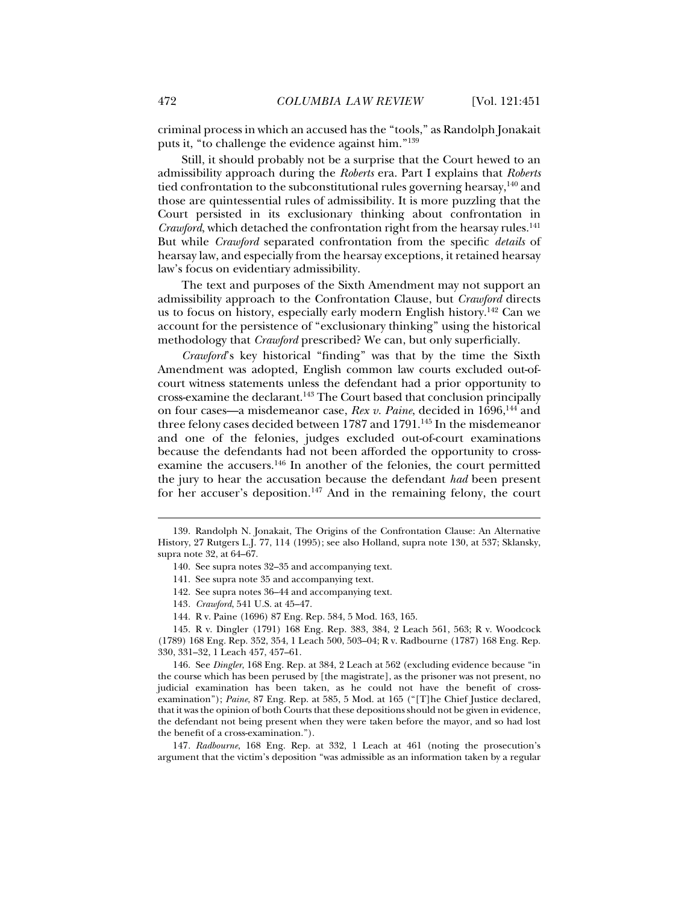criminal process in which an accused has the "tools," as Randolph Jonakait puts it, "to challenge the evidence against him."[139]

Still, it should probably not be a surprise that the Court hewed to an admissibility approach during the *Roberts* era. Part I explains that *Roberts* tied confrontation to the subconstitutional rules governing hearsay,[140] and those are quintessential rules of admissibility. It is more puzzling that the Court persisted in its exclusionary thinking about confrontation in *Crawford*, which detached the confrontation right from the hearsay rules.[141] But while *Crawford* separated confrontation from the specific *details* of hearsay law, and especially from the hearsay exceptions, it retained hearsay law's focus on evidentiary admissibility.

The text and purposes of the Sixth Amendment may not support an admissibility approach to the Confrontation Clause, but *Crawford* directs us to focus on history, especially early modern English history.[142] Can we account for the persistence of "exclusionary thinking" using the historical methodology that *Crawford* prescribed? We can, but only superficially.

*Crawford*'s key historical "finding" was that by the time the Sixth Amendment was adopted, English common law courts excluded out-of-court witness statements unless the defendant had a prior opportunity to cross-examine the declarant.[143] The Court based that conclusion principally on four cases—a misdemeanor case, *Rex v. Paine*, decided in 1696,[144] and three felony cases decided between 1787 and 1791.[145] In the misdemeanor and one of the felonies, judges excluded out-of-court examinations because the defendants had not been afforded the opportunity to cross-examine the accusers.[146] In another of the felonies, the court permitted the jury to hear the accusation because the defendant *had* been present for her accuser's deposition.[147] And in the remaining felony, the court

---

139. Randolph N. Jonakait, The Origins of the Confrontation Clause: An Alternative History, 27 Rutgers L.J. 77, 114 (1995); see also Holland, supra note 130, at 537; Sklansky, supra note 32, at 64–67.

140. See supra notes 32–35 and accompanying text.

141. See supra note 35 and accompanying text.

142. See supra notes 36–44 and accompanying text.

143. *Crawford*, 541 U.S. at 45–47.

144. R v. Paine (1696) 87 Eng. Rep. 584, 5 Mod. 163, 165.

145. R v. Dingler (1791) 168 Eng. Rep. 383, 384, 2 Leach 561, 563; R v. Woodcock (1789) 168 Eng. Rep. 352, 354, 1 Leach 500, 503–04; R v. Radbourne (1787) 168 Eng. Rep. 330, 331–32, 1 Leach 457, 457–61.

146. See *Dingler*, 168 Eng. Rep. at 384, 2 Leach at 562 (excluding evidence because "in the course which has been perused by [the magistrate], as the prisoner was not present, no judicial examination has been taken, as he could not have the benefit of cross-examination"); *Paine*, 87 Eng. Rep. at 585, 5 Mod. at 165 ("[T]he Chief Justice declared, that it was the opinion of both Courts that these depositions should not be given in evidence, the defendant not being present when they were taken before the mayor, and so had lost the benefit of a cross-examination.").

147. *Radbourne*, 168 Eng. Rep. at 332, 1 Leach at 461 (noting the prosecution's argument that the victim's deposition "was admissible as an information taken by a regular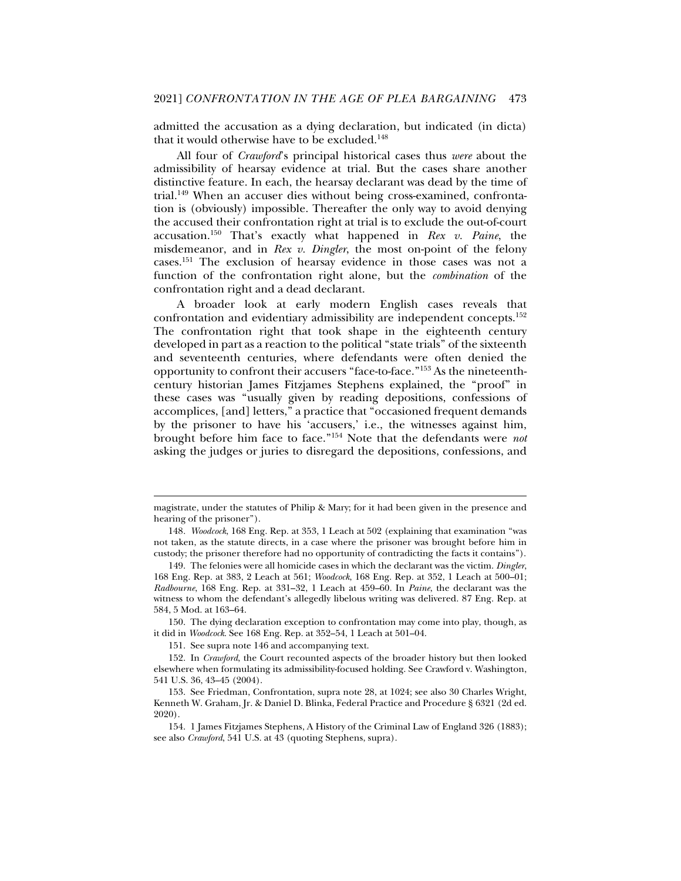admitted the accusation as a dying declaration, but indicated (in dicta) that it would otherwise have to be excluded.[148]

All four of *Crawford*'s principal historical cases thus *were* about the admissibility of hearsay evidence at trial. But the cases share another distinctive feature. In each, the hearsay declarant was dead by the time of trial.[149] When an accuser dies without being cross-examined, confrontation is (obviously) impossible. Thereafter the only way to avoid denying the accused their confrontation right at trial is to exclude the out-of-court accusation.[150] That's exactly what happened in *Rex v. Paine*, the misdemeanor, and in *Rex v. Dingler*, the most on-point of the felony cases.[151] The exclusion of hearsay evidence in those cases was not a function of the confrontation right alone, but the *combination* of the confrontation right and a dead declarant.

A broader look at early modern English cases reveals that confrontation and evidentiary admissibility are independent concepts.[152] The confrontation right that took shape in the eighteenth century developed in part as a reaction to the political "state trials" of the sixteenth and seventeenth centuries, where defendants were often denied the opportunity to confront their accusers "face-to-face."[153] As the nineteenth-century historian James Fitzjames Stephens explained, the "proof" in these cases was "usually given by reading depositions, confessions of accomplices, [and] letters," a practice that "occasioned frequent demands by the prisoner to have his 'accusers,' i.e., the witnesses against him, brought before him face to face."[154] Note that the defendants were *not* asking the judges or juries to disregard the depositions, confessions, and

---

magistrate, under the statutes of Philip & Mary; for it had been given in the presence and hearing of the prisoner").

148. *Woodcock*, 168 Eng. Rep. at 353, 1 Leach at 502 (explaining that examination "was not taken, as the statute directs, in a case where the prisoner was brought before him in custody; the prisoner therefore had no opportunity of contradicting the facts it contains").

149. The felonies were all homicide cases in which the declarant was the victim. *Dingler*, 168 Eng. Rep. at 383, 2 Leach at 561; *Woodcock*, 168 Eng. Rep. at 352, 1 Leach at 500–01; *Radbourne*, 168 Eng. Rep. at 331–32, 1 Leach at 459–60. In *Paine*, the declarant was the witness to whom the defendant's allegedly libelous writing was delivered. 87 Eng. Rep. at 584, 5 Mod. at 163–64.

150. The dying declaration exception to confrontation may come into play, though, as it did in *Woodcock*. See 168 Eng. Rep. at 352–54, 1 Leach at 501–04.

151. See supra note 146 and accompanying text.

152. In *Crawford*, the Court recounted aspects of the broader history but then looked elsewhere when formulating its admissibility-focused holding. See Crawford v. Washington, 541 U.S. 36, 43–45 (2004).

153. See Friedman, Confrontation, supra note 28, at 1024; see also 30 Charles Wright, Kenneth W. Graham, Jr. & Daniel D. Blinka, Federal Practice and Procedure § 6321 (2d ed. 2020).

154. 1 James Fitzjames Stephens, A History of the Criminal Law of England 326 (1883); see also *Crawford*, 541 U.S. at 43 (quoting Stephens, supra).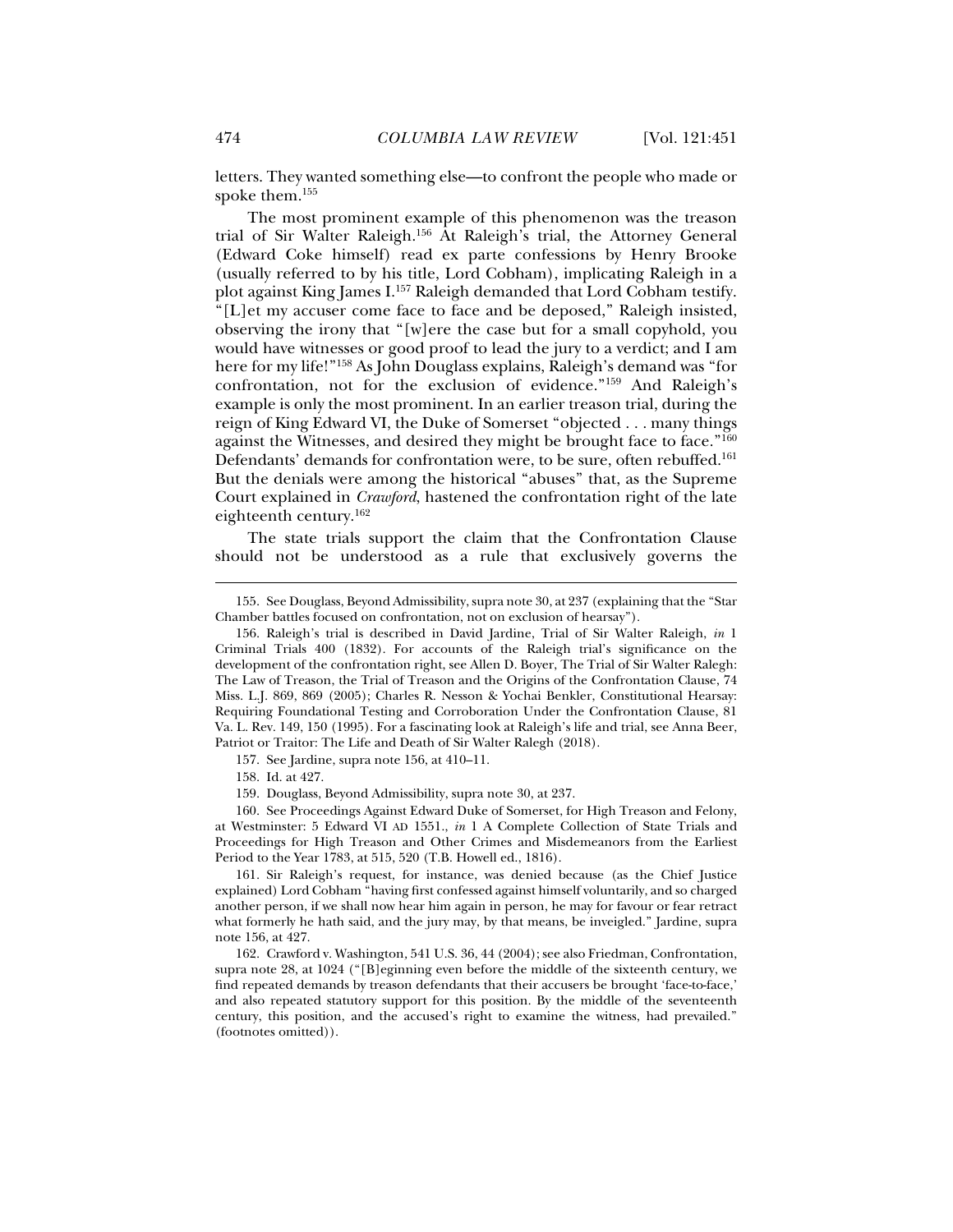letters. They wanted something else—to confront the people who made or spoke them.[155]

The most prominent example of this phenomenon was the treason trial of Sir Walter Raleigh.[156] At Raleigh's trial, the Attorney General (Edward Coke himself) read ex parte confessions by Henry Brooke (usually referred to by his title, Lord Cobham), implicating Raleigh in a plot against King James I.[157] Raleigh demanded that Lord Cobham testify. "[L]et my accuser come face to face and be deposed," Raleigh insisted, observing the irony that "[w]ere the case but for a small copyhold, you would have witnesses or good proof to lead the jury to a verdict; and I am here for my life!"[158] As John Douglass explains, Raleigh's demand was "for confrontation, not for the exclusion of evidence."[159] And Raleigh's example is only the most prominent. In an earlier treason trial, during the reign of King Edward VI, the Duke of Somerset "objected . . . many things against the Witnesses, and desired they might be brought face to face."[160] Defendants' demands for confrontation were, to be sure, often rebuffed.[161] But the denials were among the historical "abuses" that, as the Supreme Court explained in *Crawford*, hastened the confrontation right of the late eighteenth century.[162]

The state trials support the claim that the Confrontation Clause should not be understood as a rule that exclusively governs the

---

155. See Douglass, Beyond Admissibility, supra note 30, at 237 (explaining that the "Star Chamber battles focused on confrontation, not on exclusion of hearsay").

156. Raleigh's trial is described in David Jardine, Trial of Sir Walter Raleigh, *in* 1 Criminal Trials 400 (1832). For accounts of the Raleigh trial's significance on the development of the confrontation right, see Allen D. Boyer, The Trial of Sir Walter Ralegh: The Law of Treason, the Trial of Treason and the Origins of the Confrontation Clause, 74 Miss. L.J. 869, 869 (2005); Charles R. Nesson & Yochai Benkler, Constitutional Hearsay: Requiring Foundational Testing and Corroboration Under the Confrontation Clause, 81 Va. L. Rev. 149, 150 (1995). For a fascinating look at Raleigh's life and trial, see Anna Beer, Patriot or Traitor: The Life and Death of Sir Walter Ralegh (2018).

157. See Jardine, supra note 156, at 410–11.

158. Id. at 427.

159. Douglass, Beyond Admissibility, supra note 30, at 237.

160. See Proceedings Against Edward Duke of Somerset, for High Treason and Felony, at Westminster: 5 Edward VI AD 1551., *in* 1 A Complete Collection of State Trials and Proceedings for High Treason and Other Crimes and Misdemeanors from the Earliest Period to the Year 1783, at 515, 520 (T.B. Howell ed., 1816).

161. Sir Raleigh's request, for instance, was denied because (as the Chief Justice explained) Lord Cobham "having first confessed against himself voluntarily, and so charged another person, if we shall now hear him again in person, he may for favour or fear retract what formerly he hath said, and the jury may, by that means, be inveigled." Jardine, supra note 156, at 427.

162. Crawford v. Washington, 541 U.S. 36, 44 (2004); see also Friedman, Confrontation, supra note 28, at 1024 ("[B]eginning even before the middle of the sixteenth century, we find repeated demands by treason defendants that their accusers be brought 'face-to-face,' and also repeated statutory support for this position. By the middle of the seventeenth century, this position, and the accused's right to examine the witness, had prevailed." (footnotes omitted)).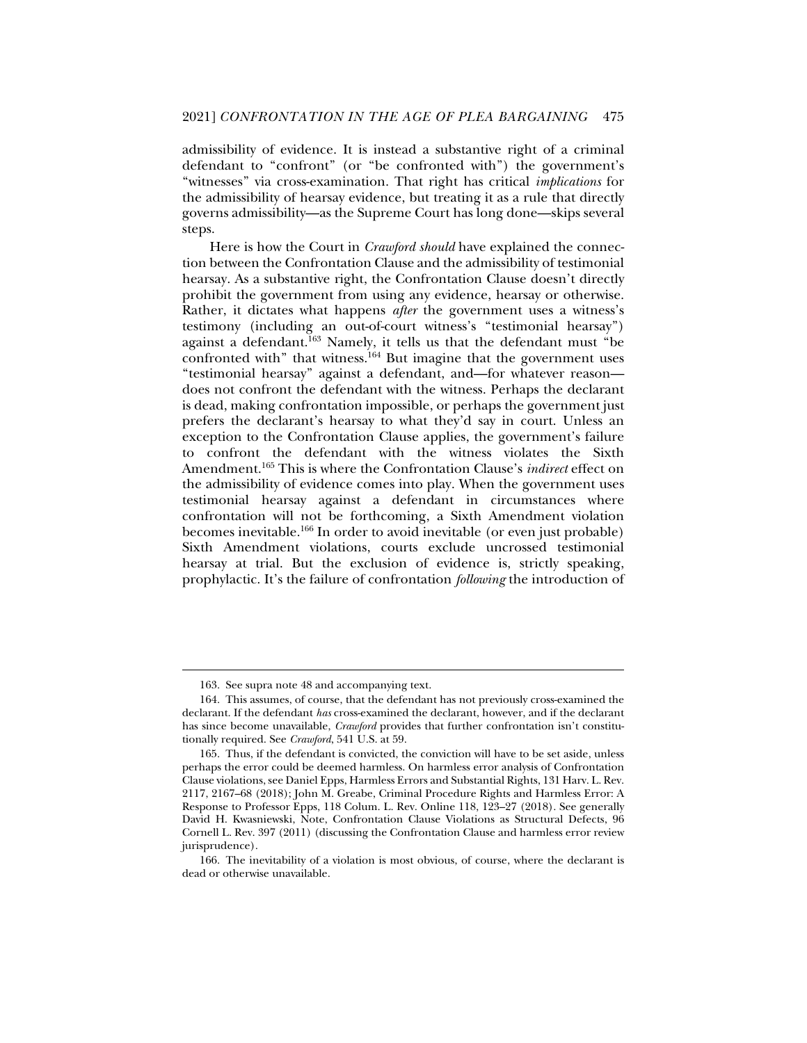admissibility of evidence. It is instead a substantive right of a criminal defendant to "confront" (or "be confronted with") the government's "witnesses" via cross-examination. That right has critical *implications* for the admissibility of hearsay evidence, but treating it as a rule that directly governs admissibility—as the Supreme Court has long done—skips several steps.

Here is how the Court in *Crawford should* have explained the connection between the Confrontation Clause and the admissibility of testimonial hearsay. As a substantive right, the Confrontation Clause doesn't directly prohibit the government from using any evidence, hearsay or otherwise. Rather, it dictates what happens *after* the government uses a witness's testimony (including an out-of-court witness's "testimonial hearsay") against a defendant.[163] Namely, it tells us that the defendant must "be confronted with" that witness.[164] But imagine that the government uses "testimonial hearsay" against a defendant, and—for whatever reason—does not confront the defendant with the witness. Perhaps the declarant is dead, making confrontation impossible, or perhaps the government just prefers the declarant's hearsay to what they'd say in court. Unless an exception to the Confrontation Clause applies, the government's failure to confront the defendant with the witness violates the Sixth Amendment.[165] This is where the Confrontation Clause's *indirect* effect on the admissibility of evidence comes into play. When the government uses testimonial hearsay against a defendant in circumstances where confrontation will not be forthcoming, a Sixth Amendment violation becomes inevitable.[166] In order to avoid inevitable (or even just probable) Sixth Amendment violations, courts exclude uncrossed testimonial hearsay at trial. But the exclusion of evidence is, strictly speaking, prophylactic. It's the failure of confrontation *following* the introduction of

---

163. See supra note 48 and accompanying text.

164. This assumes, of course, that the defendant has not previously cross-examined the declarant. If the defendant *has* cross-examined the declarant, however, and if the declarant has since become unavailable, *Crawford* provides that further confrontation isn't constitutionally required. See *Crawford*, 541 U.S. at 59.

165. Thus, if the defendant is convicted, the conviction will have to be set aside, unless perhaps the error could be deemed harmless. On harmless error analysis of Confrontation Clause violations, see Daniel Epps, Harmless Errors and Substantial Rights, 131 Harv. L. Rev. 2117, 2167–68 (2018); John M. Greabe, Criminal Procedure Rights and Harmless Error: A Response to Professor Epps, 118 Colum. L. Rev. Online 118, 123–27 (2018). See generally David H. Kwasniewski, Note, Confrontation Clause Violations as Structural Defects, 96 Cornell L. Rev. 397 (2011) (discussing the Confrontation Clause and harmless error review jurisprudence).

166. The inevitability of a violation is most obvious, of course, where the declarant is dead or otherwise unavailable.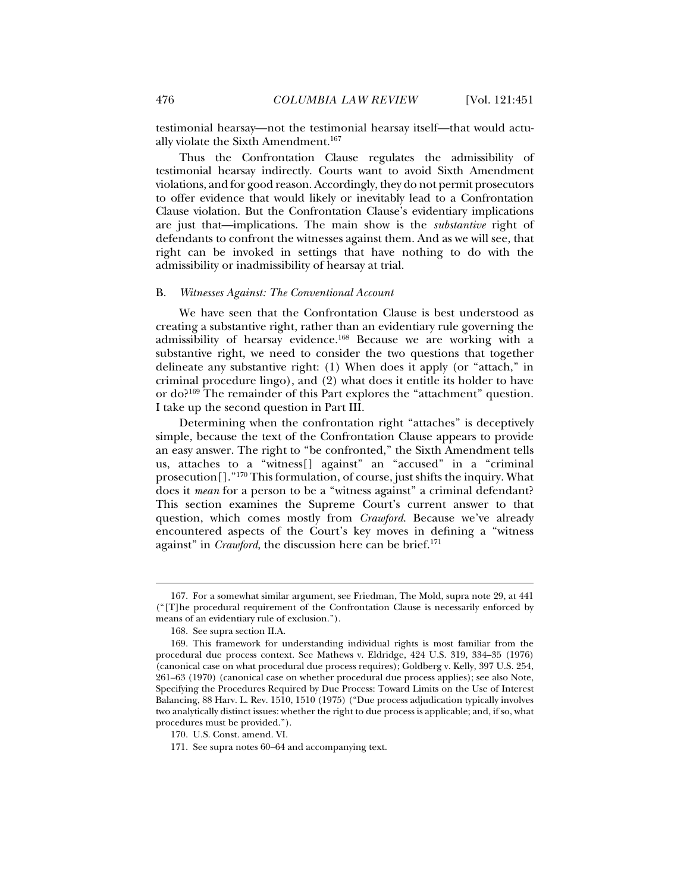testimonial hearsay—not the testimonial hearsay itself—that would actually violate the Sixth Amendment.[167]

Thus the Confrontation Clause regulates the admissibility of testimonial hearsay indirectly. Courts want to avoid Sixth Amendment violations, and for good reason. Accordingly, they do not permit prosecutors to offer evidence that would likely or inevitably lead to a Confrontation Clause violation. But the Confrontation Clause's evidentiary implications are just that—implications. The main show is the *substantive* right of defendants to confront the witnesses against them. And as we will see, that right can be invoked in settings that have nothing to do with the admissibility or inadmissibility of hearsay at trial.

### B. *Witnesses Against: The Conventional Account*

We have seen that the Confrontation Clause is best understood as creating a substantive right, rather than an evidentiary rule governing the admissibility of hearsay evidence.[168] Because we are working with a substantive right, we need to consider the two questions that together delineate any substantive right: (1) When does it apply (or "attach," in criminal procedure lingo), and (2) what does it entitle its holder to have or do?[169] The remainder of this Part explores the "attachment" question. I take up the second question in Part III.

Determining when the confrontation right "attaches" is deceptively simple, because the text of the Confrontation Clause appears to provide an easy answer. The right to "be confronted," the Sixth Amendment tells us, attaches to a "witness[] against" an "accused" in a "criminal prosecution[]."[170] This formulation, of course, just shifts the inquiry. What does it *mean* for a person to be a "witness against" a criminal defendant? This section examines the Supreme Court's current answer to that question, which comes mostly from *Crawford*. Because we've already encountered aspects of the Court's key moves in defining a "witness against" in *Crawford*, the discussion here can be brief.[171]

---

167. For a somewhat similar argument, see Friedman, The Mold, supra note 29, at 441 ("[T]he procedural requirement of the Confrontation Clause is necessarily enforced by means of an evidentiary rule of exclusion.").

168. See supra section II.A.

169. This framework for understanding individual rights is most familiar from the procedural due process context. See Mathews v. Eldridge, 424 U.S. 319, 334–35 (1976) (canonical case on what procedural due process requires); Goldberg v. Kelly, 397 U.S. 254, 261–63 (1970) (canonical case on whether procedural due process applies); see also Note, Specifying the Procedures Required by Due Process: Toward Limits on the Use of Interest Balancing, 88 Harv. L. Rev. 1510, 1510 (1975) ("Due process adjudication typically involves two analytically distinct issues: whether the right to due process is applicable; and, if so, what procedures must be provided.").

170. U.S. Const. amend. VI.

171. See supra notes 60–64 and accompanying text.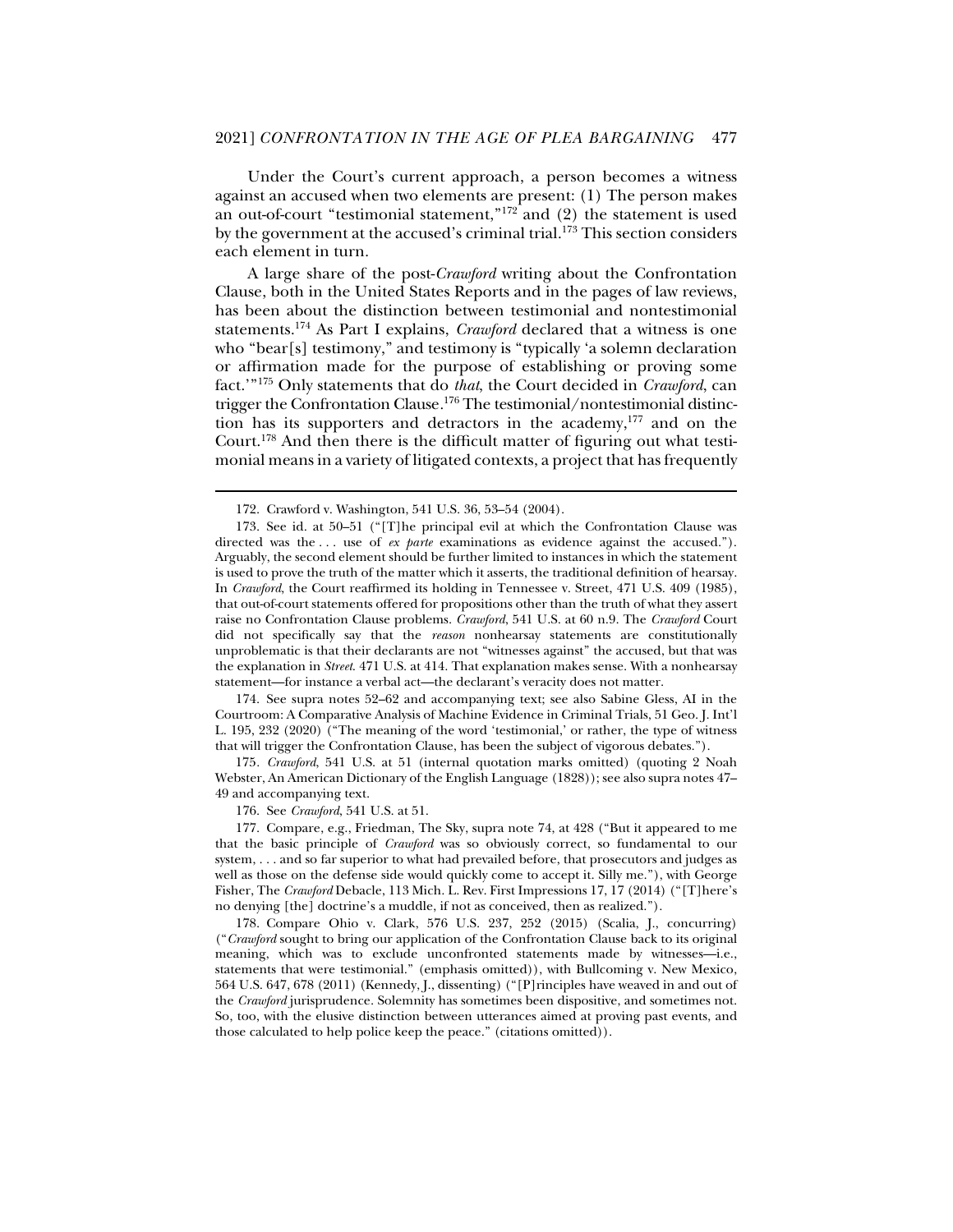Under the Court's current approach, a person becomes a witness against an accused when two elements are present: (1) The person makes an out-of-court "testimonial statement,"[172] and (2) the statement is used by the government at the accused's criminal trial.[173] This section considers each element in turn.

A large share of the post-*Crawford* writing about the Confrontation Clause, both in the United States Reports and in the pages of law reviews, has been about the distinction between testimonial and nontestimonial statements.[174] As Part I explains, *Crawford* declared that a witness is one who "bear[s] testimony," and testimony is "typically 'a solemn declaration or affirmation made for the purpose of establishing or proving some fact.'"[175] Only statements that do *that*, the Court decided in *Crawford*, can trigger the Confrontation Clause.[176] The testimonial/nontestimonial distinction has its supporters and detractors in the academy,[177] and on the Court.[178] And then there is the difficult matter of figuring out what testimonial means in a variety of litigated contexts, a project that has frequently

---

172. Crawford v. Washington, 541 U.S. 36, 53–54 (2004).

173. See id. at 50–51 ("[T]he principal evil at which the Confrontation Clause was directed was the . . . use of *ex parte* examinations as evidence against the accused."). Arguably, the second element should be further limited to instances in which the statement is used to prove the truth of the matter which it asserts, the traditional definition of hearsay. In *Crawford*, the Court reaffirmed its holding in Tennessee v. Street, 471 U.S. 409 (1985), that out-of-court statements offered for propositions other than the truth of what they assert raise no Confrontation Clause problems. *Crawford*, 541 U.S. at 60 n.9. The *Crawford* Court did not specifically say that the *reason* nonhearsay statements are constitutionally unproblematic is that their declarants are not "witnesses against" the accused, but that was the explanation in *Street*. 471 U.S. at 414. That explanation makes sense. With a nonhearsay statement—for instance a verbal act—the declarant's veracity does not matter.

174. See supra notes 52–62 and accompanying text; see also Sabine Gless, AI in the Courtroom: A Comparative Analysis of Machine Evidence in Criminal Trials, 51 Geo. J. Int'l L. 195, 232 (2020) ("The meaning of the word 'testimonial,' or rather, the type of witness that will trigger the Confrontation Clause, has been the subject of vigorous debates.").

175. *Crawford*, 541 U.S. at 51 (internal quotation marks omitted) (quoting 2 Noah Webster, An American Dictionary of the English Language (1828)); see also supra notes 47–49 and accompanying text.

176. See *Crawford*, 541 U.S. at 51.

177. Compare, e.g., Friedman, The Sky, supra note 74, at 428 ("But it appeared to me that the basic principle of *Crawford* was so obviously correct, so fundamental to our system, . . . and so far superior to what had prevailed before, that prosecutors and judges as well as those on the defense side would quickly come to accept it. Silly me."), with George Fisher, The *Crawford* Debacle, 113 Mich. L. Rev. First Impressions 17, 17 (2014) ("[T]here's no denying [the] doctrine's a muddle, if not as conceived, then as realized.").

178. Compare Ohio v. Clark, 576 U.S. 237, 252 (2015) (Scalia, J., concurring) ("*Crawford* sought to bring our application of the Confrontation Clause back to its original meaning, which was to exclude unconfronted statements made by witnesses—i.e., statements that were testimonial." (emphasis omitted)), with Bullcoming v. New Mexico, 564 U.S. 647, 678 (2011) (Kennedy, J., dissenting) ("[P]rinciples have weaved in and out of the *Crawford* jurisprudence. Solemnity has sometimes been dispositive, and sometimes not. So, too, with the elusive distinction between utterances aimed at proving past events, and those calculated to help police keep the peace." (citations omitted)).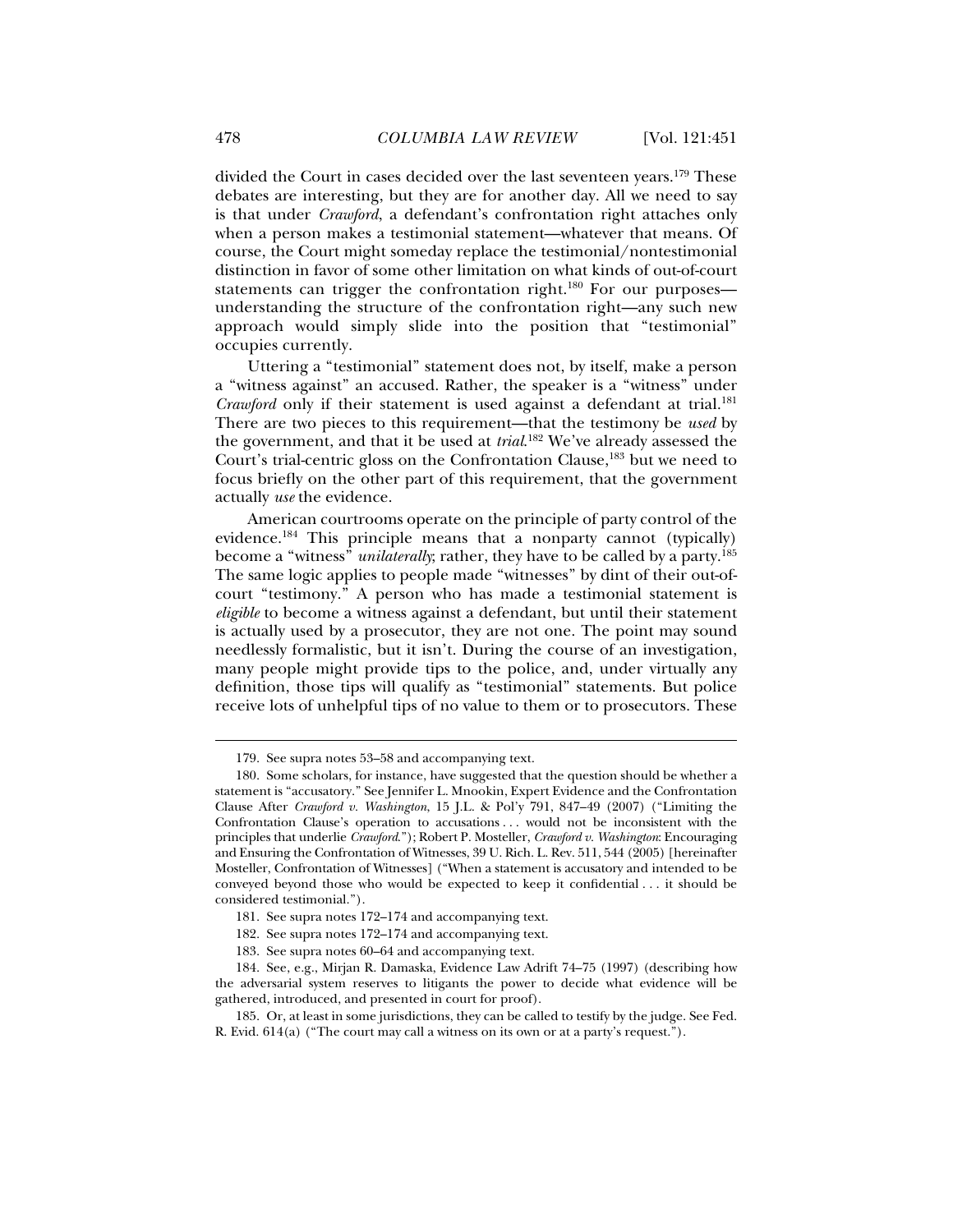divided the Court in cases decided over the last seventeen years.[179] These debates are interesting, but they are for another day. All we need to say is that under *Crawford*, a defendant's confrontation right attaches only when a person makes a testimonial statement—whatever that means. Of course, the Court might someday replace the testimonial/nontestimonial distinction in favor of some other limitation on what kinds of out-of-court statements can trigger the confrontation right.[180] For our purposes—understanding the structure of the confrontation right—any such new approach would simply slide into the position that "testimonial" occupies currently.

Uttering a "testimonial" statement does not, by itself, make a person a "witness against" an accused. Rather, the speaker is a "witness" under *Crawford* only if their statement is used against a defendant at trial.[181] There are two pieces to this requirement—that the testimony be *used* by the government, and that it be used at *trial*.[182] We've already assessed the Court's trial-centric gloss on the Confrontation Clause,[183] but we need to focus briefly on the other part of this requirement, that the government actually *use* the evidence.

American courtrooms operate on the principle of party control of the evidence.[184] This principle means that a nonparty cannot (typically) become a "witness" *unilaterally*; rather, they have to be called by a party.[185] The same logic applies to people made "witnesses" by dint of their out-of-court "testimony." A person who has made a testimonial statement is *eligible* to become a witness against a defendant, but until their statement is actually used by a prosecutor, they are not one. The point may sound needlessly formalistic, but it isn't. During the course of an investigation, many people might provide tips to the police, and, under virtually any definition, those tips will qualify as "testimonial" statements. But police receive lots of unhelpful tips of no value to them or to prosecutors. These

---

179. See supra notes 53–58 and accompanying text.

180. Some scholars, for instance, have suggested that the question should be whether a statement is "accusatory." See Jennifer L. Mnookin, Expert Evidence and the Confrontation Clause After *Crawford v. Washington*, 15 J.L. & Pol'y 791, 847–49 (2007) ("Limiting the Confrontation Clause's operation to accusations . . . would not be inconsistent with the principles that underlie *Crawford*."); Robert P. Mosteller, *Crawford v. Washington*: Encouraging and Ensuring the Confrontation of Witnesses, 39 U. Rich. L. Rev. 511, 544 (2005) [hereinafter Mosteller, Confrontation of Witnesses] ("When a statement is accusatory and intended to be conveyed beyond those who would be expected to keep it confidential . . . it should be considered testimonial.").

181. See supra notes 172–174 and accompanying text.

182. See supra notes 172–174 and accompanying text.

183. See supra notes 60–64 and accompanying text.

184. See, e.g., Mirjan R. Damaska, Evidence Law Adrift 74–75 (1997) (describing how the adversarial system reserves to litigants the power to decide what evidence will be gathered, introduced, and presented in court for proof).

185. Or, at least in some jurisdictions, they can be called to testify by the judge. See Fed. R. Evid. 614(a) ("The court may call a witness on its own or at a party's request.").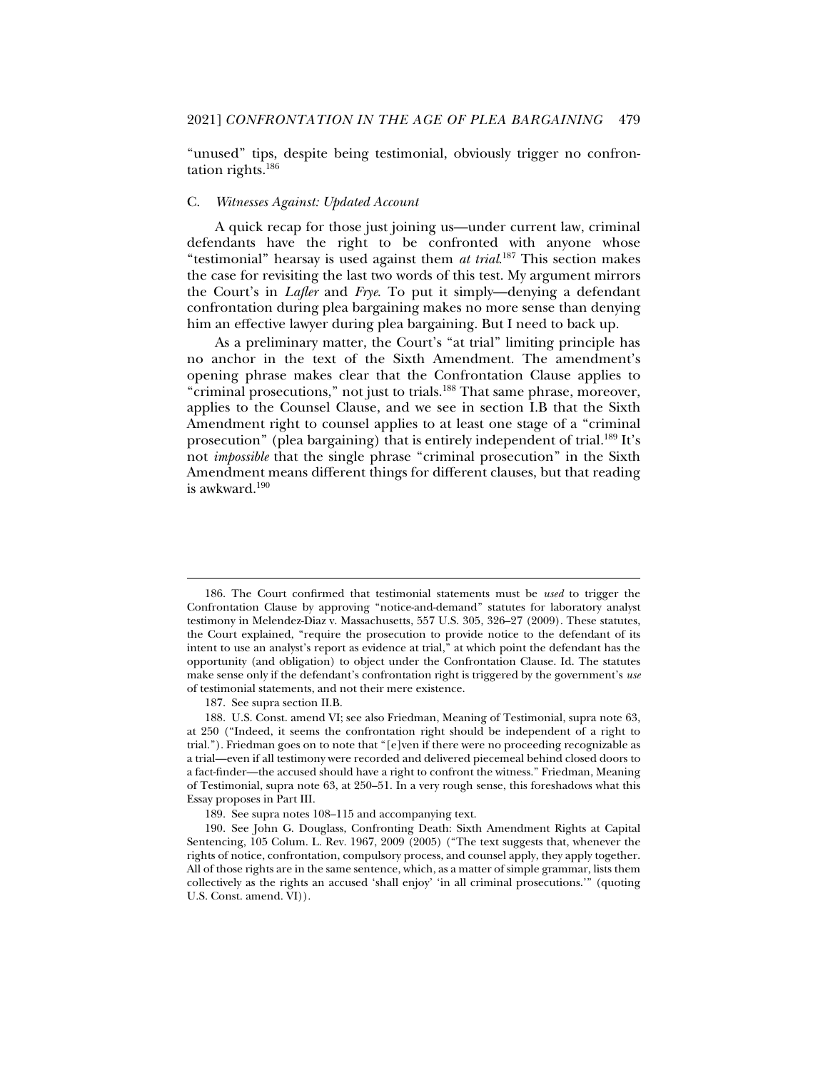"unused" tips, despite being testimonial, obviously trigger no confrontation rights.[186]

### C. *Witnesses Against: Updated Account*

A quick recap for those just joining us—under current law, criminal defendants have the right to be confronted with anyone whose "testimonial" hearsay is used against them *at trial*.[187] This section makes the case for revisiting the last two words of this test. My argument mirrors the Court's in *Lafler* and *Frye*. To put it simply—denying a defendant confrontation during plea bargaining makes no more sense than denying him an effective lawyer during plea bargaining. But I need to back up.

As a preliminary matter, the Court's "at trial" limiting principle has no anchor in the text of the Sixth Amendment. The amendment's opening phrase makes clear that the Confrontation Clause applies to "criminal prosecutions," not just to trials.[188] That same phrase, moreover, applies to the Counsel Clause, and we see in section I.B that the Sixth Amendment right to counsel applies to at least one stage of a "criminal prosecution" (plea bargaining) that is entirely independent of trial.[189] It's not *impossible* that the single phrase "criminal prosecution" in the Sixth Amendment means different things for different clauses, but that reading is awkward.[190]

---

186. The Court confirmed that testimonial statements must be *used* to trigger the Confrontation Clause by approving "notice-and-demand" statutes for laboratory analyst testimony in Melendez-Diaz v. Massachusetts, 557 U.S. 305, 326–27 (2009). These statutes, the Court explained, "require the prosecution to provide notice to the defendant of its intent to use an analyst's report as evidence at trial," at which point the defendant has the opportunity (and obligation) to object under the Confrontation Clause. Id. The statutes make sense only if the defendant's confrontation right is triggered by the government's *use* of testimonial statements, and not their mere existence.

187. See supra section II.B.

188. U.S. Const. amend VI; see also Friedman, Meaning of Testimonial, supra note 63, at 250 ("Indeed, it seems the confrontation right should be independent of a right to trial."). Friedman goes on to note that "[e]ven if there were no proceeding recognizable as a trial—even if all testimony were recorded and delivered piecemeal behind closed doors to a fact-finder—the accused should have a right to confront the witness." Friedman, Meaning of Testimonial, supra note 63, at 250–51. In a very rough sense, this foreshadows what this Essay proposes in Part III.

189. See supra notes 108–115 and accompanying text.

190. See John G. Douglass, Confronting Death: Sixth Amendment Rights at Capital Sentencing, 105 Colum. L. Rev. 1967, 2009 (2005) ("The text suggests that, whenever the rights of notice, confrontation, compulsory process, and counsel apply, they apply together. All of those rights are in the same sentence, which, as a matter of simple grammar, lists them collectively as the rights an accused 'shall enjoy' 'in all criminal prosecutions.'" (quoting U.S. Const. amend. VI)).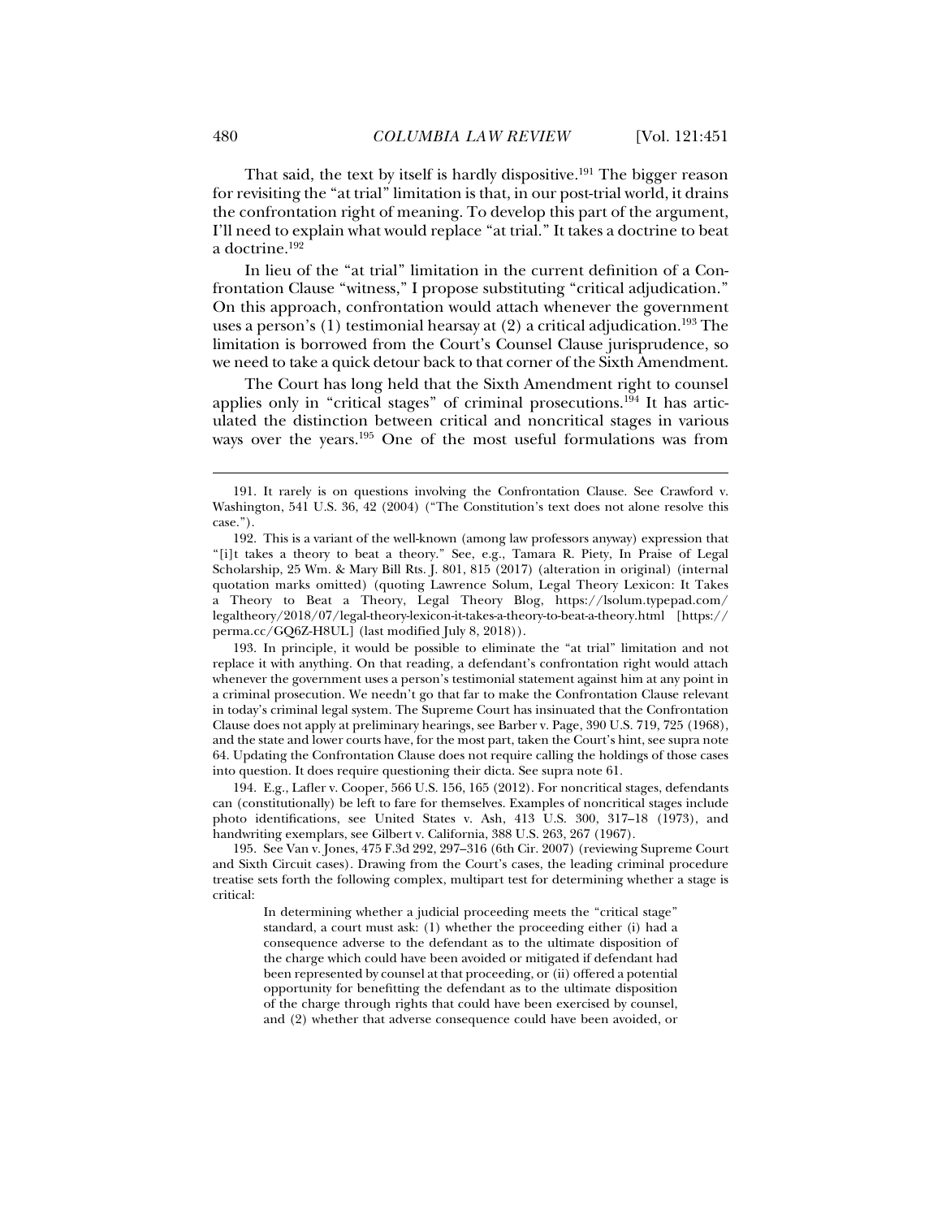That said, the text by itself is hardly dispositive.[191] The bigger reason for revisiting the "at trial" limitation is that, in our post-trial world, it drains the confrontation right of meaning. To develop this part of the argument, I'll need to explain what would replace "at trial." It takes a doctrine to beat a doctrine.[192]

In lieu of the "at trial" limitation in the current definition of a Confrontation Clause "witness," I propose substituting "critical adjudication." On this approach, confrontation would attach whenever the government uses a person's (1) testimonial hearsay at (2) a critical adjudication.[193] The limitation is borrowed from the Court's Counsel Clause jurisprudence, so we need to take a quick detour back to that corner of the Sixth Amendment.

The Court has long held that the Sixth Amendment right to counsel applies only in "critical stages" of criminal prosecutions.[194] It has articulated the distinction between critical and noncritical stages in various ways over the years.[195] One of the most useful formulations was from

---

191. It rarely is on questions involving the Confrontation Clause. See Crawford v. Washington, 541 U.S. 36, 42 (2004) ("The Constitution's text does not alone resolve this case.").

192. This is a variant of the well-known (among law professors anyway) expression that "[i]t takes a theory to beat a theory." See, e.g., Tamara R. Piety, In Praise of Legal Scholarship, 25 Wm. & Mary Bill Rts. J. 801, 815 (2017) (alteration in original) (internal quotation marks omitted) (quoting Lawrence Solum, Legal Theory Lexicon: It Takes a Theory to Beat a Theory, Legal Theory Blog, https://lsolum.typepad.com/legaltheory/2018/07/legal-theory-lexicon-it-takes-a-theory-to-beat-a-theory.html [https://perma.cc/GQ6Z-H8UL] (last modified July 8, 2018)).

193. In principle, it would be possible to eliminate the "at trial" limitation and not replace it with anything. On that reading, a defendant's confrontation right would attach whenever the government uses a person's testimonial statement against him at any point in a criminal prosecution. We needn't go that far to make the Confrontation Clause relevant in today's criminal legal system. The Supreme Court has insinuated that the Confrontation Clause does not apply at preliminary hearings, see Barber v. Page, 390 U.S. 719, 725 (1968), and the state and lower courts have, for the most part, taken the Court's hint, see supra note 64. Updating the Confrontation Clause does not require calling the holdings of those cases into question. It does require questioning their dicta. See supra note 61.

194. E.g., Lafler v. Cooper, 566 U.S. 156, 165 (2012). For noncritical stages, defendants can (constitutionally) be left to fare for themselves. Examples of noncritical stages include photo identifications, see United States v. Ash, 413 U.S. 300, 317–18 (1973), and handwriting exemplars, see Gilbert v. California, 388 U.S. 263, 267 (1967).

195. See Van v. Jones, 475 F.3d 292, 297–316 (6th Cir. 2007) (reviewing Supreme Court and Sixth Circuit cases). Drawing from the Court's cases, the leading criminal procedure treatise sets forth the following complex, multipart test for determining whether a stage is critical:

> In determining whether a judicial proceeding meets the "critical stage" standard, a court must ask: (1) whether the proceeding either (i) had a consequence adverse to the defendant as to the ultimate disposition of the charge which could have been avoided or mitigated if defendant had been represented by counsel at that proceeding, or (ii) offered a potential opportunity for benefitting the defendant as to the ultimate disposition of the charge through rights that could have been exercised by counsel, and (2) whether that adverse consequence could have been avoided, or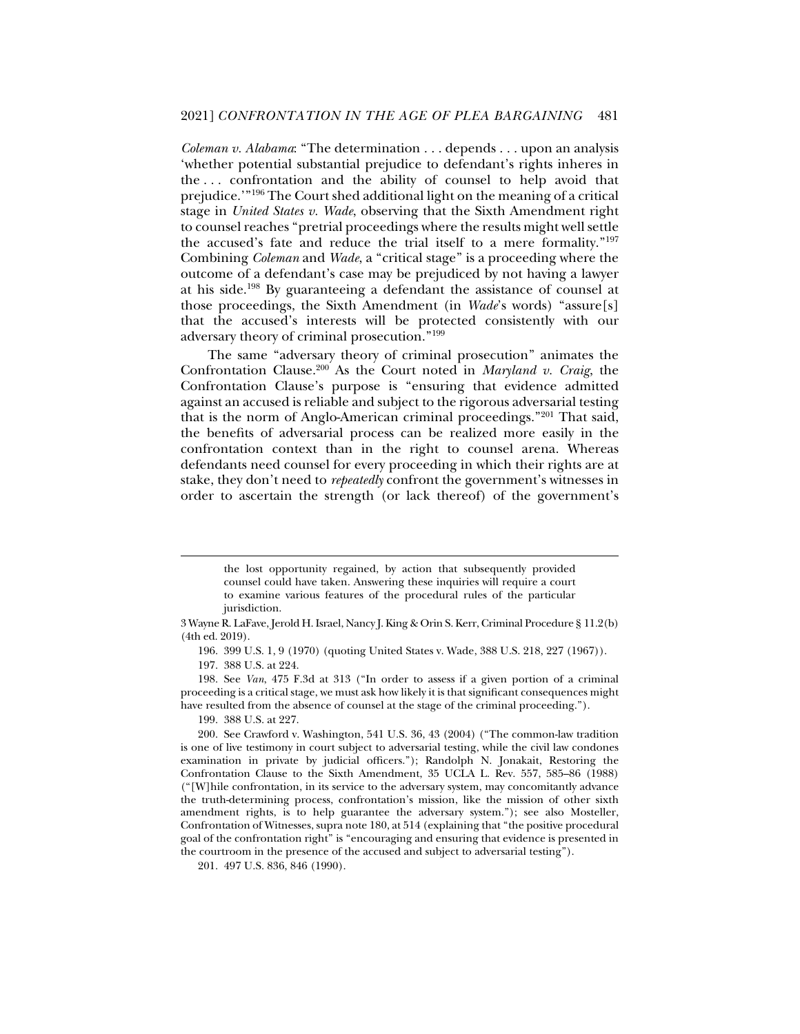*Coleman v. Alabama*: "The determination . . . depends . . . upon an analysis 'whether potential substantial prejudice to defendant's rights inheres in the . . . confrontation and the ability of counsel to help avoid that prejudice.'"[196] The Court shed additional light on the meaning of a critical stage in *United States v. Wade*, observing that the Sixth Amendment right to counsel reaches "pretrial proceedings where the results might well settle the accused's fate and reduce the trial itself to a mere formality."[197] Combining *Coleman* and *Wade*, a "critical stage" is a proceeding where the outcome of a defendant's case may be prejudiced by not having a lawyer at his side.[198] By guaranteeing a defendant the assistance of counsel at those proceedings, the Sixth Amendment (in *Wade*'s words) "assure[s] that the accused's interests will be protected consistently with our adversary theory of criminal prosecution."[199]

The same "adversary theory of criminal prosecution" animates the Confrontation Clause.[200] As the Court noted in *Maryland v. Craig*, the Confrontation Clause's purpose is "ensuring that evidence admitted against an accused is reliable and subject to the rigorous adversarial testing that is the norm of Anglo-American criminal proceedings."[201] That said, the benefits of adversarial process can be realized more easily in the confrontation context than in the right to counsel arena. Whereas defendants need counsel for every proceeding in which their rights are at stake, they don't need to *repeatedly* confront the government's witnesses in order to ascertain the strength (or lack thereof) of the government's

---

> the lost opportunity regained, by action that subsequently provided counsel could have taken. Answering these inquiries will require a court to examine various features of the procedural rules of the particular jurisdiction.

3 Wayne R. LaFave, Jerold H. Israel, Nancy J. King & Orin S. Kerr, Criminal Procedure § 11.2(b) (4th ed. 2019).

196. 399 U.S. 1, 9 (1970) (quoting United States v. Wade, 388 U.S. 218, 227 (1967)).

197. 388 U.S. at 224.

198. See *Van*, 475 F.3d at 313 ("In order to assess if a given portion of a criminal proceeding is a critical stage, we must ask how likely it is that significant consequences might have resulted from the absence of counsel at the stage of the criminal proceeding.").

199. 388 U.S. at 227.

200. See Crawford v. Washington, 541 U.S. 36, 43 (2004) ("The common-law tradition is one of live testimony in court subject to adversarial testing, while the civil law condones examination in private by judicial officers."); Randolph N. Jonakait, Restoring the Confrontation Clause to the Sixth Amendment, 35 UCLA L. Rev. 557, 585–86 (1988) ("[W]hile confrontation, in its service to the adversary system, may concomitantly advance the truth-determining process, confrontation's mission, like the mission of other sixth amendment rights, is to help guarantee the adversary system."); see also Mosteller, Confrontation of Witnesses, supra note 180, at 514 (explaining that "the positive procedural goal of the confrontation right" is "encouraging and ensuring that evidence is presented in the courtroom in the presence of the accused and subject to adversarial testing").

201. 497 U.S. 836, 846 (1990).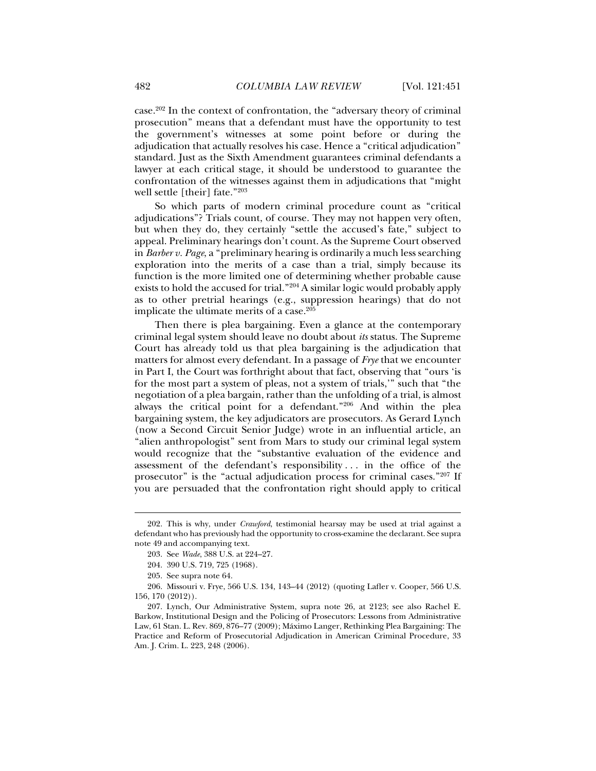case.[202] In the context of confrontation, the "adversary theory of criminal prosecution" means that a defendant must have the opportunity to test the government's witnesses at some point before or during the adjudication that actually resolves his case. Hence a "critical adjudication" standard. Just as the Sixth Amendment guarantees criminal defendants a lawyer at each critical stage, it should be understood to guarantee the confrontation of the witnesses against them in adjudications that "might well settle [their] fate."[203]

So which parts of modern criminal procedure count as "critical adjudications"? Trials count, of course. They may not happen very often, but when they do, they certainly "settle the accused's fate," subject to appeal. Preliminary hearings don't count. As the Supreme Court observed in *Barber v. Page*, a "preliminary hearing is ordinarily a much less searching exploration into the merits of a case than a trial, simply because its function is the more limited one of determining whether probable cause exists to hold the accused for trial."[204] A similar logic would probably apply as to other pretrial hearings (e.g., suppression hearings) that do not implicate the ultimate merits of a case.[205]

Then there is plea bargaining. Even a glance at the contemporary criminal legal system should leave no doubt about *its* status. The Supreme Court has already told us that plea bargaining is the adjudication that matters for almost every defendant. In a passage of *Frye* that we encounter in Part I, the Court was forthright about that fact, observing that "ours 'is for the most part a system of pleas, not a system of trials,'" such that "the negotiation of a plea bargain, rather than the unfolding of a trial, is almost always the critical point for a defendant."[206] And within the plea bargaining system, the key adjudicators are prosecutors. As Gerard Lynch (now a Second Circuit Senior Judge) wrote in an influential article, an "alien anthropologist" sent from Mars to study our criminal legal system would recognize that the "substantive evaluation of the evidence and assessment of the defendant's responsibility . . . in the office of the prosecutor" is the "actual adjudication process for criminal cases."[207] If you are persuaded that the confrontation right should apply to critical

---

202. This is why, under *Crawford*, testimonial hearsay may be used at trial against a defendant who has previously had the opportunity to cross-examine the declarant. See supra note 49 and accompanying text.

203. See *Wade*, 388 U.S. at 224–27.

204. 390 U.S. 719, 725 (1968).

205. See supra note 64.

206. Missouri v. Frye, 566 U.S. 134, 143–44 (2012) (quoting Lafler v. Cooper, 566 U.S. 156, 170 (2012)).

207. Lynch, Our Administrative System, supra note 26, at 2123; see also Rachel E. Barkow, Institutional Design and the Policing of Prosecutors: Lessons from Administrative Law, 61 Stan. L. Rev. 869, 876–77 (2009); Máximo Langer, Rethinking Plea Bargaining: The Practice and Reform of Prosecutorial Adjudication in American Criminal Procedure, 33 Am. J. Crim. L. 223, 248 (2006).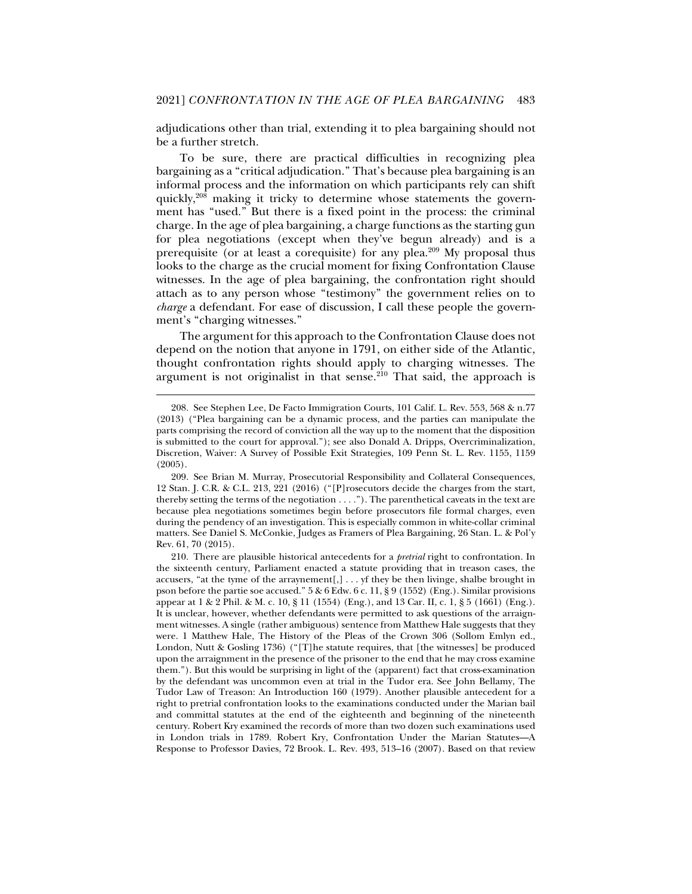adjudications other than trial, extending it to plea bargaining should not be a further stretch.

To be sure, there are practical difficulties in recognizing plea bargaining as a "critical adjudication." That's because plea bargaining is an informal process and the information on which participants rely can shift quickly,[208] making it tricky to determine whose statements the government has "used." But there is a fixed point in the process: the criminal charge. In the age of plea bargaining, a charge functions as the starting gun for plea negotiations (except when they've begun already) and is a prerequisite (or at least a corequisite) for any plea.[209] My proposal thus looks to the charge as the crucial moment for fixing Confrontation Clause witnesses. In the age of plea bargaining, the confrontation right should attach as to any person whose "testimony" the government relies on to *charge* a defendant. For ease of discussion, I call these people the government's "charging witnesses."

The argument for this approach to the Confrontation Clause does not depend on the notion that anyone in 1791, on either side of the Atlantic, thought confrontation rights should apply to charging witnesses. The argument is not originalist in that sense.[210] That said, the approach is

---

208. See Stephen Lee, De Facto Immigration Courts, 101 Calif. L. Rev. 553, 568 & n.77 (2013) ("Plea bargaining can be a dynamic process, and the parties can manipulate the parts comprising the record of conviction all the way up to the moment that the disposition is submitted to the court for approval."); see also Donald A. Dripps, Overcriminalization, Discretion, Waiver: A Survey of Possible Exit Strategies, 109 Penn St. L. Rev. 1155, 1159 (2005).

209. See Brian M. Murray, Prosecutorial Responsibility and Collateral Consequences, 12 Stan. J. C.R. & C.L. 213, 221 (2016) ("[P]rosecutors decide the charges from the start, thereby setting the terms of the negotiation . . . ."). The parenthetical caveats in the text are because plea negotiations sometimes begin before prosecutors file formal charges, even during the pendency of an investigation. This is especially common in white-collar criminal matters. See Daniel S. McConkie, Judges as Framers of Plea Bargaining, 26 Stan. L. & Pol'y Rev. 61, 70 (2015).

210. There are plausible historical antecedents for a *pretrial* right to confrontation. In the sixteenth century, Parliament enacted a statute providing that in treason cases, the accusers, "at the tyme of the arraynement[,] . . . yf they be then livinge, shalbe brought in pson before the partie soe accused." 5 & 6 Edw. 6 c. 11, § 9 (1552) (Eng.). Similar provisions appear at 1 & 2 Phil. & M. c. 10, § 11 (1554) (Eng.), and 13 Car. II, c. 1, § 5 (1661) (Eng.). It is unclear, however, whether defendants were permitted to ask questions of the arraignment witnesses. A single (rather ambiguous) sentence from Matthew Hale suggests that they were. 1 Matthew Hale, The History of the Pleas of the Crown 306 (Sollom Emlyn ed., London, Nutt & Gosling 1736) ("[T]he statute requires, that [the witnesses] be produced upon the arraignment in the presence of the prisoner to the end that he may cross examine them."). But this would be surprising in light of the (apparent) fact that cross-examination by the defendant was uncommon even at trial in the Tudor era. See John Bellamy, The Tudor Law of Treason: An Introduction 160 (1979). Another plausible antecedent for a right to pretrial confrontation looks to the examinations conducted under the Marian bail and committal statutes at the end of the eighteenth and beginning of the nineteenth century. Robert Kry examined the records of more than two dozen such examinations used in London trials in 1789. Robert Kry, Confrontation Under the Marian Statutes—A Response to Professor Davies, 72 Brook. L. Rev. 493, 513–16 (2007). Based on that review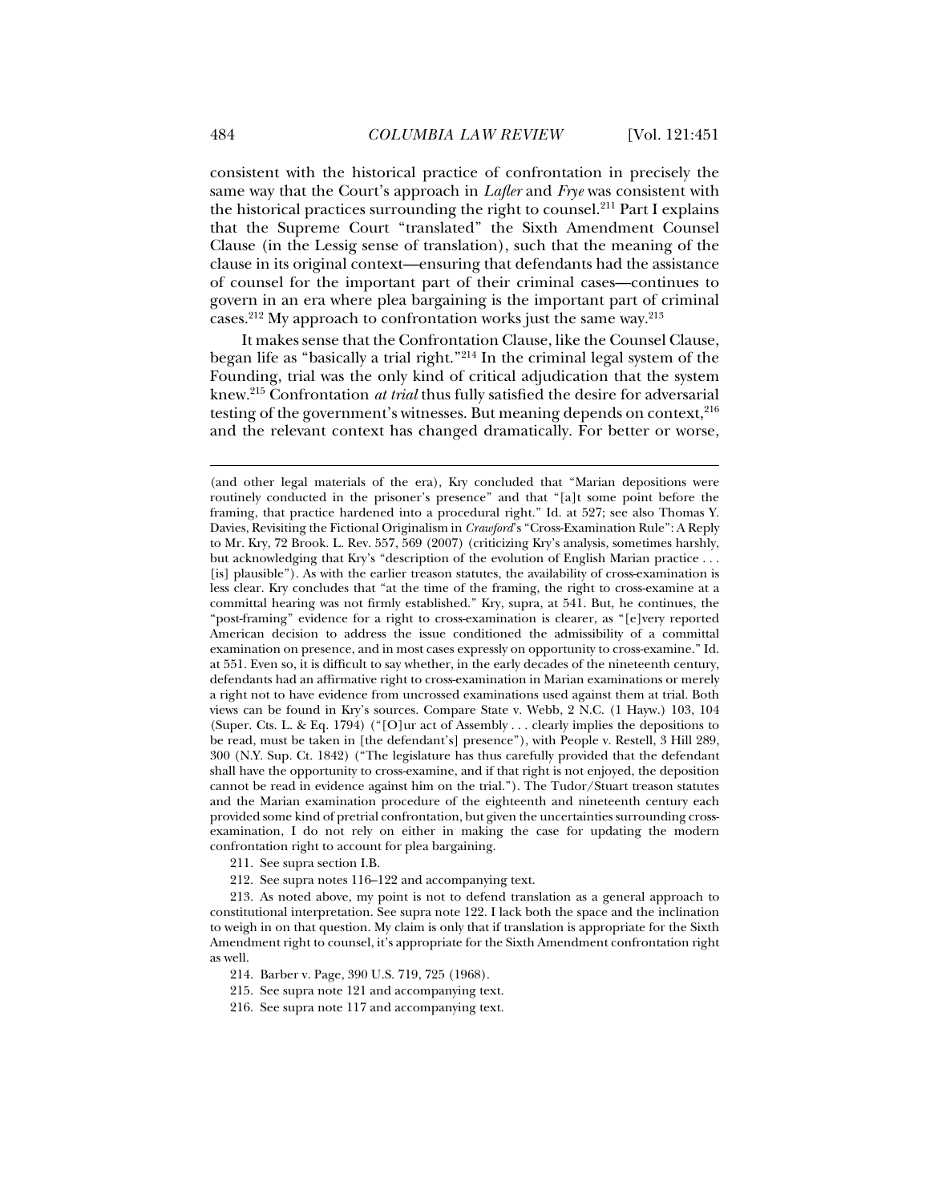consistent with the historical practice of confrontation in precisely the same way that the Court's approach in *Lafler* and *Frye* was consistent with the historical practices surrounding the right to counsel.[211] Part I explains that the Supreme Court "translated" the Sixth Amendment Counsel Clause (in the Lessig sense of translation), such that the meaning of the clause in its original context—ensuring that defendants had the assistance of counsel for the important part of their criminal cases—continues to govern in an era where plea bargaining is the important part of criminal cases.[212] My approach to confrontation works just the same way.[213]

It makes sense that the Confrontation Clause, like the Counsel Clause, began life as "basically a trial right."[214] In the criminal legal system of the Founding, trial was the only kind of critical adjudication that the system knew.[215] Confrontation *at trial* thus fully satisfied the desire for adversarial testing of the government's witnesses. But meaning depends on context,[216] and the relevant context has changed dramatically. For better or worse,

---

(and other legal materials of the era), Kry concluded that "Marian depositions were routinely conducted in the prisoner's presence" and that "[a]t some point before the framing, that practice hardened into a procedural right." Id. at 527; see also Thomas Y. Davies, Revisiting the Fictional Originalism in *Crawford*'s "Cross-Examination Rule": A Reply to Mr. Kry, 72 Brook. L. Rev. 557, 569 (2007) (criticizing Kry's analysis, sometimes harshly, but acknowledging that Kry's "description of the evolution of English Marian practice . . . [is] plausible"). As with the earlier treason statutes, the availability of cross-examination is less clear. Kry concludes that "at the time of the framing, the right to cross-examine at a committal hearing was not firmly established." Kry, supra, at 541. But, he continues, the "post-framing" evidence for a right to cross-examination is clearer, as "[e]very reported American decision to address the issue conditioned the admissibility of a committal examination on presence, and in most cases expressly on opportunity to cross-examine." Id. at 551. Even so, it is difficult to say whether, in the early decades of the nineteenth century, defendants had an affirmative right to cross-examination in Marian examinations or merely a right not to have evidence from uncrossed examinations used against them at trial. Both views can be found in Kry's sources. Compare State v. Webb, 2 N.C. (1 Hayw.) 103, 104 (Super. Cts. L. & Eq. 1794) ("[O]ur act of Assembly . . . clearly implies the depositions to be read, must be taken in [the defendant's] presence"), with People v. Restell, 3 Hill 289, 300 (N.Y. Sup. Ct. 1842) ("The legislature has thus carefully provided that the defendant shall have the opportunity to cross-examine, and if that right is not enjoyed, the deposition cannot be read in evidence against him on the trial."). The Tudor/Stuart treason statutes and the Marian examination procedure of the eighteenth and nineteenth century each provided some kind of pretrial confrontation, but given the uncertainties surrounding cross-examination, I do not rely on either in making the case for updating the modern confrontation right to account for plea bargaining.

211. See supra section I.B.

212. See supra notes 116–122 and accompanying text.

213. As noted above, my point is not to defend translation as a general approach to constitutional interpretation. See supra note 122. I lack both the space and the inclination to weigh in on that question. My claim is only that if translation is appropriate for the Sixth Amendment right to counsel, it's appropriate for the Sixth Amendment confrontation right as well.

214. Barber v. Page, 390 U.S. 719, 725 (1968).

215. See supra note 121 and accompanying text.

216. See supra note 117 and accompanying text.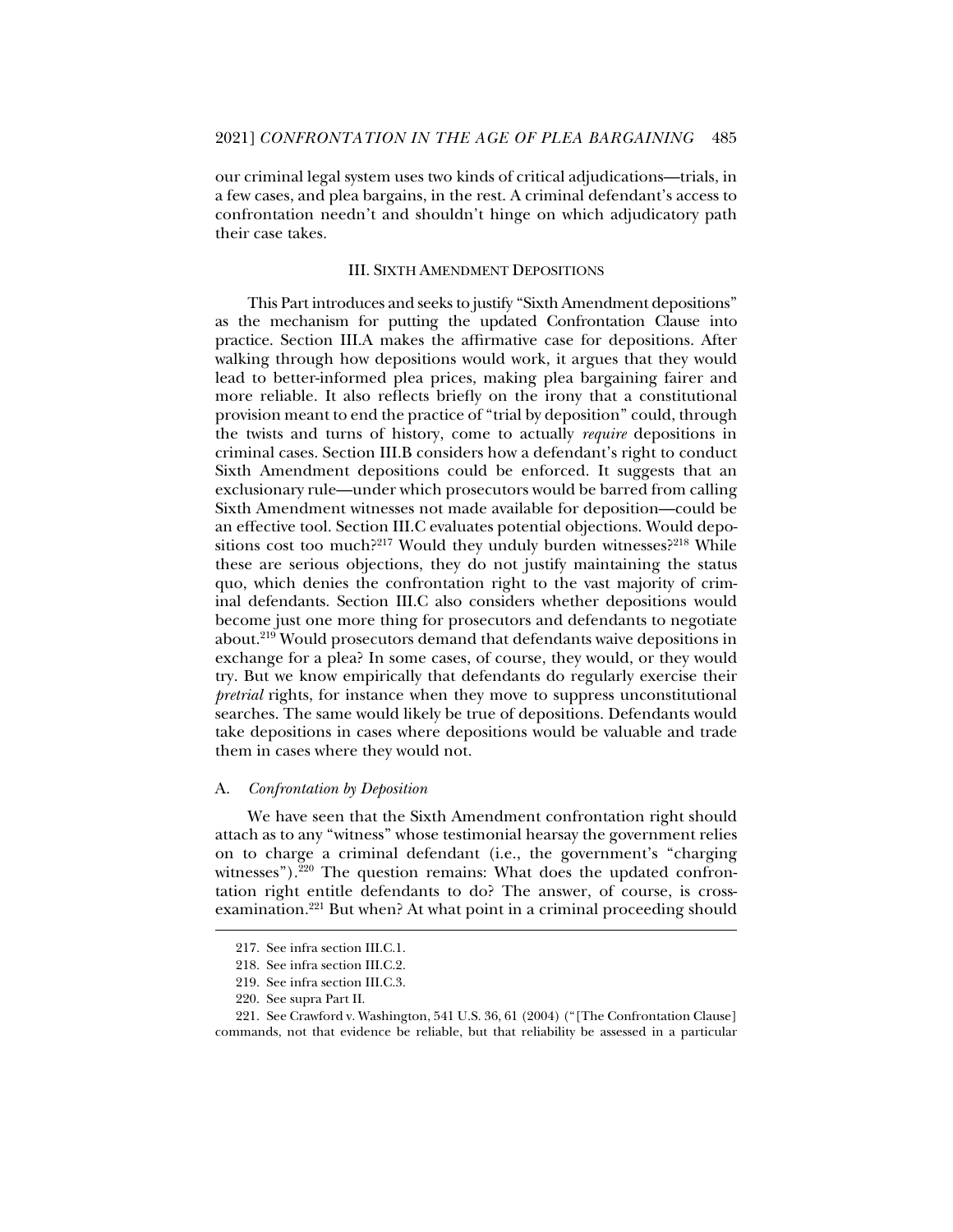our criminal legal system uses two kinds of critical adjudications—trials, in a few cases, and plea bargains, in the rest. A criminal defendant's access to confrontation needn't and shouldn't hinge on which adjudicatory path their case takes.

## III. SIXTH AMENDMENT DEPOSITIONS

This Part introduces and seeks to justify "Sixth Amendment depositions" as the mechanism for putting the updated Confrontation Clause into practice. Section III.A makes the affirmative case for depositions. After walking through how depositions would work, it argues that they would lead to better-informed plea prices, making plea bargaining fairer and more reliable. It also reflects briefly on the irony that a constitutional provision meant to end the practice of "trial by deposition" could, through the twists and turns of history, come to actually *require* depositions in criminal cases. Section III.B considers how a defendant's right to conduct Sixth Amendment depositions could be enforced. It suggests that an exclusionary rule—under which prosecutors would be barred from calling Sixth Amendment witnesses not made available for deposition—could be an effective tool. Section III.C evaluates potential objections. Would depositions cost too much?[217] Would they unduly burden witnesses?[218] While these are serious objections, they do not justify maintaining the status quo, which denies the confrontation right to the vast majority of criminal defendants. Section III.C also considers whether depositions would become just one more thing for prosecutors and defendants to negotiate about.[219] Would prosecutors demand that defendants waive depositions in exchange for a plea? In some cases, of course, they would, or they would try. But we know empirically that defendants do regularly exercise their *pretrial* rights, for instance when they move to suppress unconstitutional searches. The same would likely be true of depositions. Defendants would take depositions in cases where depositions would be valuable and trade them in cases where they would not.

### A. *Confrontation by Deposition*

We have seen that the Sixth Amendment confrontation right should attach as to any "witness" whose testimonial hearsay the government relies on to charge a criminal defendant (i.e., the government's "charging witnesses").[220] The question remains: What does the updated confrontation right entitle defendants to do? The answer, of course, is cross-examination.[221] But when? At what point in a criminal proceeding should

217. See infra section III.C.1.

218. See infra section III.C.2.

219. See infra section III.C.3.

220. See supra Part II.

221. See Crawford v. Washington, 541 U.S. 36, 61 (2004) ("[The Confrontation Clause] commands, not that evidence be reliable, but that reliability be assessed in a particular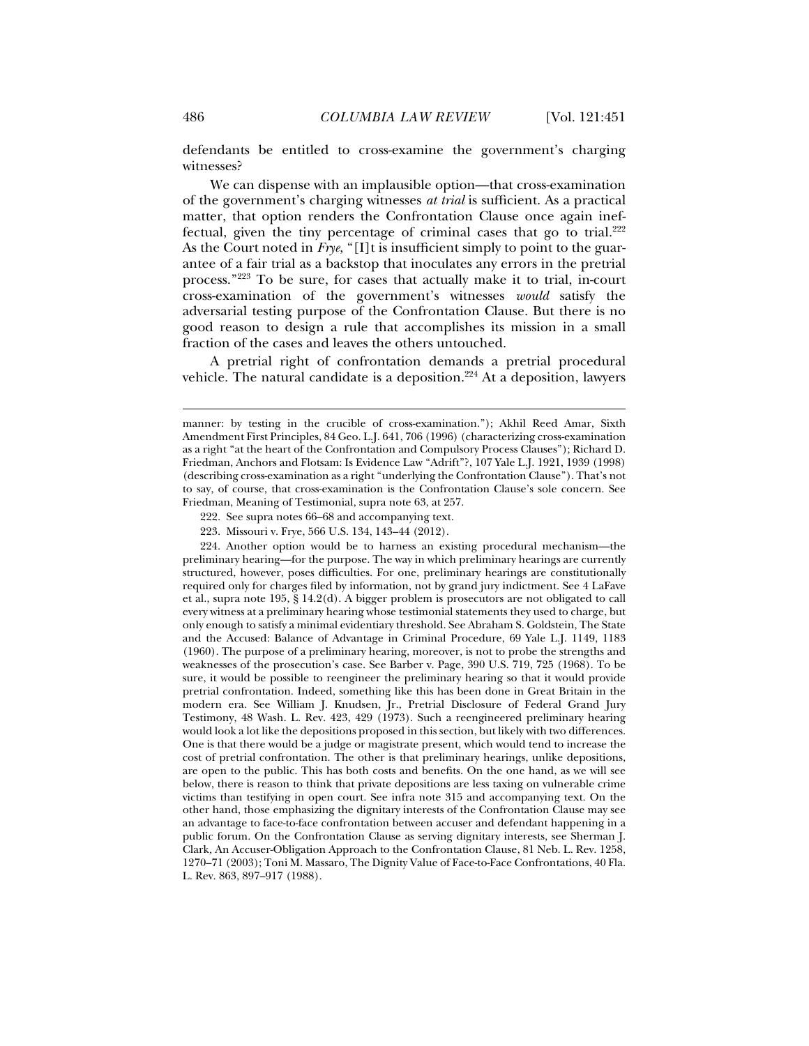defendants be entitled to cross-examine the government's charging witnesses?

We can dispense with an implausible option—that cross-examination of the government's charging witnesses *at trial* is sufficient. As a practical matter, that option renders the Confrontation Clause once again ineffectual, given the tiny percentage of criminal cases that go to trial.[222] As the Court noted in *Frye*, "[I]t is insufficient simply to point to the guarantee of a fair trial as a backstop that inoculates any errors in the pretrial process."[223] To be sure, for cases that actually make it to trial, in-court cross-examination of the government's witnesses *would* satisfy the adversarial testing purpose of the Confrontation Clause. But there is no good reason to design a rule that accomplishes its mission in a small fraction of the cases and leaves the others untouched.

A pretrial right of confrontation demands a pretrial procedural vehicle. The natural candidate is a deposition.[224] At a deposition, lawyers

---

manner: by testing in the crucible of cross-examination."); Akhil Reed Amar, Sixth Amendment First Principles, 84 Geo. L.J. 641, 706 (1996) (characterizing cross-examination as a right "at the heart of the Confrontation and Compulsory Process Clauses"); Richard D. Friedman, Anchors and Flotsam: Is Evidence Law "Adrift"?, 107 Yale L.J. 1921, 1939 (1998) (describing cross-examination as a right "underlying the Confrontation Clause"). That's not to say, of course, that cross-examination is the Confrontation Clause's sole concern. See Friedman, Meaning of Testimonial, supra note 63, at 257.

222. See supra notes 66–68 and accompanying text.

223. Missouri v. Frye, 566 U.S. 134, 143–44 (2012).

224. Another option would be to harness an existing procedural mechanism—the preliminary hearing—for the purpose. The way in which preliminary hearings are currently structured, however, poses difficulties. For one, preliminary hearings are constitutionally required only for charges filed by information, not by grand jury indictment. See 4 LaFave et al., supra note 195, § 14.2(d). A bigger problem is prosecutors are not obligated to call every witness at a preliminary hearing whose testimonial statements they used to charge, but only enough to satisfy a minimal evidentiary threshold. See Abraham S. Goldstein, The State and the Accused: Balance of Advantage in Criminal Procedure, 69 Yale L.J. 1149, 1183 (1960). The purpose of a preliminary hearing, moreover, is not to probe the strengths and weaknesses of the prosecution's case. See Barber v. Page, 390 U.S. 719, 725 (1968). To be sure, it would be possible to reengineer the preliminary hearing so that it would provide pretrial confrontation. Indeed, something like this has been done in Great Britain in the modern era. See William J. Knudsen, Jr., Pretrial Disclosure of Federal Grand Jury Testimony, 48 Wash. L. Rev. 423, 429 (1973). Such a reengineered preliminary hearing would look a lot like the depositions proposed in this section, but likely with two differences. One is that there would be a judge or magistrate present, which would tend to increase the cost of pretrial confrontation. The other is that preliminary hearings, unlike depositions, are open to the public. This has both costs and benefits. On the one hand, as we will see below, there is reason to think that private depositions are less taxing on vulnerable crime victims than testifying in open court. See infra note 315 and accompanying text. On the other hand, those emphasizing the dignitary interests of the Confrontation Clause may see an advantage to face-to-face confrontation between accuser and defendant happening in a public forum. On the Confrontation Clause as serving dignitary interests, see Sherman J. Clark, An Accuser-Obligation Approach to the Confrontation Clause, 81 Neb. L. Rev. 1258, 1270–71 (2003); Toni M. Massaro, The Dignity Value of Face-to-Face Confrontations, 40 Fla. L. Rev. 863, 897–917 (1988).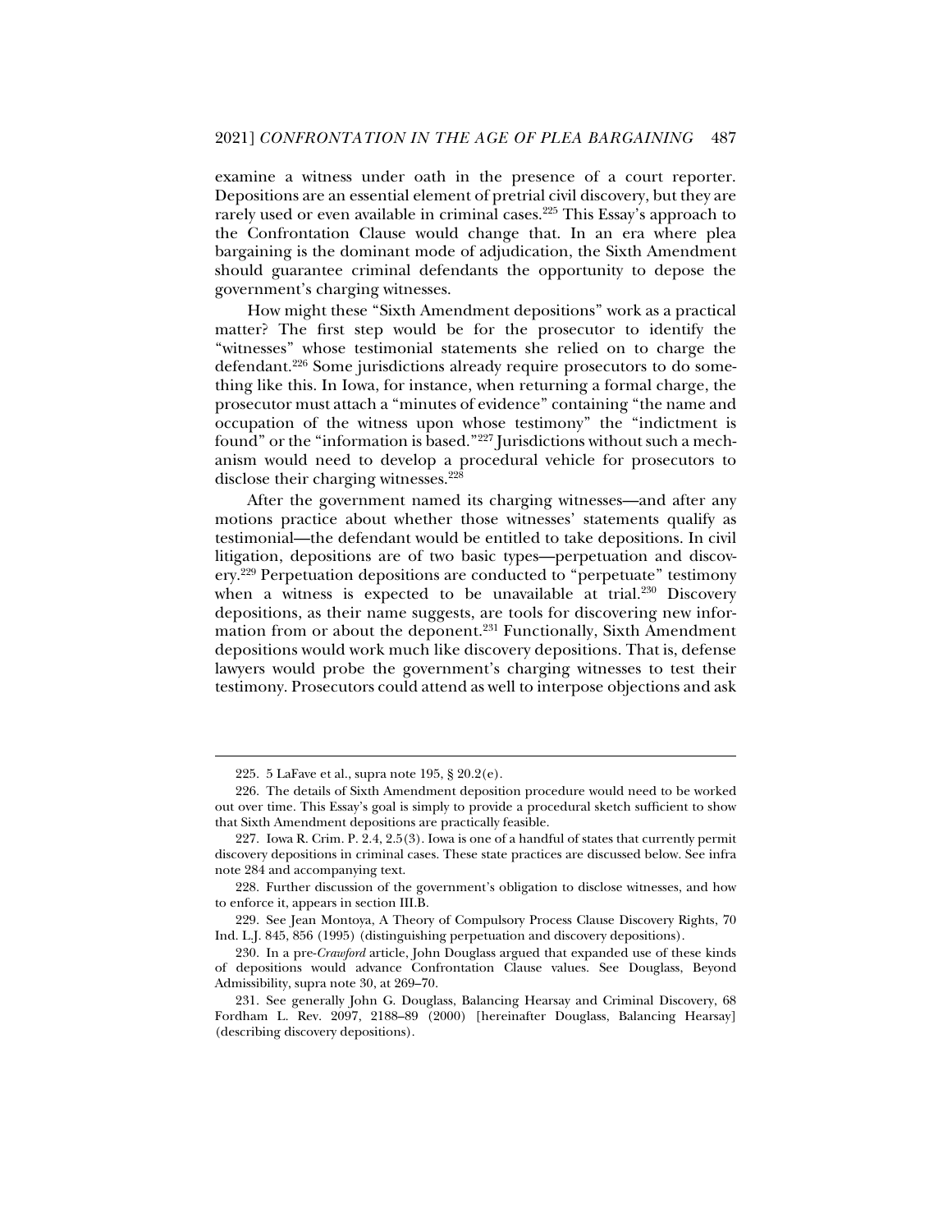examine a witness under oath in the presence of a court reporter. Depositions are an essential element of pretrial civil discovery, but they are rarely used or even available in criminal cases.[225] This Essay's approach to the Confrontation Clause would change that. In an era where plea bargaining is the dominant mode of adjudication, the Sixth Amendment should guarantee criminal defendants the opportunity to depose the government's charging witnesses.

How might these "Sixth Amendment depositions" work as a practical matter? The first step would be for the prosecutor to identify the "witnesses" whose testimonial statements she relied on to charge the defendant.[226] Some jurisdictions already require prosecutors to do something like this. In Iowa, for instance, when returning a formal charge, the prosecutor must attach a "minutes of evidence" containing "the name and occupation of the witness upon whose testimony" the "indictment is found" or the "information is based."[227] Jurisdictions without such a mechanism would need to develop a procedural vehicle for prosecutors to disclose their charging witnesses.[228]

After the government named its charging witnesses—and after any motions practice about whether those witnesses' statements qualify as testimonial—the defendant would be entitled to take depositions. In civil litigation, depositions are of two basic types—perpetuation and discovery.[229] Perpetuation depositions are conducted to "perpetuate" testimony when a witness is expected to be unavailable at trial.[230] Discovery depositions, as their name suggests, are tools for discovering new information from or about the deponent.[231] Functionally, Sixth Amendment depositions would work much like discovery depositions. That is, defense lawyers would probe the government's charging witnesses to test their testimony. Prosecutors could attend as well to interpose objections and ask

---

225. 5 LaFave et al., supra note 195, § 20.2(e).

226. The details of Sixth Amendment deposition procedure would need to be worked out over time. This Essay's goal is simply to provide a procedural sketch sufficient to show that Sixth Amendment depositions are practically feasible.

227. Iowa R. Crim. P. 2.4, 2.5(3). Iowa is one of a handful of states that currently permit discovery depositions in criminal cases. These state practices are discussed below. See infra note 284 and accompanying text.

228. Further discussion of the government's obligation to disclose witnesses, and how to enforce it, appears in section III.B.

229. See Jean Montoya, A Theory of Compulsory Process Clause Discovery Rights, 70 Ind. L.J. 845, 856 (1995) (distinguishing perpetuation and discovery depositions).

230. In a pre-*Crawford* article, John Douglass argued that expanded use of these kinds of depositions would advance Confrontation Clause values. See Douglass, Beyond Admissibility, supra note 30, at 269–70.

231. See generally John G. Douglass, Balancing Hearsay and Criminal Discovery, 68 Fordham L. Rev. 2097, 2188–89 (2000) [hereinafter Douglass, Balancing Hearsay] (describing discovery depositions).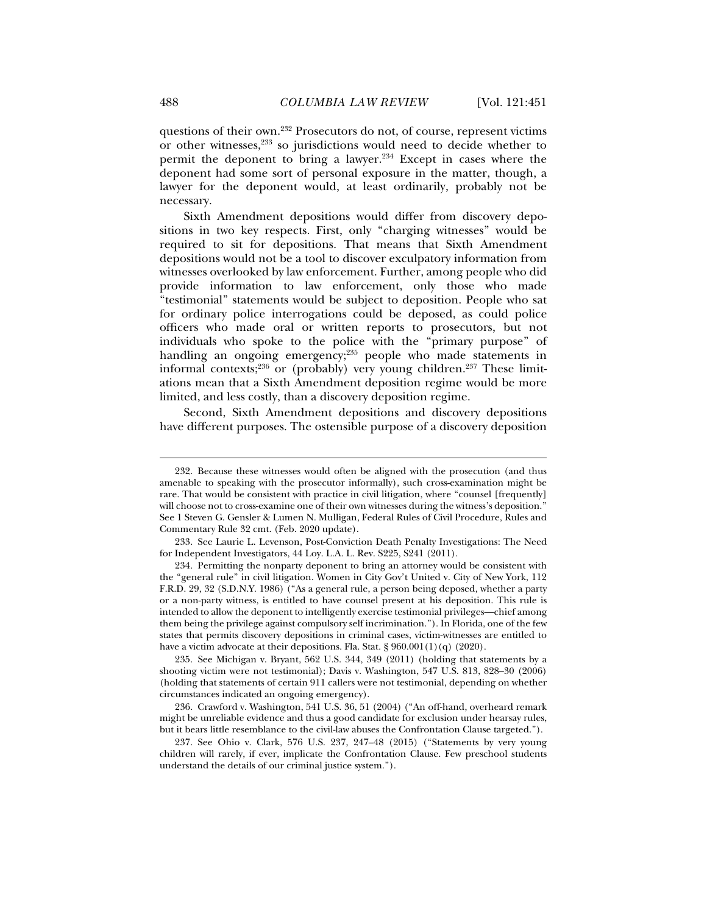questions of their own.[232] Prosecutors do not, of course, represent victims or other witnesses,[233] so jurisdictions would need to decide whether to permit the deponent to bring a lawyer.[234] Except in cases where the deponent had some sort of personal exposure in the matter, though, a lawyer for the deponent would, at least ordinarily, probably not be necessary.

Sixth Amendment depositions would differ from discovery depositions in two key respects. First, only "charging witnesses" would be required to sit for depositions. That means that Sixth Amendment depositions would not be a tool to discover exculpatory information from witnesses overlooked by law enforcement. Further, among people who did provide information to law enforcement, only those who made "testimonial" statements would be subject to deposition. People who sat for ordinary police interrogations could be deposed, as could police officers who made oral or written reports to prosecutors, but not individuals who spoke to the police with the "primary purpose" of handling an ongoing emergency;[235] people who made statements in informal contexts;[236] or (probably) very young children.[237] These limitations mean that a Sixth Amendment deposition regime would be more limited, and less costly, than a discovery deposition regime.

Second, Sixth Amendment depositions and discovery depositions have different purposes. The ostensible purpose of a discovery deposition

---

232. Because these witnesses would often be aligned with the prosecution (and thus amenable to speaking with the prosecutor informally), such cross-examination might be rare. That would be consistent with practice in civil litigation, where "counsel [frequently] will choose not to cross-examine one of their own witnesses during the witness's deposition." See 1 Steven G. Gensler & Lumen N. Mulligan, Federal Rules of Civil Procedure, Rules and Commentary Rule 32 cmt. (Feb. 2020 update).

233. See Laurie L. Levenson, Post-Conviction Death Penalty Investigations: The Need for Independent Investigators, 44 Loy. L.A. L. Rev. S225, S241 (2011).

234. Permitting the nonparty deponent to bring an attorney would be consistent with the "general rule" in civil litigation. Women in City Gov't United v. City of New York, 112 F.R.D. 29, 32 (S.D.N.Y. 1986) ("As a general rule, a person being deposed, whether a party or a non-party witness, is entitled to have counsel present at his deposition. This rule is intended to allow the deponent to intelligently exercise testimonial privileges—chief among them being the privilege against compulsory self incrimination."). In Florida, one of the few states that permits discovery depositions in criminal cases, victim-witnesses are entitled to have a victim advocate at their depositions. Fla. Stat. § 960.001(1)(q) (2020).

235. See Michigan v. Bryant, 562 U.S. 344, 349 (2011) (holding that statements by a shooting victim were not testimonial); Davis v. Washington, 547 U.S. 813, 828–30 (2006) (holding that statements of certain 911 callers were not testimonial, depending on whether circumstances indicated an ongoing emergency).

236. Crawford v. Washington, 541 U.S. 36, 51 (2004) ("An off-hand, overheard remark might be unreliable evidence and thus a good candidate for exclusion under hearsay rules, but it bears little resemblance to the civil-law abuses the Confrontation Clause targeted.").

237. See Ohio v. Clark, 576 U.S. 237, 247–48 (2015) ("Statements by very young children will rarely, if ever, implicate the Confrontation Clause. Few preschool students understand the details of our criminal justice system.").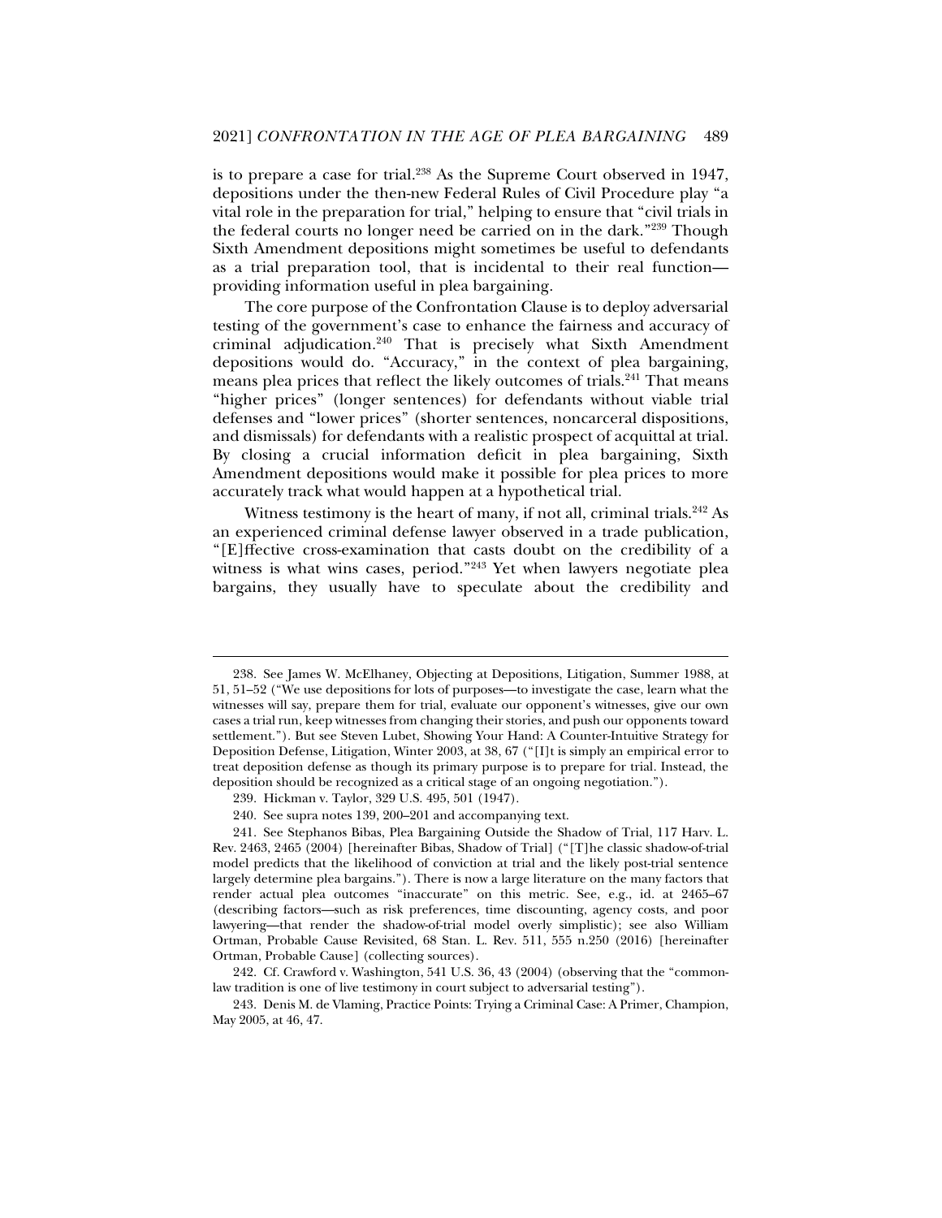is to prepare a case for trial.[238] As the Supreme Court observed in 1947, depositions under the then-new Federal Rules of Civil Procedure play "a vital role in the preparation for trial," helping to ensure that "civil trials in the federal courts no longer need be carried on in the dark."[239] Though Sixth Amendment depositions might sometimes be useful to defendants as a trial preparation tool, that is incidental to their real function—providing information useful in plea bargaining.

The core purpose of the Confrontation Clause is to deploy adversarial testing of the government's case to enhance the fairness and accuracy of criminal adjudication.[240] That is precisely what Sixth Amendment depositions would do. "Accuracy," in the context of plea bargaining, means plea prices that reflect the likely outcomes of trials.[241] That means "higher prices" (longer sentences) for defendants without viable trial defenses and "lower prices" (shorter sentences, noncarceral dispositions, and dismissals) for defendants with a realistic prospect of acquittal at trial. By closing a crucial information deficit in plea bargaining, Sixth Amendment depositions would make it possible for plea prices to more accurately track what would happen at a hypothetical trial.

Witness testimony is the heart of many, if not all, criminal trials.[242] As an experienced criminal defense lawyer observed in a trade publication, "[E]ffective cross-examination that casts doubt on the credibility of a witness is what wins cases, period."[243] Yet when lawyers negotiate plea bargains, they usually have to speculate about the credibility and

---

238. See James W. McElhaney, Objecting at Depositions, Litigation, Summer 1988, at 51, 51–52 ("We use depositions for lots of purposes—to investigate the case, learn what the witnesses will say, prepare them for trial, evaluate our opponent's witnesses, give our own cases a trial run, keep witnesses from changing their stories, and push our opponents toward settlement."). But see Steven Lubet, Showing Your Hand: A Counter-Intuitive Strategy for Deposition Defense, Litigation, Winter 2003, at 38, 67 ("[I]t is simply an empirical error to treat deposition defense as though its primary purpose is to prepare for trial. Instead, the deposition should be recognized as a critical stage of an ongoing negotiation.").

239. Hickman v. Taylor, 329 U.S. 495, 501 (1947).

240. See supra notes 139, 200–201 and accompanying text.

241. See Stephanos Bibas, Plea Bargaining Outside the Shadow of Trial, 117 Harv. L. Rev. 2463, 2465 (2004) [hereinafter Bibas, Shadow of Trial] ("[T]he classic shadow-of-trial model predicts that the likelihood of conviction at trial and the likely post-trial sentence largely determine plea bargains."). There is now a large literature on the many factors that render actual plea outcomes "inaccurate" on this metric. See, e.g., id. at 2465–67 (describing factors—such as risk preferences, time discounting, agency costs, and poor lawyering—that render the shadow-of-trial model overly simplistic); see also William Ortman, Probable Cause Revisited, 68 Stan. L. Rev. 511, 555 n.250 (2016) [hereinafter Ortman, Probable Cause] (collecting sources).

242. Cf. Crawford v. Washington, 541 U.S. 36, 43 (2004) (observing that the "common-law tradition is one of live testimony in court subject to adversarial testing").

243. Denis M. de Vlaming, Practice Points: Trying a Criminal Case: A Primer, Champion, May 2005, at 46, 47.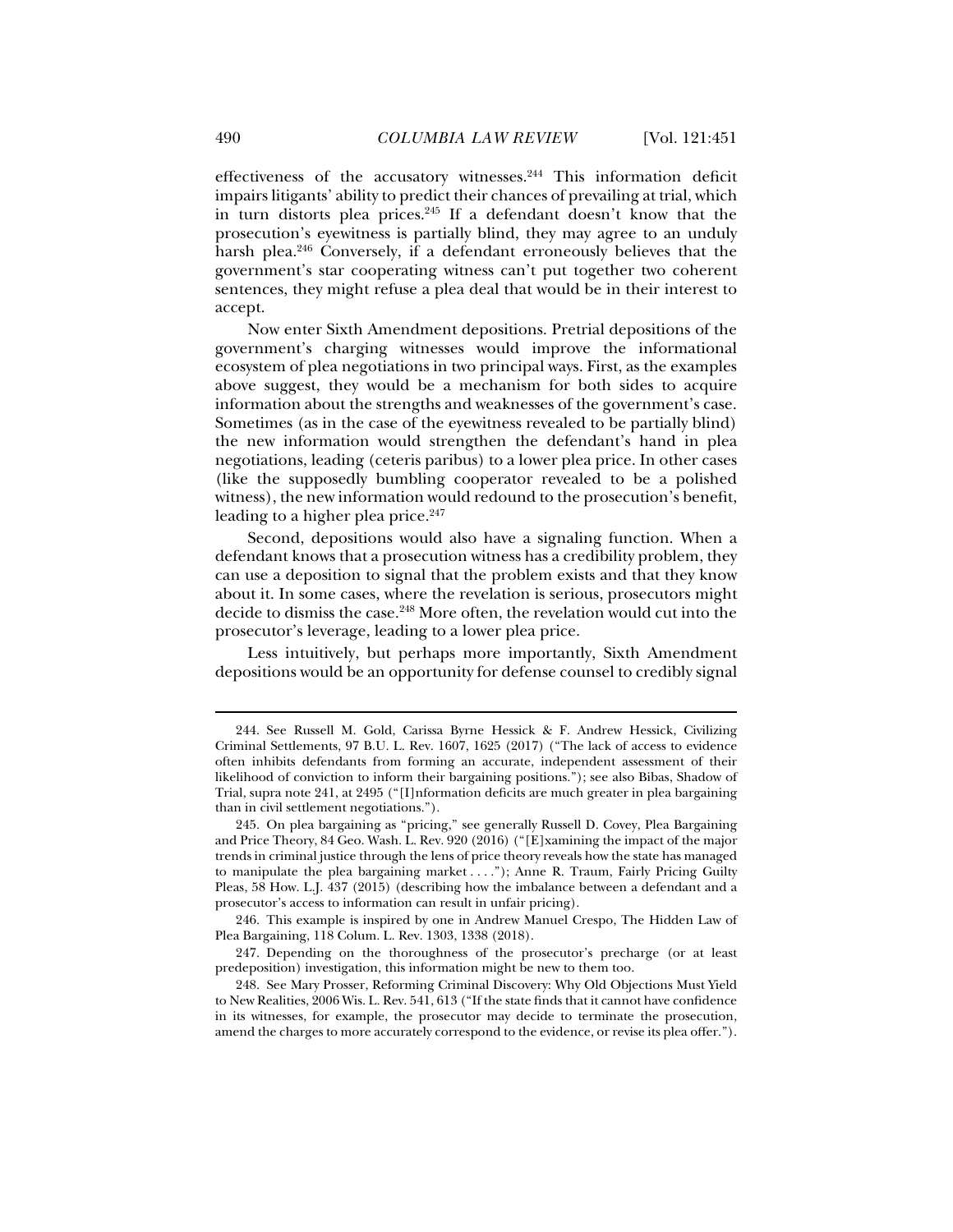effectiveness of the accusatory witnesses.[244] This information deficit impairs litigants' ability to predict their chances of prevailing at trial, which in turn distorts plea prices.[245] If a defendant doesn't know that the prosecution's eyewitness is partially blind, they may agree to an unduly harsh plea.[246] Conversely, if a defendant erroneously believes that the government's star cooperating witness can't put together two coherent sentences, they might refuse a plea deal that would be in their interest to accept.

Now enter Sixth Amendment depositions. Pretrial depositions of the government's charging witnesses would improve the informational ecosystem of plea negotiations in two principal ways. First, as the examples above suggest, they would be a mechanism for both sides to acquire information about the strengths and weaknesses of the government's case. Sometimes (as in the case of the eyewitness revealed to be partially blind) the new information would strengthen the defendant's hand in plea negotiations, leading (ceteris paribus) to a lower plea price. In other cases (like the supposedly bumbling cooperator revealed to be a polished witness), the new information would redound to the prosecution's benefit, leading to a higher plea price.[247]

Second, depositions would also have a signaling function. When a defendant knows that a prosecution witness has a credibility problem, they can use a deposition to signal that the problem exists and that they know about it. In some cases, where the revelation is serious, prosecutors might decide to dismiss the case.[248] More often, the revelation would cut into the prosecutor's leverage, leading to a lower plea price.

Less intuitively, but perhaps more importantly, Sixth Amendment depositions would be an opportunity for defense counsel to credibly signal

---

244. See Russell M. Gold, Carissa Byrne Hessick & F. Andrew Hessick, Civilizing Criminal Settlements, 97 B.U. L. Rev. 1607, 1625 (2017) ("The lack of access to evidence often inhibits defendants from forming an accurate, independent assessment of their likelihood of conviction to inform their bargaining positions."); see also Bibas, Shadow of Trial, supra note 241, at 2495 ("[I]nformation deficits are much greater in plea bargaining than in civil settlement negotiations.").

245. On plea bargaining as "pricing," see generally Russell D. Covey, Plea Bargaining and Price Theory, 84 Geo. Wash. L. Rev. 920 (2016) ("[E]xamining the impact of the major trends in criminal justice through the lens of price theory reveals how the state has managed to manipulate the plea bargaining market . . . ."); Anne R. Traum, Fairly Pricing Guilty Pleas, 58 How. L.J. 437 (2015) (describing how the imbalance between a defendant and a prosecutor's access to information can result in unfair pricing).

246. This example is inspired by one in Andrew Manuel Crespo, The Hidden Law of Plea Bargaining, 118 Colum. L. Rev. 1303, 1338 (2018).

247. Depending on the thoroughness of the prosecutor's precharge (or at least predeposition) investigation, this information might be new to them too.

248. See Mary Prosser, Reforming Criminal Discovery: Why Old Objections Must Yield to New Realities, 2006 Wis. L. Rev. 541, 613 ("If the state finds that it cannot have confidence in its witnesses, for example, the prosecutor may decide to terminate the prosecution, amend the charges to more accurately correspond to the evidence, or revise its plea offer.").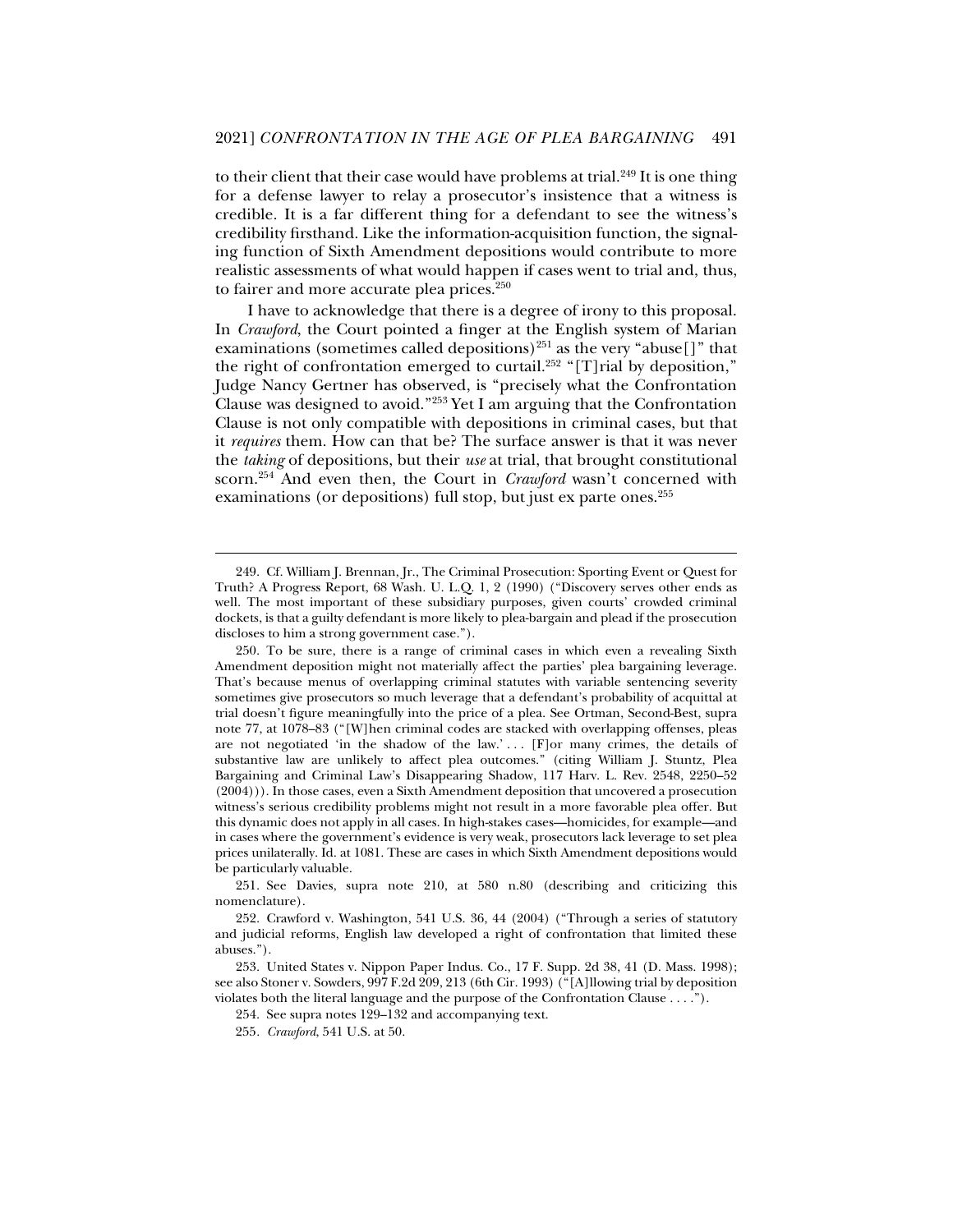to their client that their case would have problems at trial.[249] It is one thing for a defense lawyer to relay a prosecutor's insistence that a witness is credible. It is a far different thing for a defendant to see the witness's credibility firsthand. Like the information-acquisition function, the signaling function of Sixth Amendment depositions would contribute to more realistic assessments of what would happen if cases went to trial and, thus, to fairer and more accurate plea prices.[250]

I have to acknowledge that there is a degree of irony to this proposal. In *Crawford*, the Court pointed a finger at the English system of Marian examinations (sometimes called depositions)[251] as the very "abuse[]" that the right of confrontation emerged to curtail.[252] "[T]rial by deposition," Judge Nancy Gertner has observed, is "precisely what the Confrontation Clause was designed to avoid."[253] Yet I am arguing that the Confrontation Clause is not only compatible with depositions in criminal cases, but that it *requires* them. How can that be? The surface answer is that it was never the *taking* of depositions, but their *use* at trial, that brought constitutional scorn.[254] And even then, the Court in *Crawford* wasn't concerned with examinations (or depositions) full stop, but just ex parte ones.[255]

---

249. Cf. William J. Brennan, Jr., The Criminal Prosecution: Sporting Event or Quest for Truth? A Progress Report, 68 Wash. U. L.Q. 1, 2 (1990) ("Discovery serves other ends as well. The most important of these subsidiary purposes, given courts' crowded criminal dockets, is that a guilty defendant is more likely to plea-bargain and plead if the prosecution discloses to him a strong government case.").

250. To be sure, there is a range of criminal cases in which even a revealing Sixth Amendment deposition might not materially affect the parties' plea bargaining leverage. That's because menus of overlapping criminal statutes with variable sentencing severity sometimes give prosecutors so much leverage that a defendant's probability of acquittal at trial doesn't figure meaningfully into the price of a plea. See Ortman, Second-Best, supra note 77, at 1078–83 ("[W]hen criminal codes are stacked with overlapping offenses, pleas are not negotiated 'in the shadow of the law.' . . . [F]or many crimes, the details of substantive law are unlikely to affect plea outcomes." (citing William J. Stuntz, Plea Bargaining and Criminal Law's Disappearing Shadow, 117 Harv. L. Rev. 2548, 2250–52 (2004))). In those cases, even a Sixth Amendment deposition that uncovered a prosecution witness's serious credibility problems might not result in a more favorable plea offer. But this dynamic does not apply in all cases. In high-stakes cases—homicides, for example—and in cases where the government's evidence is very weak, prosecutors lack leverage to set plea prices unilaterally. Id. at 1081. These are cases in which Sixth Amendment depositions would be particularly valuable.

251. See Davies, supra note 210, at 580 n.80 (describing and criticizing this nomenclature).

252. Crawford v. Washington, 541 U.S. 36, 44 (2004) ("Through a series of statutory and judicial reforms, English law developed a right of confrontation that limited these abuses.").

253. United States v. Nippon Paper Indus. Co., 17 F. Supp. 2d 38, 41 (D. Mass. 1998); see also Stoner v. Sowders, 997 F.2d 209, 213 (6th Cir. 1993) ("[A]llowing trial by deposition violates both the literal language and the purpose of the Confrontation Clause . . . .").

254. See supra notes 129–132 and accompanying text.

255. *Crawford*, 541 U.S. at 50.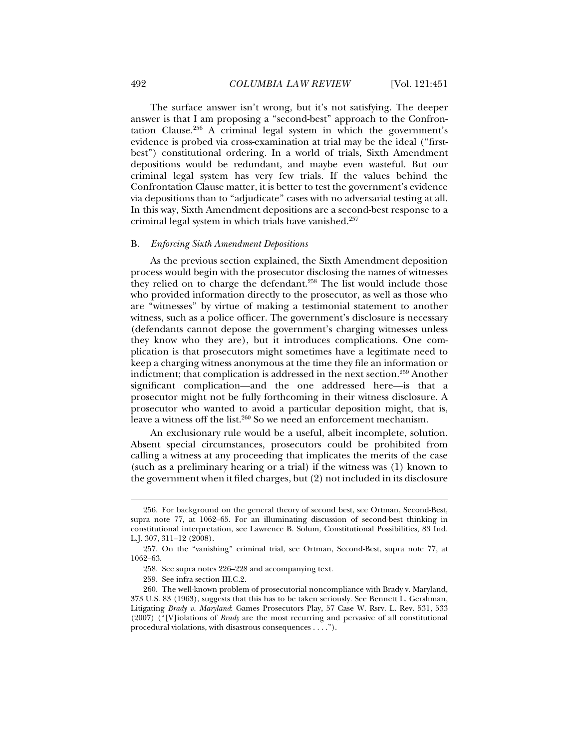The surface answer isn't wrong, but it's not satisfying. The deeper answer is that I am proposing a "second-best" approach to the Confrontation Clause.[256] A criminal legal system in which the government's evidence is probed via cross-examination at trial may be the ideal ("first-best") constitutional ordering. In a world of trials, Sixth Amendment depositions would be redundant, and maybe even wasteful. But our criminal legal system has very few trials. If the values behind the Confrontation Clause matter, it is better to test the government's evidence via depositions than to "adjudicate" cases with no adversarial testing at all. In this way, Sixth Amendment depositions are a second-best response to a criminal legal system in which trials have vanished.[257]

### B. *Enforcing Sixth Amendment Depositions*

As the previous section explained, the Sixth Amendment deposition process would begin with the prosecutor disclosing the names of witnesses they relied on to charge the defendant.[258] The list would include those who provided information directly to the prosecutor, as well as those who are "witnesses" by virtue of making a testimonial statement to another witness, such as a police officer. The government's disclosure is necessary (defendants cannot depose the government's charging witnesses unless they know who they are), but it introduces complications. One complication is that prosecutors might sometimes have a legitimate need to keep a charging witness anonymous at the time they file an information or indictment; that complication is addressed in the next section.[259] Another significant complication—and the one addressed here—is that a prosecutor might not be fully forthcoming in their witness disclosure. A prosecutor who wanted to avoid a particular deposition might, that is, leave a witness off the list.[260] So we need an enforcement mechanism.

An exclusionary rule would be a useful, albeit incomplete, solution. Absent special circumstances, prosecutors could be prohibited from calling a witness at any proceeding that implicates the merits of the case (such as a preliminary hearing or a trial) if the witness was (1) known to the government when it filed charges, but (2) not included in its disclosure

---

256. For background on the general theory of second best, see Ortman, Second-Best, supra note 77, at 1062–65. For an illuminating discussion of second-best thinking in constitutional interpretation, see Lawrence B. Solum, Constitutional Possibilities, 83 Ind. L.J. 307, 311–12 (2008).

257. On the "vanishing" criminal trial, see Ortman, Second-Best, supra note 77, at 1062–63.

258. See supra notes 226–228 and accompanying text.

259. See infra section III.C.2.

260. The well-known problem of prosecutorial noncompliance with Brady v. Maryland, 373 U.S. 83 (1963), suggests that this has to be taken seriously. See Bennett L. Gershman, Litigating *Brady v. Maryland*: Games Prosecutors Play, 57 Case W. Rsrv. L. Rev. 531, 533 (2007) ("[V]iolations of *Brady* are the most recurring and pervasive of all constitutional procedural violations, with disastrous consequences . . . .").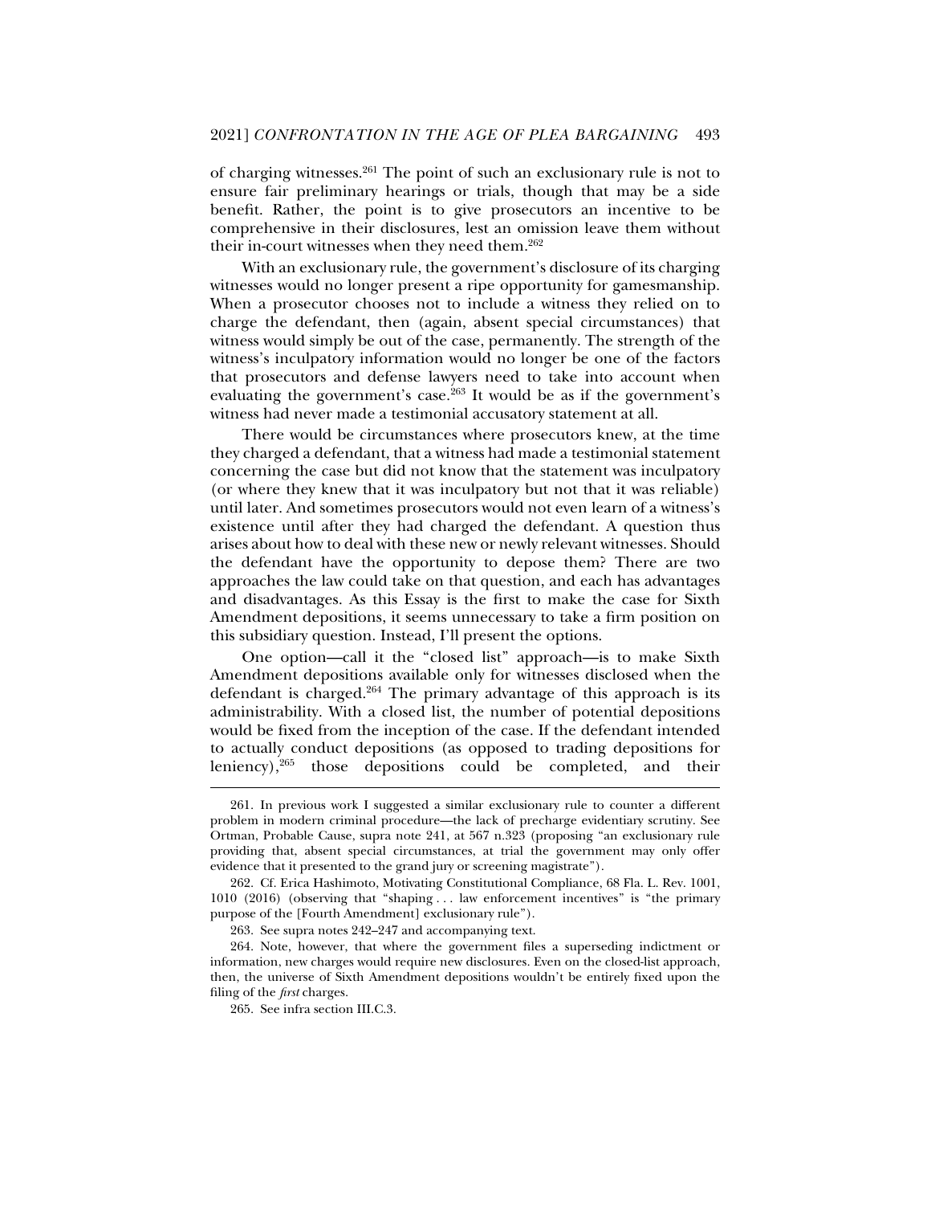of charging witnesses.[261] The point of such an exclusionary rule is not to ensure fair preliminary hearings or trials, though that may be a side benefit. Rather, the point is to give prosecutors an incentive to be comprehensive in their disclosures, lest an omission leave them without their in-court witnesses when they need them.[262]

With an exclusionary rule, the government's disclosure of its charging witnesses would no longer present a ripe opportunity for gamesmanship. When a prosecutor chooses not to include a witness they relied on to charge the defendant, then (again, absent special circumstances) that witness would simply be out of the case, permanently. The strength of the witness's inculpatory information would no longer be one of the factors that prosecutors and defense lawyers need to take into account when evaluating the government's case.[263] It would be as if the government's witness had never made a testimonial accusatory statement at all.

There would be circumstances where prosecutors knew, at the time they charged a defendant, that a witness had made a testimonial statement concerning the case but did not know that the statement was inculpatory (or where they knew that it was inculpatory but not that it was reliable) until later. And sometimes prosecutors would not even learn of a witness's existence until after they had charged the defendant. A question thus arises about how to deal with these new or newly relevant witnesses. Should the defendant have the opportunity to depose them? There are two approaches the law could take on that question, and each has advantages and disadvantages. As this Essay is the first to make the case for Sixth Amendment depositions, it seems unnecessary to take a firm position on this subsidiary question. Instead, I'll present the options.

One option—call it the "closed list" approach—is to make Sixth Amendment depositions available only for witnesses disclosed when the defendant is charged.[264] The primary advantage of this approach is its administrability. With a closed list, the number of potential depositions would be fixed from the inception of the case. If the defendant intended to actually conduct depositions (as opposed to trading depositions for leniency),[265] those depositions could be completed, and their

261. In previous work I suggested a similar exclusionary rule to counter a different problem in modern criminal procedure—the lack of precharge evidentiary scrutiny. See Ortman, Probable Cause, supra note 241, at 567 n.323 (proposing "an exclusionary rule providing that, absent special circumstances, at trial the government may only offer evidence that it presented to the grand jury or screening magistrate").

262. Cf. Erica Hashimoto, Motivating Constitutional Compliance, 68 Fla. L. Rev. 1001, 1010 (2016) (observing that "shaping . . . law enforcement incentives" is "the primary purpose of the [Fourth Amendment] exclusionary rule").

263. See supra notes 242–247 and accompanying text.

264. Note, however, that where the government files a superseding indictment or information, new charges would require new disclosures. Even on the closed-list approach, then, the universe of Sixth Amendment depositions wouldn't be entirely fixed upon the filing of the *first* charges.

265. See infra section III.C.3.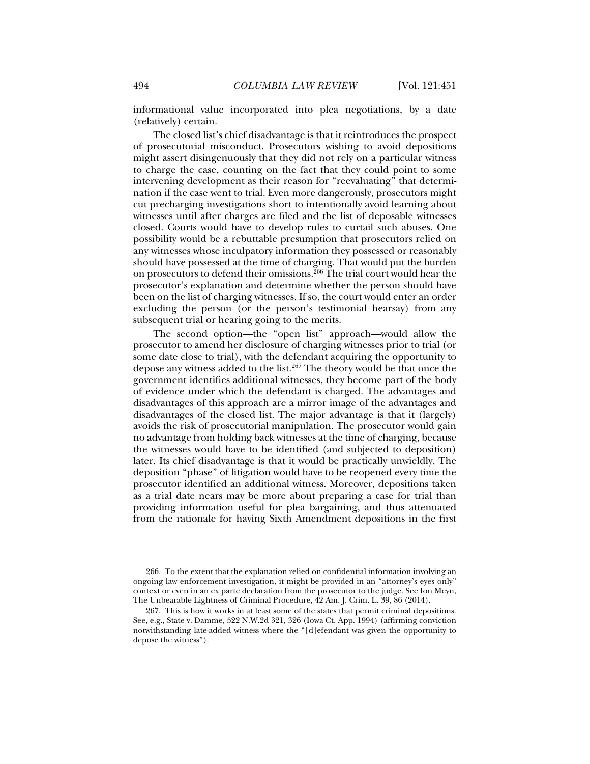informational value incorporated into plea negotiations, by a date (relatively) certain.

The closed list's chief disadvantage is that it reintroduces the prospect of prosecutorial misconduct. Prosecutors wishing to avoid depositions might assert disingenuously that they did not rely on a particular witness to charge the case, counting on the fact that they could point to some intervening development as their reason for "reevaluating" that determination if the case went to trial. Even more dangerously, prosecutors might cut precharging investigations short to intentionally avoid learning about witnesses until after charges are filed and the list of deposable witnesses closed. Courts would have to develop rules to curtail such abuses. One possibility would be a rebuttable presumption that prosecutors relied on any witnesses whose inculpatory information they possessed or reasonably should have possessed at the time of charging. That would put the burden on prosecutors to defend their omissions.[266] The trial court would hear the prosecutor's explanation and determine whether the person should have been on the list of charging witnesses. If so, the court would enter an order excluding the person (or the person's testimonial hearsay) from any subsequent trial or hearing going to the merits.

The second option—the "open list" approach—would allow the prosecutor to amend her disclosure of charging witnesses prior to trial (or some date close to trial), with the defendant acquiring the opportunity to depose any witness added to the list.[267] The theory would be that once the government identifies additional witnesses, they become part of the body of evidence under which the defendant is charged. The advantages and disadvantages of this approach are a mirror image of the advantages and disadvantages of the closed list. The major advantage is that it (largely) avoids the risk of prosecutorial manipulation. The prosecutor would gain no advantage from holding back witnesses at the time of charging, because the witnesses would have to be identified (and subjected to deposition) later. Its chief disadvantage is that it would be practically unwieldly. The deposition "phase" of litigation would have to be reopened every time the prosecutor identified an additional witness. Moreover, depositions taken as a trial date nears may be more about preparing a case for trial than providing information useful for plea bargaining, and thus attenuated from the rationale for having Sixth Amendment depositions in the first

---

266. To the extent that the explanation relied on confidential information involving an ongoing law enforcement investigation, it might be provided in an "attorney's eyes only" context or even in an ex parte declaration from the prosecutor to the judge. See Ion Meyn, The Unbearable Lightness of Criminal Procedure, 42 Am. J. Crim. L. 39, 86 (2014).

267. This is how it works in at least some of the states that permit criminal depositions. See, e.g., State v. Damme, 522 N.W.2d 321, 326 (Iowa Ct. App. 1994) (affirming conviction notwithstanding late-added witness where the "[d]efendant was given the opportunity to depose the witness").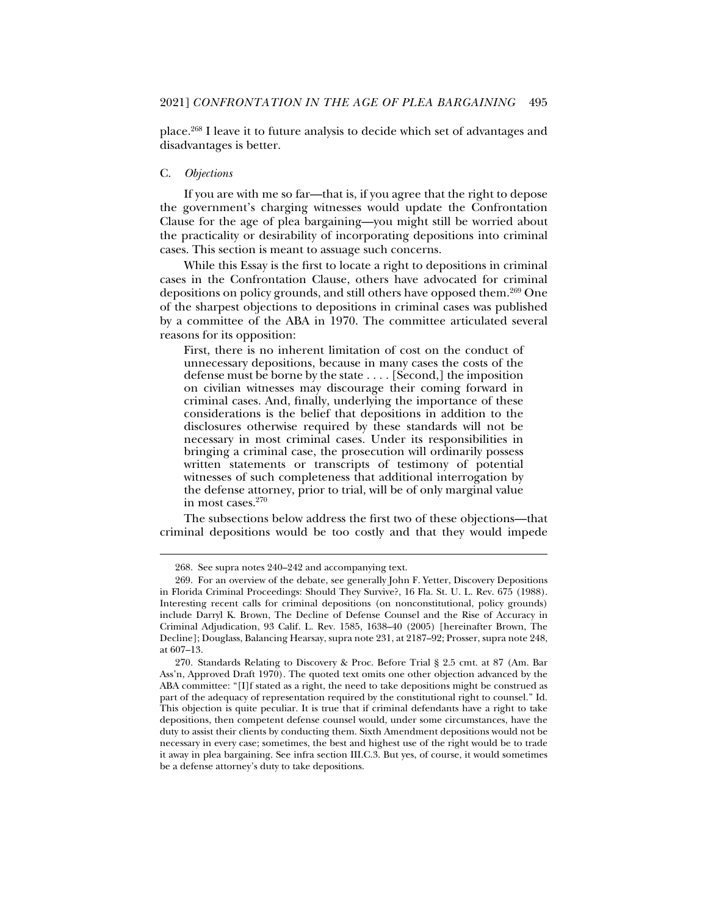place.[268] I leave it to future analysis to decide which set of advantages and disadvantages is better.

### C. *Objections*

If you are with me so far—that is, if you agree that the right to depose the government's charging witnesses would update the Confrontation Clause for the age of plea bargaining—you might still be worried about the practicality or desirability of incorporating depositions into criminal cases. This section is meant to assuage such concerns.

While this Essay is the first to locate a right to depositions in criminal cases in the Confrontation Clause, others have advocated for criminal depositions on policy grounds, and still others have opposed them.[269] One of the sharpest objections to depositions in criminal cases was published by a committee of the ABA in 1970. The committee articulated several reasons for its opposition:

> First, there is no inherent limitation of cost on the conduct of unnecessary depositions, because in many cases the costs of the defense must be borne by the state . . . . [Second,] the imposition on civilian witnesses may discourage their coming forward in criminal cases. And, finally, underlying the importance of these considerations is the belief that depositions in addition to the disclosures otherwise required by these standards will not be necessary in most criminal cases. Under its responsibilities in bringing a criminal case, the prosecution will ordinarily possess written statements or transcripts of testimony of potential witnesses of such completeness that additional interrogation by the defense attorney, prior to trial, will be of only marginal value in most cases.[270]

The subsections below address the first two of these objections—that criminal depositions would be too costly and that they would impede

---

268. See supra notes 240–242 and accompanying text.

269. For an overview of the debate, see generally John F. Yetter, Discovery Depositions in Florida Criminal Proceedings: Should They Survive?, 16 Fla. St. U. L. Rev. 675 (1988). Interesting recent calls for criminal depositions (on nonconstitutional, policy grounds) include Darryl K. Brown, The Decline of Defense Counsel and the Rise of Accuracy in Criminal Adjudication, 93 Calif. L. Rev. 1585, 1638–40 (2005) [hereinafter Brown, The Decline]; Douglass, Balancing Hearsay, supra note 231, at 2187–92; Prosser, supra note 248, at 607–13.

270. Standards Relating to Discovery & Proc. Before Trial § 2.5 cmt. at 87 (Am. Bar Ass'n, Approved Draft 1970). The quoted text omits one other objection advanced by the ABA committee: "[I]f stated as a right, the need to take depositions might be construed as part of the adequacy of representation required by the constitutional right to counsel." Id. This objection is quite peculiar. It is true that if criminal defendants have a right to take depositions, then competent defense counsel would, under some circumstances, have the duty to assist their clients by conducting them. Sixth Amendment depositions would not be necessary in every case; sometimes, the best and highest use of the right would be to trade it away in plea bargaining. See infra section III.C.3. But yes, of course, it would sometimes be a defense attorney's duty to take depositions.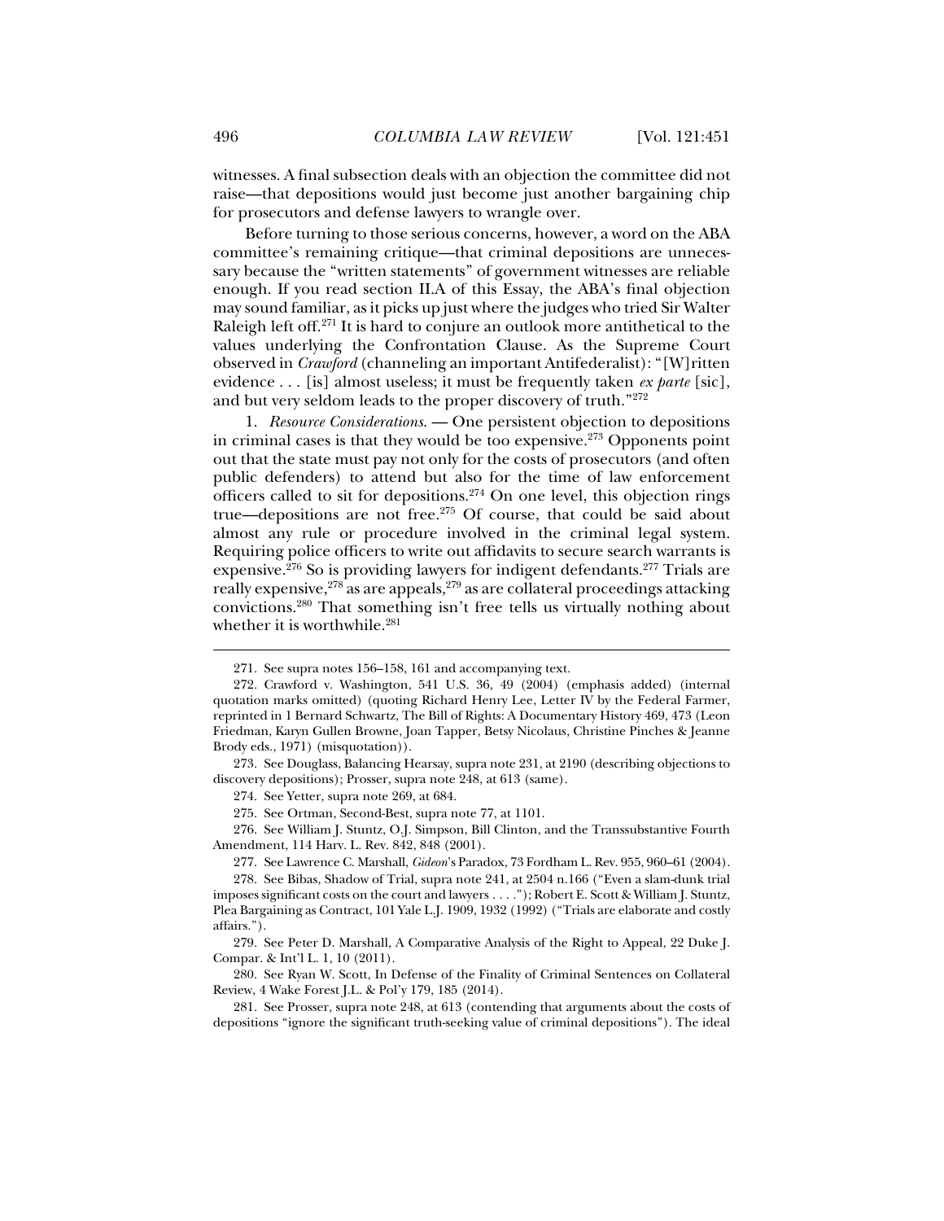witnesses. A final subsection deals with an objection the committee did not raise—that depositions would just become just another bargaining chip for prosecutors and defense lawyers to wrangle over.

Before turning to those serious concerns, however, a word on the ABA committee's remaining critique—that criminal depositions are unnecessary because the "written statements" of government witnesses are reliable enough. If you read section II.A of this Essay, the ABA's final objection may sound familiar, as it picks up just where the judges who tried Sir Walter Raleigh left off.[271] It is hard to conjure an outlook more antithetical to the values underlying the Confrontation Clause. As the Supreme Court observed in *Crawford* (channeling an important Antifederalist): "[W]ritten evidence . . . [is] almost useless; it must be frequently taken *ex parte* [sic], and but very seldom leads to the proper discovery of truth."[272]

1. *Resource Considerations.* — One persistent objection to depositions in criminal cases is that they would be too expensive.[273] Opponents point out that the state must pay not only for the costs of prosecutors (and often public defenders) to attend but also for the time of law enforcement officers called to sit for depositions.[274] On one level, this objection rings true—depositions are not free.[275] Of course, that could be said about almost any rule or procedure involved in the criminal legal system. Requiring police officers to write out affidavits to secure search warrants is expensive.[276] So is providing lawyers for indigent defendants.[277] Trials are really expensive,[278] as are appeals,[279] as are collateral proceedings attacking convictions.[280] That something isn't free tells us virtually nothing about whether it is worthwhile.[281]

---

271. See supra notes 156–158, 161 and accompanying text.

272. Crawford v. Washington, 541 U.S. 36, 49 (2004) (emphasis added) (internal quotation marks omitted) (quoting Richard Henry Lee, Letter IV by the Federal Farmer, reprinted in 1 Bernard Schwartz, The Bill of Rights: A Documentary History 469, 473 (Leon Friedman, Karyn Gullen Browne, Joan Tapper, Betsy Nicolaus, Christine Pinches & Jeanne Brody eds., 1971) (misquotation)).

273. See Douglass, Balancing Hearsay, supra note 231, at 2190 (describing objections to discovery depositions); Prosser, supra note 248, at 613 (same).

274. See Yetter, supra note 269, at 684.

275. See Ortman, Second-Best, supra note 77, at 1101.

276. See William J. Stuntz, O.J. Simpson, Bill Clinton, and the Transsubstantive Fourth Amendment, 114 Harv. L. Rev. 842, 848 (2001).

277. See Lawrence C. Marshall, *Gideon*'s Paradox, 73 Fordham L. Rev. 955, 960–61 (2004).

278. See Bibas, Shadow of Trial, supra note 241, at 2504 n.166 ("Even a slam-dunk trial imposes significant costs on the court and lawyers . . . ."); Robert E. Scott & William J. Stuntz, Plea Bargaining as Contract, 101 Yale L.J. 1909, 1932 (1992) ("Trials are elaborate and costly affairs.").

279. See Peter D. Marshall, A Comparative Analysis of the Right to Appeal, 22 Duke J. Compar. & Int'l L. 1, 10 (2011).

280. See Ryan W. Scott, In Defense of the Finality of Criminal Sentences on Collateral Review, 4 Wake Forest J.L. & Pol'y 179, 185 (2014).

281. See Prosser, supra note 248, at 613 (contending that arguments about the costs of depositions "ignore the significant truth-seeking value of criminal depositions"). The ideal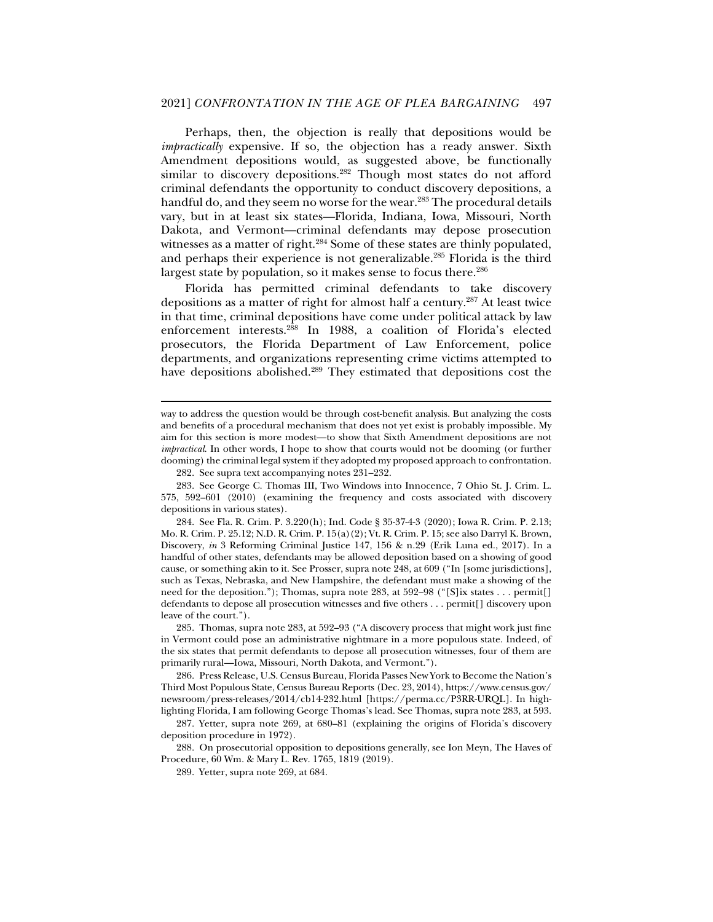Perhaps, then, the objection is really that depositions would be *impractically* expensive. If so, the objection has a ready answer. Sixth Amendment depositions would, as suggested above, be functionally similar to discovery depositions.[282] Though most states do not afford criminal defendants the opportunity to conduct discovery depositions, a handful do, and they seem no worse for the wear.[283] The procedural details vary, but in at least six states—Florida, Indiana, Iowa, Missouri, North Dakota, and Vermont—criminal defendants may depose prosecution witnesses as a matter of right.[284] Some of these states are thinly populated, and perhaps their experience is not generalizable.[285] Florida is the third largest state by population, so it makes sense to focus there.[286]

Florida has permitted criminal defendants to take discovery depositions as a matter of right for almost half a century.[287] At least twice in that time, criminal depositions have come under political attack by law enforcement interests.[288] In 1988, a coalition of Florida's elected prosecutors, the Florida Department of Law Enforcement, police departments, and organizations representing crime victims attempted to have depositions abolished.[289] They estimated that depositions cost the

---

way to address the question would be through cost-benefit analysis. But analyzing the costs and benefits of a procedural mechanism that does not yet exist is probably impossible. My aim for this section is more modest—to show that Sixth Amendment depositions are not *impractical*. In other words, I hope to show that courts would not be dooming (or further dooming) the criminal legal system if they adopted my proposed approach to confrontation.

282. See supra text accompanying notes 231–232.

283. See George C. Thomas III, Two Windows into Innocence, 7 Ohio St. J. Crim. L. 575, 592–601 (2010) (examining the frequency and costs associated with discovery depositions in various states).

284. See Fla. R. Crim. P. 3.220(h); Ind. Code § 35-37-4-3 (2020); Iowa R. Crim. P. 2.13; Mo. R. Crim. P. 25.12; N.D. R. Crim. P. 15(a)(2); Vt. R. Crim. P. 15; see also Darryl K. Brown, Discovery, *in* 3 Reforming Criminal Justice 147, 156 & n.29 (Erik Luna ed., 2017). In a handful of other states, defendants may be allowed deposition based on a showing of good cause, or something akin to it. See Prosser, supra note 248, at 609 ("In [some jurisdictions], such as Texas, Nebraska, and New Hampshire, the defendant must make a showing of the need for the deposition."); Thomas, supra note 283, at 592–98 ("[S]ix states . . . permit[] defendants to depose all prosecution witnesses and five others . . . permit[] discovery upon leave of the court.").

285. Thomas, supra note 283, at 592–93 ("A discovery process that might work just fine in Vermont could pose an administrative nightmare in a more populous state. Indeed, of the six states that permit defendants to depose all prosecution witnesses, four of them are primarily rural—Iowa, Missouri, North Dakota, and Vermont.").

286. Press Release, U.S. Census Bureau, Florida Passes New York to Become the Nation's Third Most Populous State, Census Bureau Reports (Dec. 23, 2014), https://www.census.gov/newsroom/press-releases/2014/cb14-232.html [https://perma.cc/P3RR-URQL]. In highlighting Florida, I am following George Thomas's lead. See Thomas, supra note 283, at 593.

287. Yetter, supra note 269, at 680–81 (explaining the origins of Florida's discovery deposition procedure in 1972).

288. On prosecutorial opposition to depositions generally, see Ion Meyn, The Haves of Procedure, 60 Wm. & Mary L. Rev. 1765, 1819 (2019).

289. Yetter, supra note 269, at 684.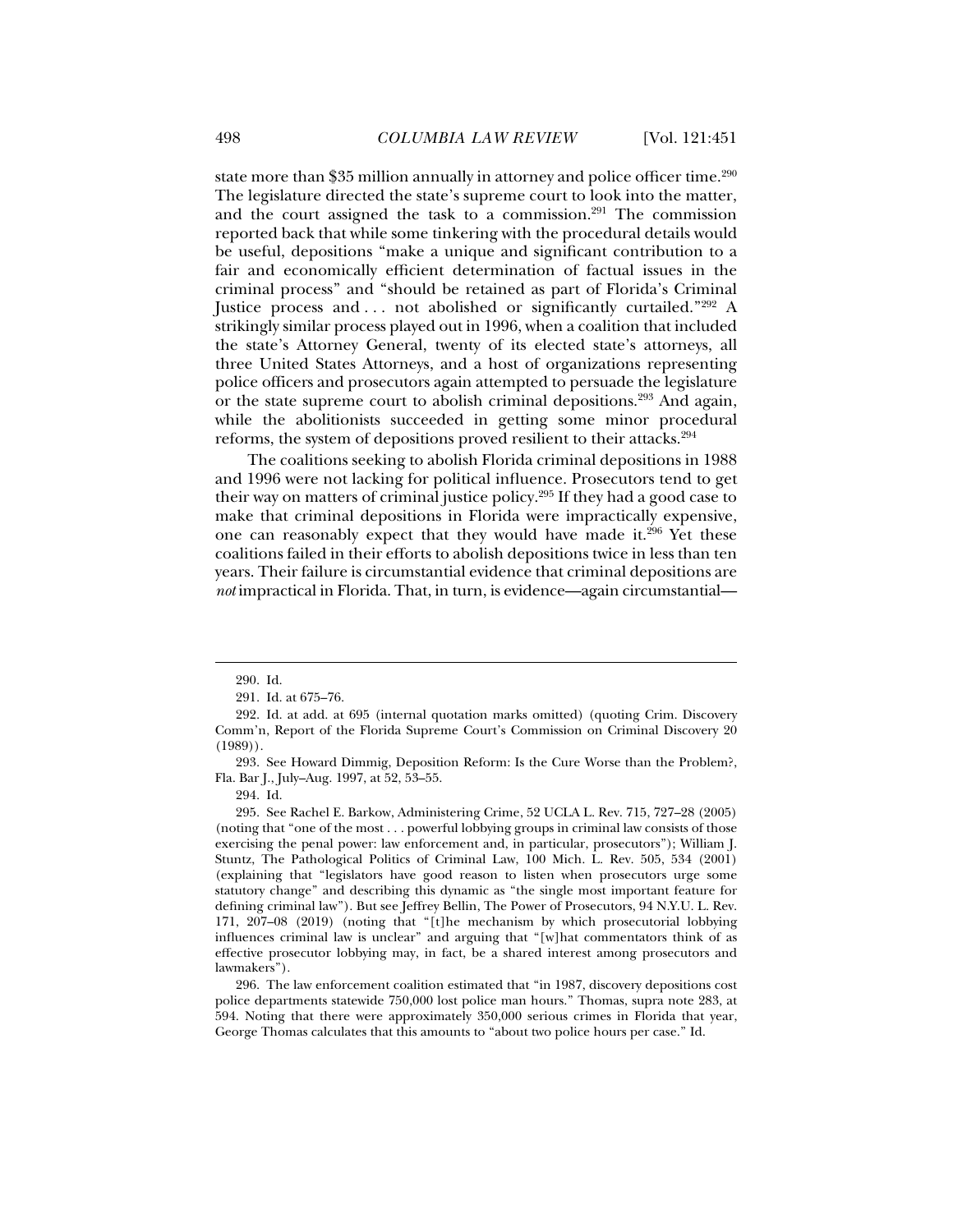state more than $35 million annually in attorney and police officer time.[290] The legislature directed the state's supreme court to look into the matter, and the court assigned the task to a commission.[291] The commission reported back that while some tinkering with the procedural details would be useful, depositions "make a unique and significant contribution to a fair and economically efficient determination of factual issues in the criminal process" and "should be retained as part of Florida's Criminal Justice process and . . . not abolished or significantly curtailed."[292] A strikingly similar process played out in 1996, when a coalition that included the state's Attorney General, twenty of its elected state's attorneys, all three United States Attorneys, and a host of organizations representing police officers and prosecutors again attempted to persuade the legislature or the state supreme court to abolish criminal depositions.[293] And again, while the abolitionists succeeded in getting some minor procedural reforms, the system of depositions proved resilient to their attacks.[294]

The coalitions seeking to abolish Florida criminal depositions in 1988 and 1996 were not lacking for political influence. Prosecutors tend to get their way on matters of criminal justice policy.[295] If they had a good case to make that criminal depositions in Florida were impractically expensive, one can reasonably expect that they would have made it.[296] Yet these coalitions failed in their efforts to abolish depositions twice in less than ten years. Their failure is circumstantial evidence that criminal depositions are *not* impractical in Florida. That, in turn, is evidence—again circumstantial—

---

290. Id.

291. Id. at 675–76.

292. Id. at add. at 695 (internal quotation marks omitted) (quoting Crim. Discovery Comm'n, Report of the Florida Supreme Court's Commission on Criminal Discovery 20 (1989)).

293. See Howard Dimmig, Deposition Reform: Is the Cure Worse than the Problem?, Fla. Bar J., July–Aug. 1997, at 52, 53–55.

294. Id.

295. See Rachel E. Barkow, Administering Crime, 52 UCLA L. Rev. 715, 727–28 (2005) (noting that "one of the most . . . powerful lobbying groups in criminal law consists of those exercising the penal power: law enforcement and, in particular, prosecutors"); William J. Stuntz, The Pathological Politics of Criminal Law, 100 Mich. L. Rev. 505, 534 (2001) (explaining that "legislators have good reason to listen when prosecutors urge some statutory change" and describing this dynamic as "the single most important feature for defining criminal law"). But see Jeffrey Bellin, The Power of Prosecutors, 94 N.Y.U. L. Rev. 171, 207–08 (2019) (noting that "[t]he mechanism by which prosecutorial lobbying influences criminal law is unclear" and arguing that "[w]hat commentators think of as effective prosecutor lobbying may, in fact, be a shared interest among prosecutors and lawmakers").

296. The law enforcement coalition estimated that "in 1987, discovery depositions cost police departments statewide 750,000 lost police man hours." Thomas, supra note 283, at 594. Noting that there were approximately 350,000 serious crimes in Florida that year, George Thomas calculates that this amounts to "about two police hours per case." Id.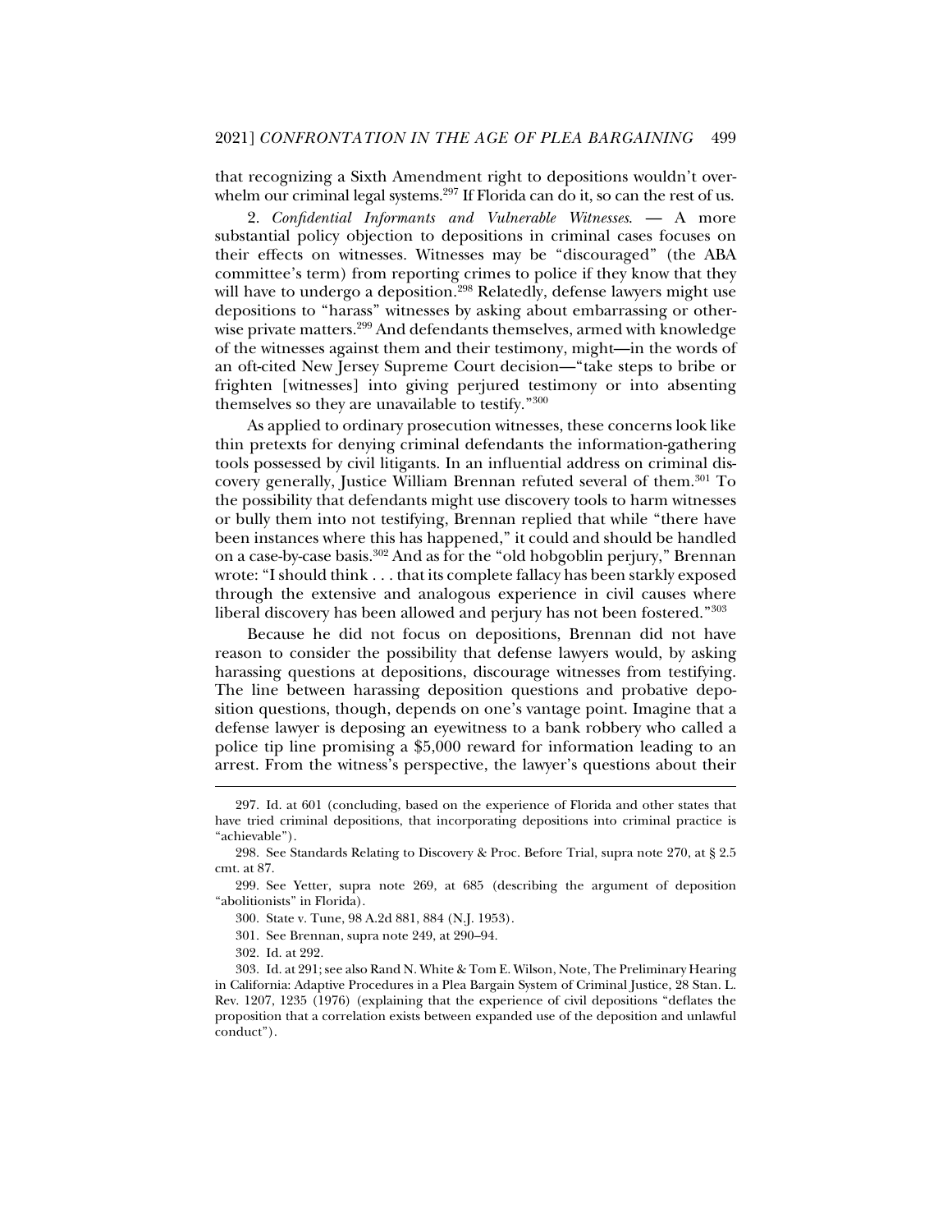that recognizing a Sixth Amendment right to depositions wouldn't overwhelm our criminal legal systems.[297] If Florida can do it, so can the rest of us.

2. *Confidential Informants and Vulnerable Witnesses.* — A more substantial policy objection to depositions in criminal cases focuses on their effects on witnesses. Witnesses may be "discouraged" (the ABA committee's term) from reporting crimes to police if they know that they will have to undergo a deposition.[298] Relatedly, defense lawyers might use depositions to "harass" witnesses by asking about embarrassing or otherwise private matters.[299] And defendants themselves, armed with knowledge of the witnesses against them and their testimony, might—in the words of an oft-cited New Jersey Supreme Court decision—"take steps to bribe or frighten [witnesses] into giving perjured testimony or into absenting themselves so they are unavailable to testify."[300]

As applied to ordinary prosecution witnesses, these concerns look like thin pretexts for denying criminal defendants the information-gathering tools possessed by civil litigants. In an influential address on criminal discovery generally, Justice William Brennan refuted several of them.[301] To the possibility that defendants might use discovery tools to harm witnesses or bully them into not testifying, Brennan replied that while "there have been instances where this has happened," it could and should be handled on a case-by-case basis.[302] And as for the "old hobgoblin perjury," Brennan wrote: "I should think . . . that its complete fallacy has been starkly exposed through the extensive and analogous experience in civil causes where liberal discovery has been allowed and perjury has not been fostered."[303]

Because he did not focus on depositions, Brennan did not have reason to consider the possibility that defense lawyers would, by asking harassing questions at depositions, discourage witnesses from testifying. The line between harassing deposition questions and probative deposition questions, though, depends on one's vantage point. Imagine that a defense lawyer is deposing an eyewitness to a bank robbery who called a police tip line promising a $5,000 reward for information leading to an arrest. From the witness's perspective, the lawyer's questions about their

---

297. Id. at 601 (concluding, based on the experience of Florida and other states that have tried criminal depositions, that incorporating depositions into criminal practice is "achievable").

298. See Standards Relating to Discovery & Proc. Before Trial, supra note 270, at § 2.5 cmt. at 87.

299. See Yetter, supra note 269, at 685 (describing the argument of deposition "abolitionists" in Florida).

300. State v. Tune, 98 A.2d 881, 884 (N.J. 1953).

301. See Brennan, supra note 249, at 290–94.

302. Id. at 292.

303. Id. at 291; see also Rand N. White & Tom E. Wilson, Note, The Preliminary Hearing in California: Adaptive Procedures in a Plea Bargain System of Criminal Justice, 28 Stan. L. Rev. 1207, 1235 (1976) (explaining that the experience of civil depositions "deflates the proposition that a correlation exists between expanded use of the deposition and unlawful conduct").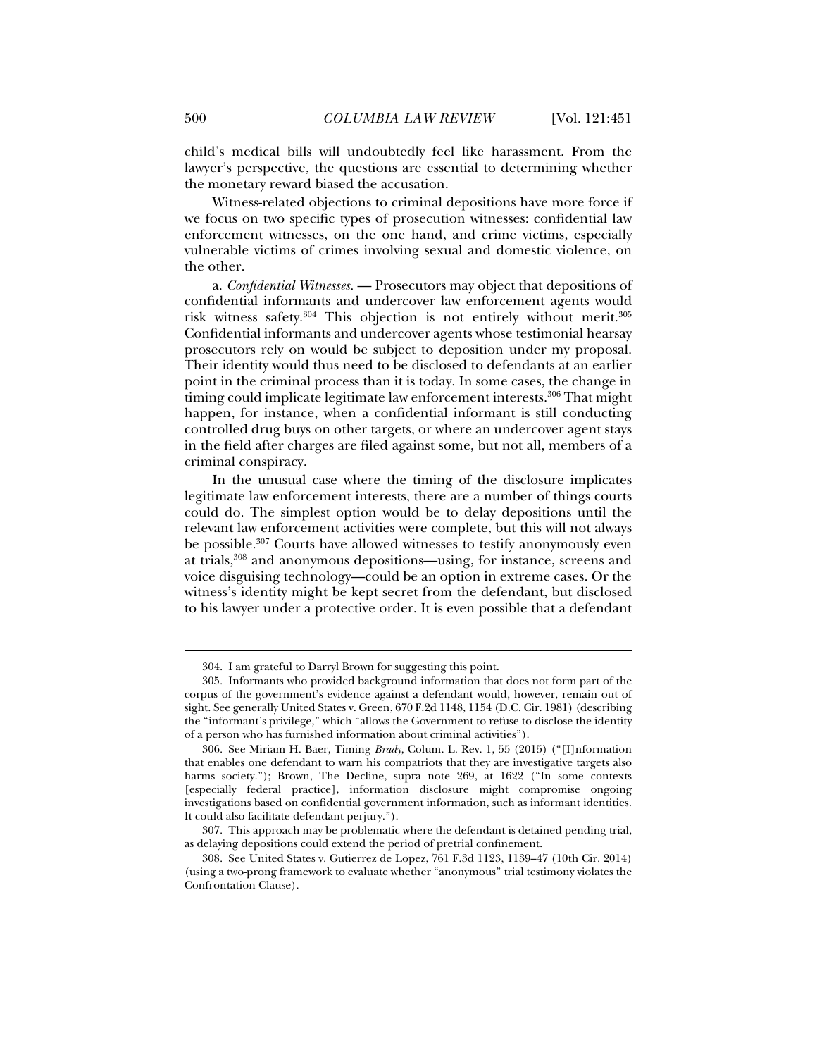child's medical bills will undoubtedly feel like harassment. From the lawyer's perspective, the questions are essential to determining whether the monetary reward biased the accusation.

Witness-related objections to criminal depositions have more force if we focus on two specific types of prosecution witnesses: confidential law enforcement witnesses, on the one hand, and crime victims, especially vulnerable victims of crimes involving sexual and domestic violence, on the other.

a. *Confidential Witnesses.* — Prosecutors may object that depositions of confidential informants and undercover law enforcement agents would risk witness safety.[304] This objection is not entirely without merit.[305] Confidential informants and undercover agents whose testimonial hearsay prosecutors rely on would be subject to deposition under my proposal. Their identity would thus need to be disclosed to defendants at an earlier point in the criminal process than it is today. In some cases, the change in timing could implicate legitimate law enforcement interests.[306] That might happen, for instance, when a confidential informant is still conducting controlled drug buys on other targets, or where an undercover agent stays in the field after charges are filed against some, but not all, members of a criminal conspiracy.

In the unusual case where the timing of the disclosure implicates legitimate law enforcement interests, there are a number of things courts could do. The simplest option would be to delay depositions until the relevant law enforcement activities were complete, but this will not always be possible.[307] Courts have allowed witnesses to testify anonymously even at trials,[308] and anonymous depositions—using, for instance, screens and voice disguising technology—could be an option in extreme cases. Or the witness's identity might be kept secret from the defendant, but disclosed to his lawyer under a protective order. It is even possible that a defendant

---

304. I am grateful to Darryl Brown for suggesting this point.

305. Informants who provided background information that does not form part of the corpus of the government's evidence against a defendant would, however, remain out of sight. See generally United States v. Green, 670 F.2d 1148, 1154 (D.C. Cir. 1981) (describing the "informant's privilege," which "allows the Government to refuse to disclose the identity of a person who has furnished information about criminal activities").

306. See Miriam H. Baer, Timing *Brady*, Colum. L. Rev. 1, 55 (2015) ("[I]nformation that enables one defendant to warn his compatriots that they are investigative targets also harms society."); Brown, The Decline, supra note 269, at 1622 ("In some contexts [especially federal practice], information disclosure might compromise ongoing investigations based on confidential government information, such as informant identities. It could also facilitate defendant perjury.").

307. This approach may be problematic where the defendant is detained pending trial, as delaying depositions could extend the period of pretrial confinement.

308. See United States v. Gutierrez de Lopez, 761 F.3d 1123, 1139–47 (10th Cir. 2014) (using a two-prong framework to evaluate whether "anonymous" trial testimony violates the Confrontation Clause).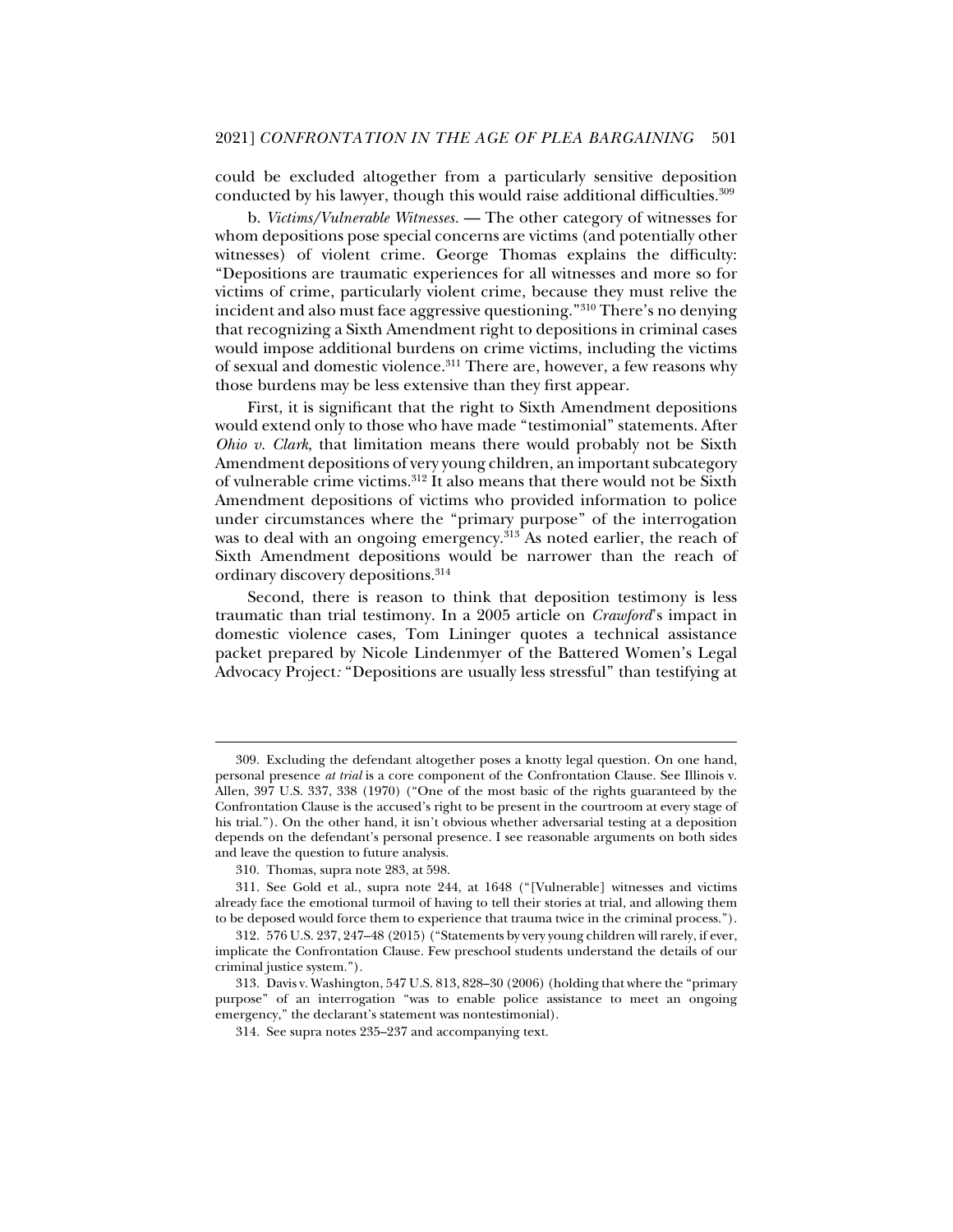could be excluded altogether from a particularly sensitive deposition conducted by his lawyer, though this would raise additional difficulties.[309]

b. *Victims/Vulnerable Witnesses.* — The other category of witnesses for whom depositions pose special concerns are victims (and potentially other witnesses) of violent crime. George Thomas explains the difficulty: "Depositions are traumatic experiences for all witnesses and more so for victims of crime, particularly violent crime, because they must relive the incident and also must face aggressive questioning."[310] There's no denying that recognizing a Sixth Amendment right to depositions in criminal cases would impose additional burdens on crime victims, including the victims of sexual and domestic violence.[311] There are, however, a few reasons why those burdens may be less extensive than they first appear.

First, it is significant that the right to Sixth Amendment depositions would extend only to those who have made "testimonial" statements. After *Ohio v. Clark*, that limitation means there would probably not be Sixth Amendment depositions of very young children, an important subcategory of vulnerable crime victims.[312] It also means that there would not be Sixth Amendment depositions of victims who provided information to police under circumstances where the "primary purpose" of the interrogation was to deal with an ongoing emergency.[313] As noted earlier, the reach of Sixth Amendment depositions would be narrower than the reach of ordinary discovery depositions.[314]

Second, there is reason to think that deposition testimony is less traumatic than trial testimony. In a 2005 article on *Crawford*'s impact in domestic violence cases, Tom Lininger quotes a technical assistance packet prepared by Nicole Lindenmyer of the Battered Women's Legal Advocacy Project*:* "Depositions are usually less stressful" than testifying at

---

309. Excluding the defendant altogether poses a knotty legal question. On one hand, personal presence *at trial* is a core component of the Confrontation Clause. See Illinois v. Allen, 397 U.S. 337, 338 (1970) ("One of the most basic of the rights guaranteed by the Confrontation Clause is the accused's right to be present in the courtroom at every stage of his trial."). On the other hand, it isn't obvious whether adversarial testing at a deposition depends on the defendant's personal presence. I see reasonable arguments on both sides and leave the question to future analysis.

310. Thomas, supra note 283, at 598.

311. See Gold et al., supra note 244, at 1648 ("[Vulnerable] witnesses and victims already face the emotional turmoil of having to tell their stories at trial, and allowing them to be deposed would force them to experience that trauma twice in the criminal process.").

312. 576 U.S. 237, 247–48 (2015) ("Statements by very young children will rarely, if ever, implicate the Confrontation Clause. Few preschool students understand the details of our criminal justice system.").

313. Davis v. Washington, 547 U.S. 813, 828–30 (2006) (holding that where the "primary purpose" of an interrogation "was to enable police assistance to meet an ongoing emergency," the declarant's statement was nontestimonial).

314. See supra notes 235–237 and accompanying text.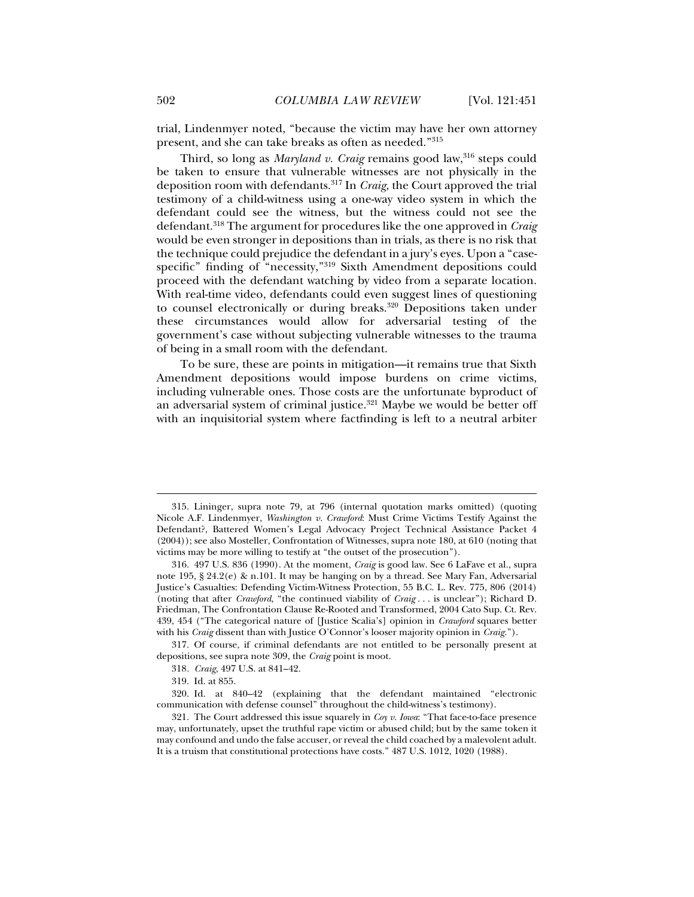trial, Lindenmyer noted, "because the victim may have her own attorney present, and she can take breaks as often as needed."[315]

Third, so long as *Maryland v. Craig* remains good law,[316] steps could be taken to ensure that vulnerable witnesses are not physically in the deposition room with defendants.[317] In *Craig*, the Court approved the trial testimony of a child-witness using a one-way video system in which the defendant could see the witness, but the witness could not see the defendant.[318] The argument for procedures like the one approved in *Craig* would be even stronger in depositions than in trials, as there is no risk that the technique could prejudice the defendant in a jury's eyes. Upon a "case-specific" finding of "necessity,"[319] Sixth Amendment depositions could proceed with the defendant watching by video from a separate location. With real-time video, defendants could even suggest lines of questioning to counsel electronically or during breaks.[320] Depositions taken under these circumstances would allow for adversarial testing of the government's case without subjecting vulnerable witnesses to the trauma of being in a small room with the defendant.

To be sure, these are points in mitigation—it remains true that Sixth Amendment depositions would impose burdens on crime victims, including vulnerable ones. Those costs are the unfortunate byproduct of an adversarial system of criminal justice.[321] Maybe we would be better off with an inquisitorial system where factfinding is left to a neutral arbiter

---

315. Lininger, supra note 79, at 796 (internal quotation marks omitted) (quoting Nicole A.F. Lindenmyer, *Washington v. Crawford*: Must Crime Victims Testify Against the Defendant?, Battered Women's Legal Advocacy Project Technical Assistance Packet 4 (2004)); see also Mosteller, Confrontation of Witnesses, supra note 180, at 610 (noting that victims may be more willing to testify at "the outset of the prosecution").

316. 497 U.S. 836 (1990). At the moment, *Craig* is good law. See 6 LaFave et al., supra note 195, § 24.2(e) & n.101. It may be hanging on by a thread. See Mary Fan, Adversarial Justice's Casualties: Defending Victim-Witness Protection, 55 B.C. L. Rev. 775, 806 (2014) (noting that after *Crawford*, "the continued viability of *Craig* . . . is unclear"); Richard D. Friedman, The Confrontation Clause Re-Rooted and Transformed, 2004 Cato Sup. Ct. Rev. 439, 454 ("The categorical nature of [Justice Scalia's] opinion in *Crawford* squares better with his *Craig* dissent than with Justice O'Connor's looser majority opinion in *Craig*.").

317. Of course, if criminal defendants are not entitled to be personally present at depositions, see supra note 309, the *Craig* point is moot.

318. *Craig*, 497 U.S. at 841–42.

319. Id. at 855.

320. Id. at 840–42 (explaining that the defendant maintained "electronic communication with defense counsel" throughout the child-witness's testimony).

321. The Court addressed this issue squarely in *Coy v. Iowa*: "That face-to-face presence may, unfortunately, upset the truthful rape victim or abused child; but by the same token it may confound and undo the false accuser, or reveal the child coached by a malevolent adult. It is a truism that constitutional protections have costs." 487 U.S. 1012, 1020 (1988).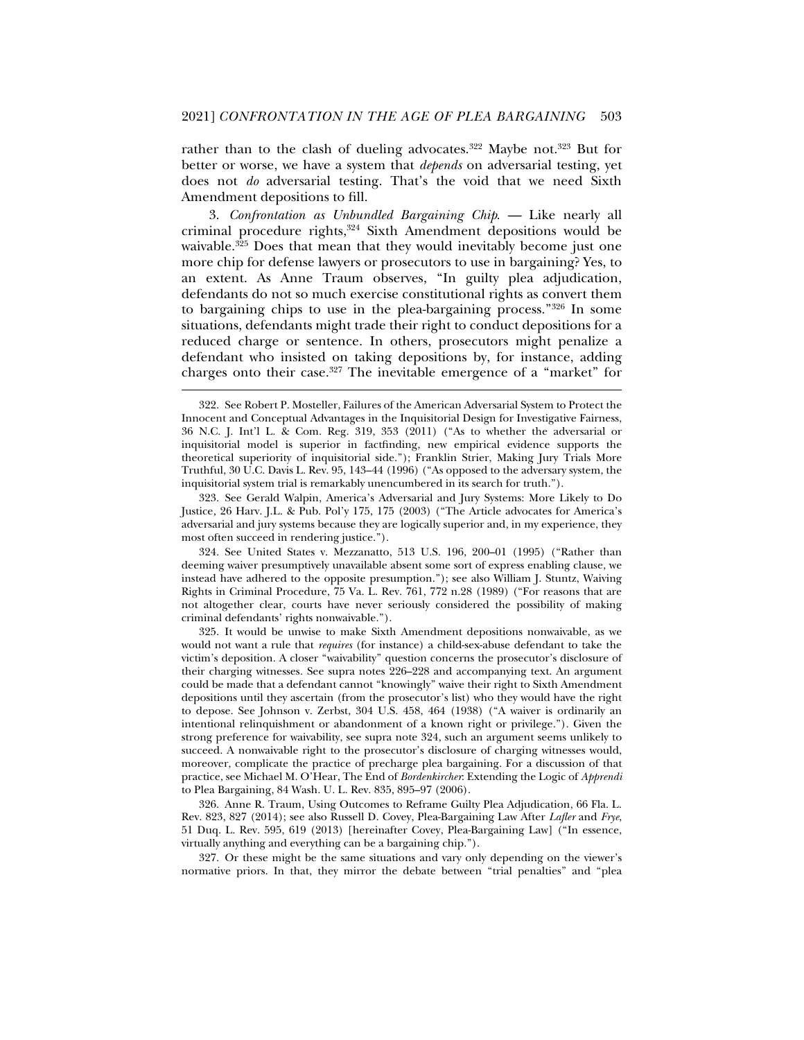rather than to the clash of dueling advocates.[322] Maybe not.[323] But for better or worse, we have a system that *depends* on adversarial testing, yet does not *do* adversarial testing. That's the void that we need Sixth Amendment depositions to fill.

3. *Confrontation as Unbundled Bargaining Chip*. — Like nearly all criminal procedure rights,[324] Sixth Amendment depositions would be waivable.[325] Does that mean that they would inevitably become just one more chip for defense lawyers or prosecutors to use in bargaining? Yes, to an extent. As Anne Traum observes, "In guilty plea adjudication, defendants do not so much exercise constitutional rights as convert them to bargaining chips to use in the plea-bargaining process."[326] In some situations, defendants might trade their right to conduct depositions for a reduced charge or sentence. In others, prosecutors might penalize a defendant who insisted on taking depositions by, for instance, adding charges onto their case.[327] The inevitable emergence of a "market" for

---

322. See Robert P. Mosteller, Failures of the American Adversarial System to Protect the Innocent and Conceptual Advantages in the Inquisitorial Design for Investigative Fairness, 36 N.C. J. Int'l L. & Com. Reg. 319, 353 (2011) ("As to whether the adversarial or inquisitorial model is superior in factfinding, new empirical evidence supports the theoretical superiority of inquisitorial side."); Franklin Strier, Making Jury Trials More Truthful, 30 U.C. Davis L. Rev. 95, 143–44 (1996) ("As opposed to the adversary system, the inquisitorial system trial is remarkably unencumbered in its search for truth.").

323. See Gerald Walpin, America's Adversarial and Jury Systems: More Likely to Do Justice, 26 Harv. J.L. & Pub. Pol'y 175, 175 (2003) ("The Article advocates for America's adversarial and jury systems because they are logically superior and, in my experience, they most often succeed in rendering justice.").

324. See United States v. Mezzanatto, 513 U.S. 196, 200–01 (1995) ("Rather than deeming waiver presumptively unavailable absent some sort of express enabling clause, we instead have adhered to the opposite presumption."); see also William J. Stuntz, Waiving Rights in Criminal Procedure, 75 Va. L. Rev. 761, 772 n.28 (1989) ("For reasons that are not altogether clear, courts have never seriously considered the possibility of making criminal defendants' rights nonwaivable.").

325. It would be unwise to make Sixth Amendment depositions nonwaivable, as we would not want a rule that *requires* (for instance) a child-sex-abuse defendant to take the victim's deposition. A closer "waivability" question concerns the prosecutor's disclosure of their charging witnesses. See supra notes 226–228 and accompanying text. An argument could be made that a defendant cannot "knowingly" waive their right to Sixth Amendment depositions until they ascertain (from the prosecutor's list) who they would have the right to depose. See Johnson v. Zerbst, 304 U.S. 458, 464 (1938) ("A waiver is ordinarily an intentional relinquishment or abandonment of a known right or privilege."). Given the strong preference for waivability, see supra note 324, such an argument seems unlikely to succeed. A nonwaivable right to the prosecutor's disclosure of charging witnesses would, moreover, complicate the practice of precharge plea bargaining. For a discussion of that practice, see Michael M. O'Hear, The End of *Bordenkircher*: Extending the Logic of *Apprendi* to Plea Bargaining, 84 Wash. U. L. Rev. 835, 895–97 (2006).

326. Anne R. Traum, Using Outcomes to Reframe Guilty Plea Adjudication, 66 Fla. L. Rev. 823, 827 (2014); see also Russell D. Covey, Plea-Bargaining Law After *Lafler* and *Frye*, 51 Duq. L. Rev. 595, 619 (2013) [hereinafter Covey, Plea-Bargaining Law] ("In essence, virtually anything and everything can be a bargaining chip.").

327. Or these might be the same situations and vary only depending on the viewer's normative priors. In that, they mirror the debate between "trial penalties" and "plea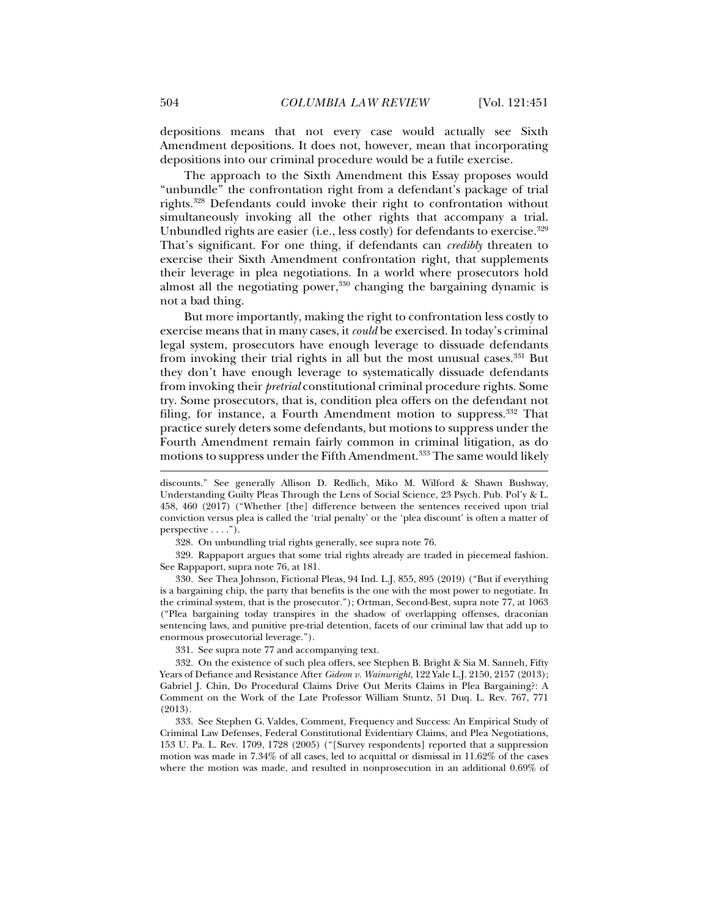depositions means that not every case would actually see Sixth Amendment depositions. It does not, however, mean that incorporating depositions into our criminal procedure would be a futile exercise.

The approach to the Sixth Amendment this Essay proposes would "unbundle" the confrontation right from a defendant's package of trial rights.[328] Defendants could invoke their right to confrontation without simultaneously invoking all the other rights that accompany a trial. Unbundled rights are easier (i.e., less costly) for defendants to exercise.[329] That's significant. For one thing, if defendants can *credibly* threaten to exercise their Sixth Amendment confrontation right, that supplements their leverage in plea negotiations. In a world where prosecutors hold almost all the negotiating power,[330] changing the bargaining dynamic is not a bad thing.

But more importantly, making the right to confrontation less costly to exercise means that in many cases, it *could* be exercised. In today's criminal legal system, prosecutors have enough leverage to dissuade defendants from invoking their trial rights in all but the most unusual cases.[331] But they don't have enough leverage to systematically dissuade defendants from invoking their *pretrial* constitutional criminal procedure rights. Some try. Some prosecutors, that is, condition plea offers on the defendant not filing, for instance, a Fourth Amendment motion to suppress.[332] That practice surely deters some defendants, but motions to suppress under the Fourth Amendment remain fairly common in criminal litigation, as do motions to suppress under the Fifth Amendment.[333] The same would likely

---

discounts." See generally Allison D. Redlich, Miko M. Wilford & Shawn Bushway, Understanding Guilty Pleas Through the Lens of Social Science, 23 Psych. Pub. Pol'y & L. 458, 460 (2017) ("Whether [the] difference between the sentences received upon trial conviction versus plea is called the 'trial penalty' or the 'plea discount' is often a matter of perspective . . . .").

328. On unbundling trial rights generally, see supra note 76.

329. Rappaport argues that some trial rights already are traded in piecemeal fashion. See Rappaport, supra note 76, at 181.

330. See Thea Johnson, Fictional Pleas, 94 Ind. L.J. 855, 895 (2019) ("But if everything is a bargaining chip, the party that benefits is the one with the most power to negotiate. In the criminal system, that is the prosecutor."); Ortman, Second-Best, supra note 77, at 1063 ("Plea bargaining today transpires in the shadow of overlapping offenses, draconian sentencing laws, and punitive pre-trial detention, facets of our criminal law that add up to enormous prosecutorial leverage.").

331. See supra note 77 and accompanying text.

332. On the existence of such plea offers, see Stephen B. Bright & Sia M. Sanneh, Fifty Years of Defiance and Resistance After *Gideon v. Wainwright*, 122 Yale L.J. 2150, 2157 (2013); Gabriel J. Chin, Do Procedural Claims Drive Out Merits Claims in Plea Bargaining?: A Comment on the Work of the Late Professor William Stuntz, 51 Duq. L. Rev. 767, 771 (2013).

333. See Stephen G. Valdes, Comment, Frequency and Success: An Empirical Study of Criminal Law Defenses, Federal Constitutional Evidentiary Claims, and Plea Negotiations, 153 U. Pa. L. Rev. 1709, 1728 (2005) ("[Survey respondents] reported that a suppression motion was made in 7.34% of all cases, led to acquittal or dismissal in 11.62% of the cases where the motion was made, and resulted in nonprosecution in an additional 0.69% of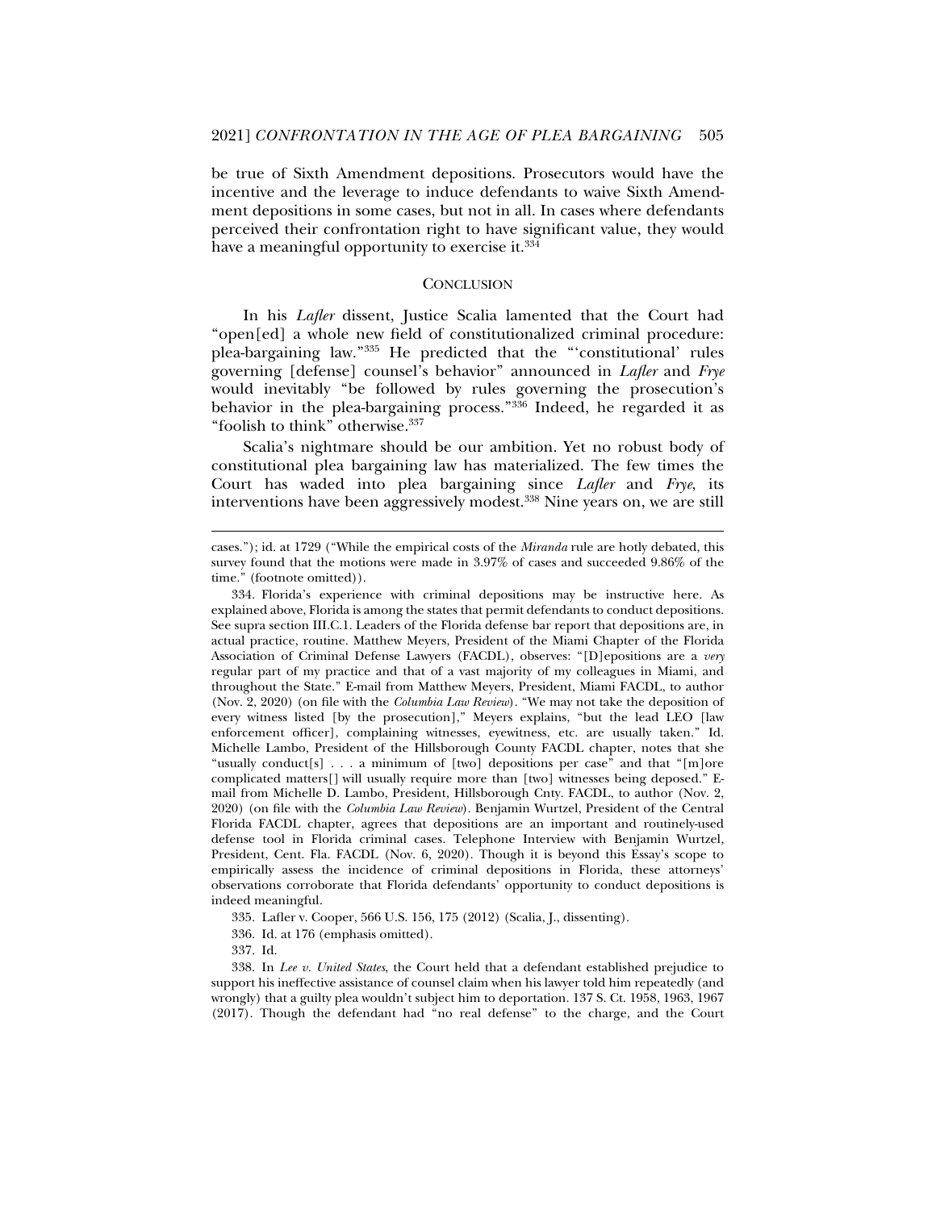be true of Sixth Amendment depositions. Prosecutors would have the incentive and the leverage to induce defendants to waive Sixth Amendment depositions in some cases, but not in all. In cases where defendants perceived their confrontation right to have significant value, they would have a meaningful opportunity to exercise it.[334]

## CONCLUSION

In his *Lafler* dissent, Justice Scalia lamented that the Court had "open[ed] a whole new field of constitutionalized criminal procedure: plea-bargaining law."[335] He predicted that the "'constitutional' rules governing [defense] counsel's behavior" announced in *Lafler* and *Frye* would inevitably "be followed by rules governing the prosecution's behavior in the plea-bargaining process."[336] Indeed, he regarded it as "foolish to think" otherwise.[337]

Scalia's nightmare should be our ambition. Yet no robust body of constitutional plea bargaining law has materialized. The few times the Court has waded into plea bargaining since *Lafler* and *Frye*, its interventions have been aggressively modest.[338] Nine years on, we are still

---

cases."); id. at 1729 ("While the empirical costs of the *Miranda* rule are hotly debated, this survey found that the motions were made in 3.97% of cases and succeeded 9.86% of the time." (footnote omitted)).

334. Florida's experience with criminal depositions may be instructive here. As explained above, Florida is among the states that permit defendants to conduct depositions. See supra section III.C.1. Leaders of the Florida defense bar report that depositions are, in actual practice, routine. Matthew Meyers, President of the Miami Chapter of the Florida Association of Criminal Defense Lawyers (FACDL), observes: "[D]epositions are a *very* regular part of my practice and that of a vast majority of my colleagues in Miami, and throughout the State." E-mail from Matthew Meyers, President, Miami FACDL, to author (Nov. 2, 2020) (on file with the *Columbia Law Review*). "We may not take the deposition of every witness listed [by the prosecution]," Meyers explains, "but the lead LEO [law enforcement officer], complaining witnesses, eyewitness, etc. are usually taken." Id. Michelle Lambo, President of the Hillsborough County FACDL chapter, notes that she "usually conduct[s] . . . a minimum of [two] depositions per case" and that "[m]ore complicated matters[] will usually require more than [two] witnesses being deposed." E-mail from Michelle D. Lambo, President, Hillsborough Cnty. FACDL, to author (Nov. 2, 2020) (on file with the *Columbia Law Review*). Benjamin Wurtzel, President of the Central Florida FACDL chapter, agrees that depositions are an important and routinely-used defense tool in Florida criminal cases. Telephone Interview with Benjamin Wurtzel, President, Cent. Fla. FACDL (Nov. 6, 2020). Though it is beyond this Essay's scope to empirically assess the incidence of criminal depositions in Florida, these attorneys' observations corroborate that Florida defendants' opportunity to conduct depositions is indeed meaningful.

335. Lafler v. Cooper, 566 U.S. 156, 175 (2012) (Scalia, J., dissenting).

336. Id. at 176 (emphasis omitted).

337. Id.

338. In *Lee v. United States*, the Court held that a defendant established prejudice to support his ineffective assistance of counsel claim when his lawyer told him repeatedly (and wrongly) that a guilty plea wouldn't subject him to deportation. 137 S. Ct. 1958, 1963, 1967 (2017). Though the defendant had "no real defense" to the charge, and the Court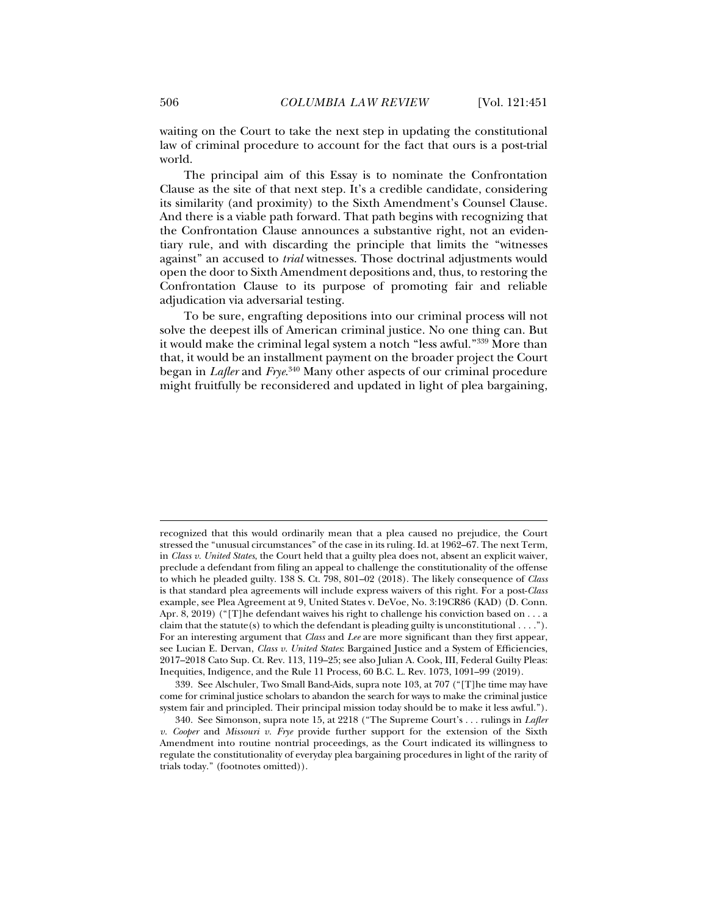waiting on the Court to take the next step in updating the constitutional law of criminal procedure to account for the fact that ours is a post-trial world.

The principal aim of this Essay is to nominate the Confrontation Clause as the site of that next step. It's a credible candidate, considering its similarity (and proximity) to the Sixth Amendment's Counsel Clause. And there is a viable path forward. That path begins with recognizing that the Confrontation Clause announces a substantive right, not an evidentiary rule, and with discarding the principle that limits the "witnesses against" an accused to *trial* witnesses. Those doctrinal adjustments would open the door to Sixth Amendment depositions and, thus, to restoring the Confrontation Clause to its purpose of promoting fair and reliable adjudication via adversarial testing.

To be sure, engrafting depositions into our criminal process will not solve the deepest ills of American criminal justice. No one thing can. But it would make the criminal legal system a notch "less awful."[339] More than that, it would be an installment payment on the broader project the Court began in *Lafler* and *Frye*.[340] Many other aspects of our criminal procedure might fruitfully be reconsidered and updated in light of plea bargaining,

---

recognized that this would ordinarily mean that a plea caused no prejudice, the Court stressed the "unusual circumstances" of the case in its ruling. Id. at 1962–67. The next Term, in *Class v. United States*, the Court held that a guilty plea does not, absent an explicit waiver, preclude a defendant from filing an appeal to challenge the constitutionality of the offense to which he pleaded guilty. 138 S. Ct. 798, 801–02 (2018). The likely consequence of *Class* is that standard plea agreements will include express waivers of this right. For a post-*Class* example, see Plea Agreement at 9, United States v. DeVoe, No. 3:19CR86 (KAD) (D. Conn. Apr. 8, 2019) ("[T]he defendant waives his right to challenge his conviction based on . . . a claim that the statute(s) to which the defendant is pleading guilty is unconstitutional . . . ."). For an interesting argument that *Class* and *Lee* are more significant than they first appear, see Lucian E. Dervan, *Class v. United States*: Bargained Justice and a System of Efficiencies, 2017–2018 Cato Sup. Ct. Rev. 113, 119–25; see also Julian A. Cook, III, Federal Guilty Pleas: Inequities, Indigence, and the Rule 11 Process, 60 B.C. L. Rev. 1073, 1091–99 (2019).

339. See Alschuler, Two Small Band-Aids, supra note 103, at 707 ("[T]he time may have come for criminal justice scholars to abandon the search for ways to make the criminal justice system fair and principled. Their principal mission today should be to make it less awful.").

340. See Simonson, supra note 15, at 2218 ("The Supreme Court's . . . rulings in *Lafler v. Cooper* and *Missouri v. Frye* provide further support for the extension of the Sixth Amendment into routine nontrial proceedings, as the Court indicated its willingness to regulate the constitutionality of everyday plea bargaining procedures in light of the rarity of trials today." (footnotes omitted)).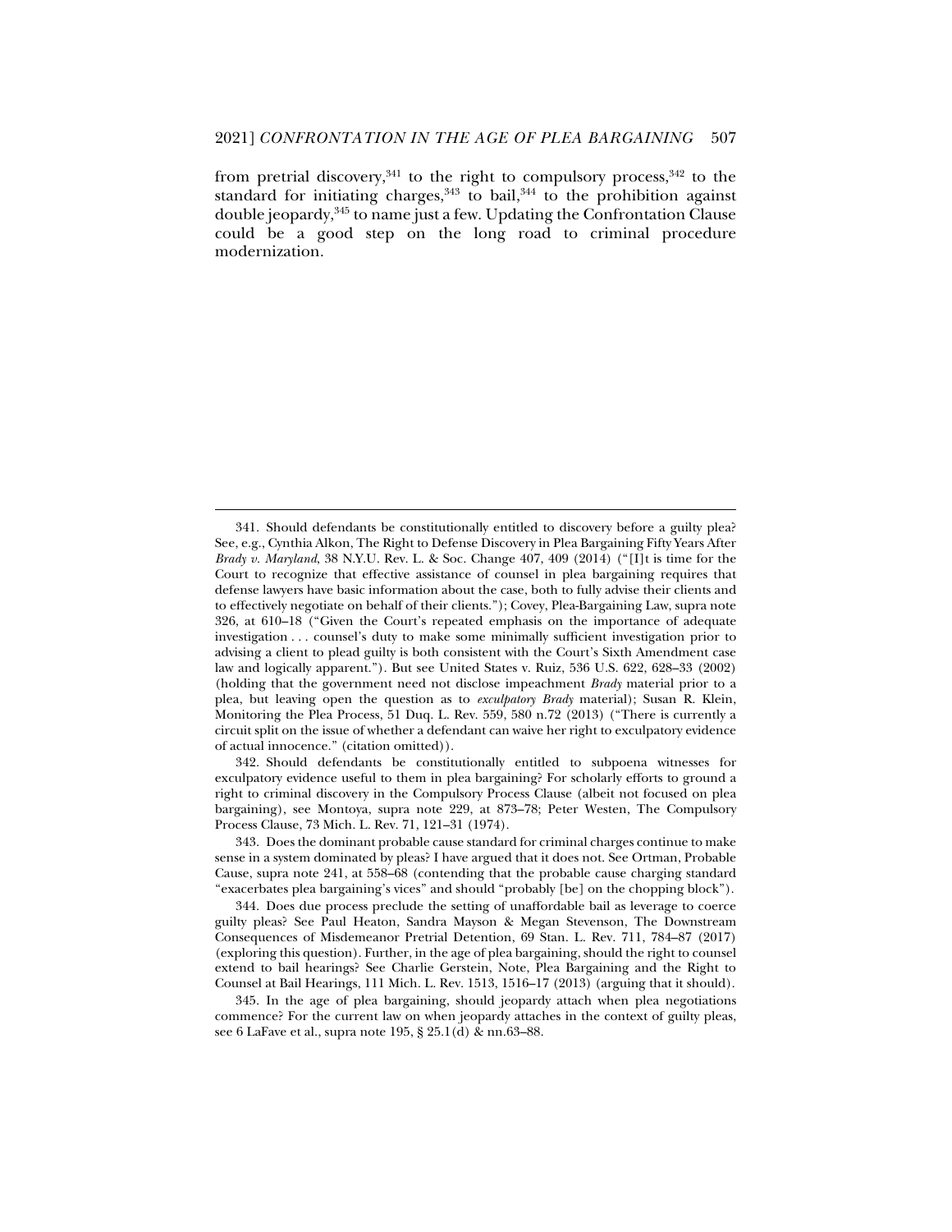from pretrial discovery,[341] to the right to compulsory process,[342] to the standard for initiating charges,[343] to bail,[344] to the prohibition against double jeopardy,[345] to name just a few. Updating the Confrontation Clause could be a good step on the long road to criminal procedure modernization.

---

341. Should defendants be constitutionally entitled to discovery before a guilty plea? See, e.g., Cynthia Alkon, The Right to Defense Discovery in Plea Bargaining Fifty Years After *Brady v. Maryland*, 38 N.Y.U. Rev. L. & Soc. Change 407, 409 (2014) ("[I]t is time for the Court to recognize that effective assistance of counsel in plea bargaining requires that defense lawyers have basic information about the case, both to fully advise their clients and to effectively negotiate on behalf of their clients."); Covey, Plea-Bargaining Law, supra note 326, at 610–18 ("Given the Court's repeated emphasis on the importance of adequate investigation . . . counsel's duty to make some minimally sufficient investigation prior to advising a client to plead guilty is both consistent with the Court's Sixth Amendment case law and logically apparent."). But see United States v. Ruiz, 536 U.S. 622, 628–33 (2002) (holding that the government need not disclose impeachment *Brady* material prior to a plea, but leaving open the question as to *exculpatory Brady* material); Susan R. Klein, Monitoring the Plea Process, 51 Duq. L. Rev. 559, 580 n.72 (2013) ("There is currently a circuit split on the issue of whether a defendant can waive her right to exculpatory evidence of actual innocence." (citation omitted)).

342. Should defendants be constitutionally entitled to subpoena witnesses for exculpatory evidence useful to them in plea bargaining? For scholarly efforts to ground a right to criminal discovery in the Compulsory Process Clause (albeit not focused on plea bargaining), see Montoya, supra note 229, at 873–78; Peter Westen, The Compulsory Process Clause, 73 Mich. L. Rev. 71, 121–31 (1974).

343. Does the dominant probable cause standard for criminal charges continue to make sense in a system dominated by pleas? I have argued that it does not. See Ortman, Probable Cause, supra note 241, at 558–68 (contending that the probable cause charging standard "exacerbates plea bargaining's vices" and should "probably [be] on the chopping block").

344. Does due process preclude the setting of unaffordable bail as leverage to coerce guilty pleas? See Paul Heaton, Sandra Mayson & Megan Stevenson, The Downstream Consequences of Misdemeanor Pretrial Detention, 69 Stan. L. Rev. 711, 784–87 (2017) (exploring this question). Further, in the age of plea bargaining, should the right to counsel extend to bail hearings? See Charlie Gerstein, Note, Plea Bargaining and the Right to Counsel at Bail Hearings, 111 Mich. L. Rev. 1513, 1516–17 (2013) (arguing that it should).

345. In the age of plea bargaining, should jeopardy attach when plea negotiations commence? For the current law on when jeopardy attaches in the context of guilty pleas, see 6 LaFave et al., supra note 195, § 25.1(d) & nn.63–88.